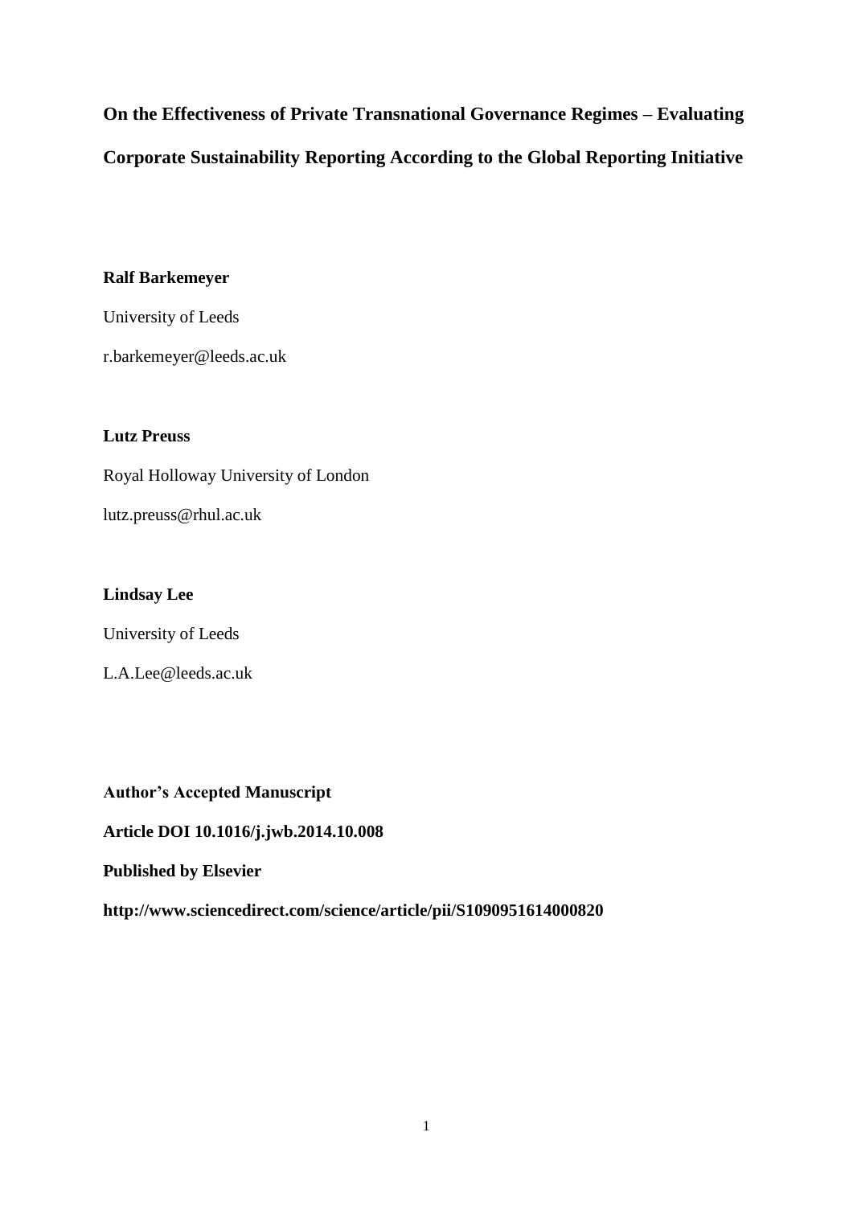# On the Effectiveness of Private Transnational Governance Regimes – Evaluating Corporate Sustainability Reporting According to the Global Reporting Initiative

**Ralf Barkemeyer**

University of Leeds

r.barkemeyer@leeds.ac.uk

**Lutz Preuss**

Royal Holloway University of London

lutz.preuss@rhul.ac.uk

**Lindsay Lee**

University of Leeds

L.A.Lee@leeds.ac.uk

**Author's Accepted Manuscript**

**Article DOI 10.1016/j.jwb.2014.10.008**

**Published by Elsevier**

**http://www.sciencedirect.com/science/article/pii/S1090951614000820**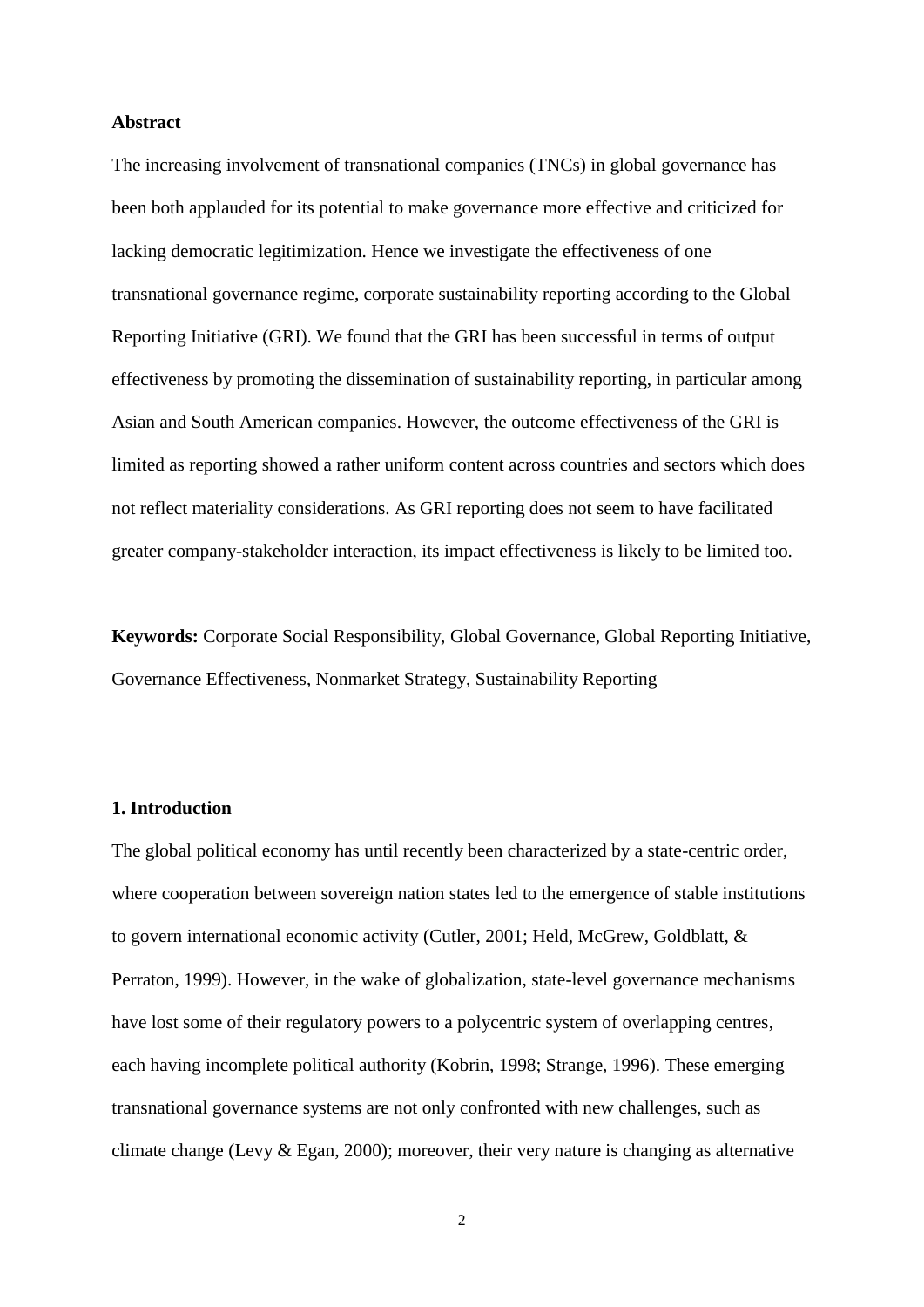**Abstract**

The increasing involvement of transnational companies (TNCs) in global governance has been both applauded for its potential to make governance more effective and criticized for lacking democratic legitimization. Hence we investigate the effectiveness of one transnational governance regime, corporate sustainability reporting according to the Global Reporting Initiative (GRI). We found that the GRI has been successful in terms of output effectiveness by promoting the dissemination of sustainability reporting, in particular among Asian and South American companies. However, the outcome effectiveness of the GRI is limited as reporting showed a rather uniform content across countries and sectors which does not reflect materiality considerations. As GRI reporting does not seem to have facilitated greater company-stakeholder interaction, its impact effectiveness is likely to be limited too.

**Keywords:** Corporate Social Responsibility, Global Governance, Global Reporting Initiative, Governance Effectiveness, Nonmarket Strategy, Sustainability Reporting

## 1. Introduction

The global political economy has until recently been characterized by a state-centric order, where cooperation between sovereign nation states led to the emergence of stable institutions to govern international economic activity (Cutler, 2001; Held, McGrew, Goldblatt, & Perraton, 1999). However, in the wake of globalization, state-level governance mechanisms have lost some of their regulatory powers to a polycentric system of overlapping centres, each having incomplete political authority (Kobrin, 1998; Strange, 1996). These emerging transnational governance systems are not only confronted with new challenges, such as climate change (Levy & Egan, 2000); moreover, their very nature is changing as alternative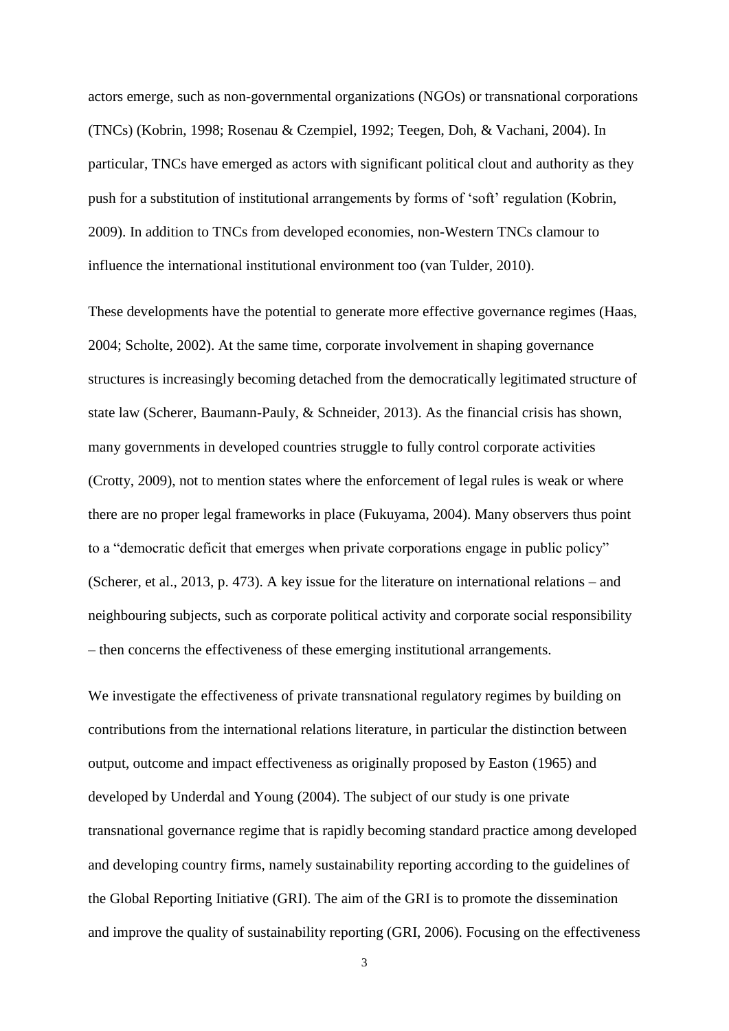actors emerge, such as non-governmental organizations (NGOs) or transnational corporations (TNCs) (Kobrin, 1998; Rosenau & Czempiel, 1992; Teegen, Doh, & Vachani, 2004). In particular, TNCs have emerged as actors with significant political clout and authority as they push for a substitution of institutional arrangements by forms of 'soft' regulation (Kobrin, 2009). In addition to TNCs from developed economies, non-Western TNCs clamour to influence the international institutional environment too (van Tulder, 2010).

These developments have the potential to generate more effective governance regimes (Haas, 2004; Scholte, 2002). At the same time, corporate involvement in shaping governance structures is increasingly becoming detached from the democratically legitimated structure of state law (Scherer, Baumann-Pauly, & Schneider, 2013). As the financial crisis has shown, many governments in developed countries struggle to fully control corporate activities (Crotty, 2009), not to mention states where the enforcement of legal rules is weak or where there are no proper legal frameworks in place (Fukuyama, 2004). Many observers thus point to a "democratic deficit that emerges when private corporations engage in public policy" (Scherer, et al., 2013, p. 473). A key issue for the literature on international relations – and neighbouring subjects, such as corporate political activity and corporate social responsibility – then concerns the effectiveness of these emerging institutional arrangements.

We investigate the effectiveness of private transnational regulatory regimes by building on contributions from the international relations literature, in particular the distinction between output, outcome and impact effectiveness as originally proposed by Easton (1965) and developed by Underdal and Young (2004). The subject of our study is one private transnational governance regime that is rapidly becoming standard practice among developed and developing country firms, namely sustainability reporting according to the guidelines of the Global Reporting Initiative (GRI). The aim of the GRI is to promote the dissemination and improve the quality of sustainability reporting (GRI, 2006). Focusing on the effectiveness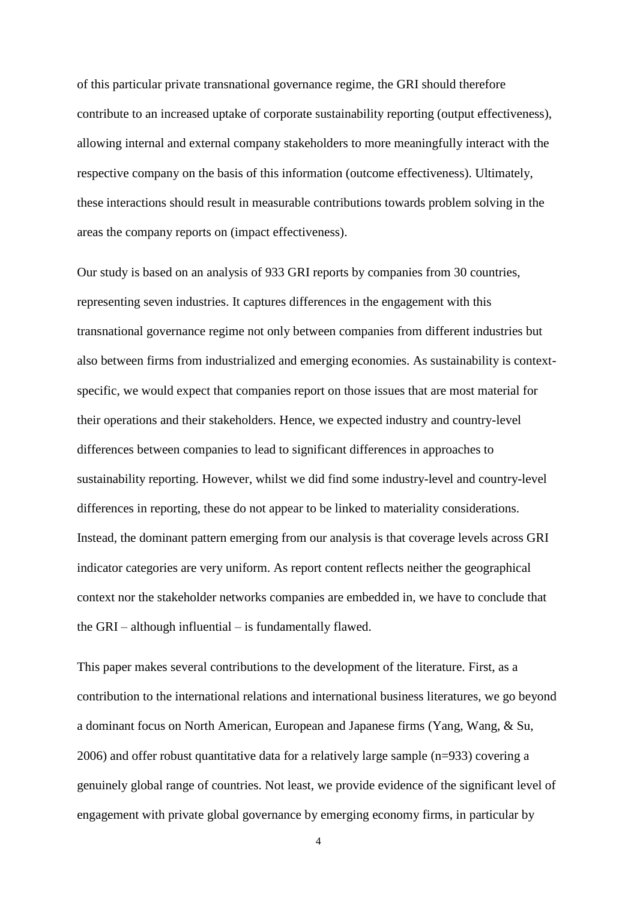of this particular private transnational governance regime, the GRI should therefore contribute to an increased uptake of corporate sustainability reporting (output effectiveness), allowing internal and external company stakeholders to more meaningfully interact with the respective company on the basis of this information (outcome effectiveness). Ultimately, these interactions should result in measurable contributions towards problem solving in the areas the company reports on (impact effectiveness).

Our study is based on an analysis of 933 GRI reports by companies from 30 countries, representing seven industries. It captures differences in the engagement with this transnational governance regime not only between companies from different industries but also between firms from industrialized and emerging economies. As sustainability is context-specific, we would expect that companies report on those issues that are most material for their operations and their stakeholders. Hence, we expected industry and country-level differences between companies to lead to significant differences in approaches to sustainability reporting. However, whilst we did find some industry-level and country-level differences in reporting, these do not appear to be linked to materiality considerations. Instead, the dominant pattern emerging from our analysis is that coverage levels across GRI indicator categories are very uniform. As report content reflects neither the geographical context nor the stakeholder networks companies are embedded in, we have to conclude that the GRI – although influential – is fundamentally flawed.

This paper makes several contributions to the development of the literature. First, as a contribution to the international relations and international business literatures, we go beyond a dominant focus on North American, European and Japanese firms (Yang, Wang, & Su, 2006) and offer robust quantitative data for a relatively large sample (n=933) covering a genuinely global range of countries. Not least, we provide evidence of the significant level of engagement with private global governance by emerging economy firms, in particular by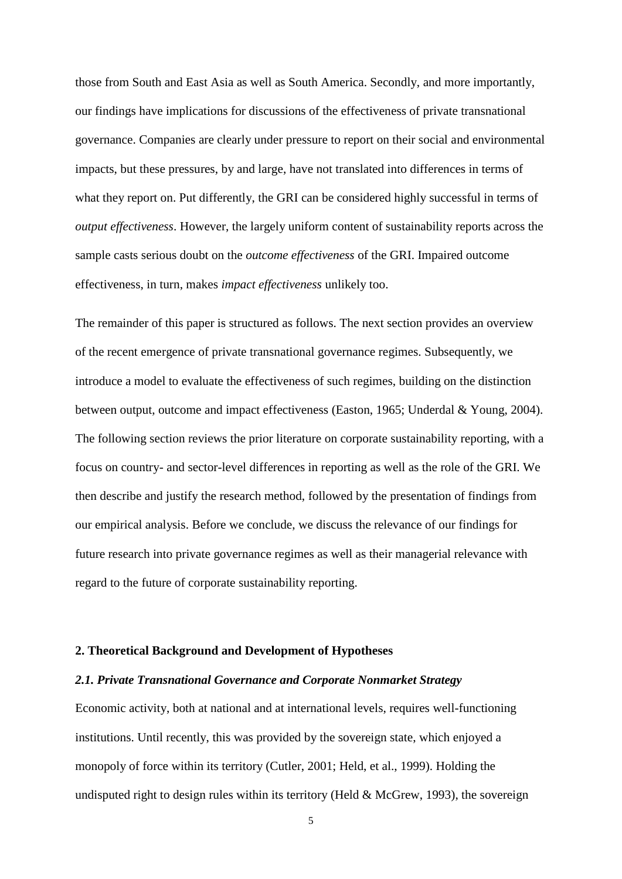those from South and East Asia as well as South America. Secondly, and more importantly, our findings have implications for discussions of the effectiveness of private transnational governance. Companies are clearly under pressure to report on their social and environmental impacts, but these pressures, by and large, have not translated into differences in terms of what they report on. Put differently, the GRI can be considered highly successful in terms of *output effectiveness*. However, the largely uniform content of sustainability reports across the sample casts serious doubt on the *outcome effectiveness* of the GRI. Impaired outcome effectiveness, in turn, makes *impact effectiveness* unlikely too.

The remainder of this paper is structured as follows. The next section provides an overview of the recent emergence of private transnational governance regimes. Subsequently, we introduce a model to evaluate the effectiveness of such regimes, building on the distinction between output, outcome and impact effectiveness (Easton, 1965; Underdal & Young, 2004). The following section reviews the prior literature on corporate sustainability reporting, with a focus on country- and sector-level differences in reporting as well as the role of the GRI. We then describe and justify the research method, followed by the presentation of findings from our empirical analysis. Before we conclude, we discuss the relevance of our findings for future research into private governance regimes as well as their managerial relevance with regard to the future of corporate sustainability reporting.

## 2. Theoretical Background and Development of Hypotheses

### *2.1. Private Transnational Governance and Corporate Nonmarket Strategy*

Economic activity, both at national and at international levels, requires well-functioning institutions. Until recently, this was provided by the sovereign state, which enjoyed a monopoly of force within its territory (Cutler, 2001; Held, et al., 1999). Holding the undisputed right to design rules within its territory (Held & McGrew, 1993), the sovereign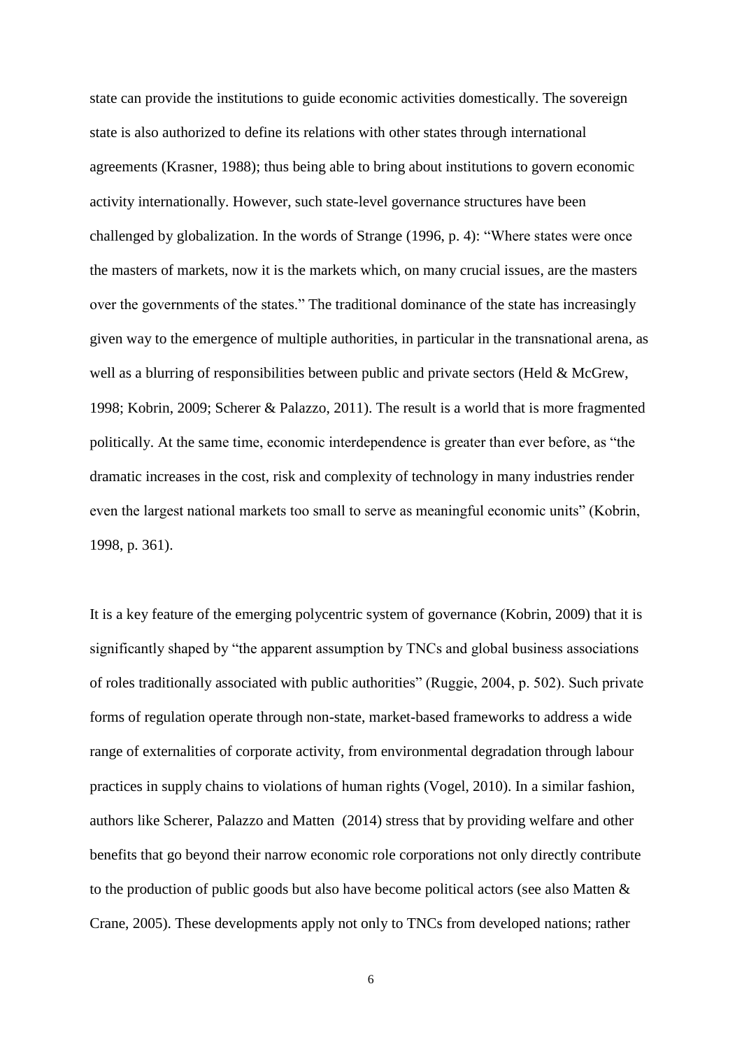state can provide the institutions to guide economic activities domestically. The sovereign state is also authorized to define its relations with other states through international agreements (Krasner, 1988); thus being able to bring about institutions to govern economic activity internationally. However, such state-level governance structures have been challenged by globalization. In the words of Strange (1996, p. 4): "Where states were once the masters of markets, now it is the markets which, on many crucial issues, are the masters over the governments of the states." The traditional dominance of the state has increasingly given way to the emergence of multiple authorities, in particular in the transnational arena, as well as a blurring of responsibilities between public and private sectors (Held & McGrew, 1998; Kobrin, 2009; Scherer & Palazzo, 2011). The result is a world that is more fragmented politically. At the same time, economic interdependence is greater than ever before, as "the dramatic increases in the cost, risk and complexity of technology in many industries render even the largest national markets too small to serve as meaningful economic units" (Kobrin, 1998, p. 361).

It is a key feature of the emerging polycentric system of governance (Kobrin, 2009) that it is significantly shaped by "the apparent assumption by TNCs and global business associations of roles traditionally associated with public authorities" (Ruggie, 2004, p. 502). Such private forms of regulation operate through non-state, market-based frameworks to address a wide range of externalities of corporate activity, from environmental degradation through labour practices in supply chains to violations of human rights (Vogel, 2010). In a similar fashion, authors like Scherer, Palazzo and Matten (2014) stress that by providing welfare and other benefits that go beyond their narrow economic role corporations not only directly contribute to the production of public goods but also have become political actors (see also Matten & Crane, 2005). These developments apply not only to TNCs from developed nations; rather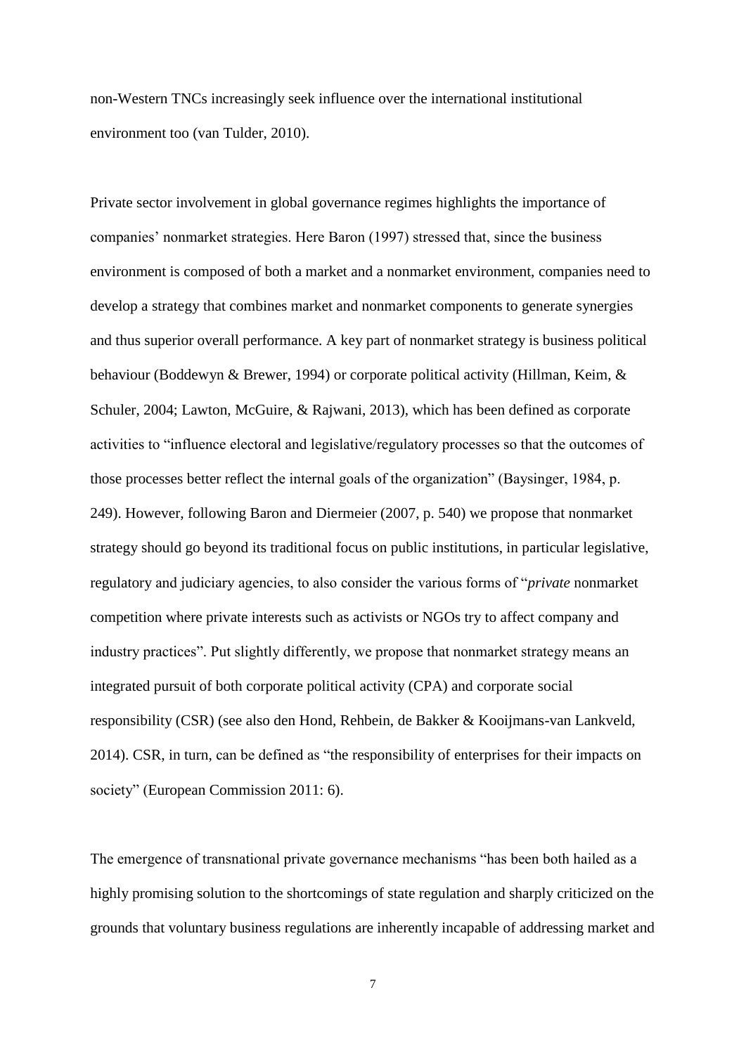non-Western TNCs increasingly seek influence over the international institutional environment too (van Tulder, 2010).

Private sector involvement in global governance regimes highlights the importance of companies' nonmarket strategies. Here Baron (1997) stressed that, since the business environment is composed of both a market and a nonmarket environment, companies need to develop a strategy that combines market and nonmarket components to generate synergies and thus superior overall performance. A key part of nonmarket strategy is business political behaviour (Boddewyn & Brewer, 1994) or corporate political activity (Hillman, Keim, & Schuler, 2004; Lawton, McGuire, & Rajwani, 2013), which has been defined as corporate activities to "influence electoral and legislative/regulatory processes so that the outcomes of those processes better reflect the internal goals of the organization" (Baysinger, 1984, p. 249). However, following Baron and Diermeier (2007, p. 540) we propose that nonmarket strategy should go beyond its traditional focus on public institutions, in particular legislative, regulatory and judiciary agencies, to also consider the various forms of "*private* nonmarket competition where private interests such as activists or NGOs try to affect company and industry practices". Put slightly differently, we propose that nonmarket strategy means an integrated pursuit of both corporate political activity (CPA) and corporate social responsibility (CSR) (see also den Hond, Rehbein, de Bakker & Kooijmans-van Lankveld, 2014). CSR, in turn, can be defined as "the responsibility of enterprises for their impacts on society" (European Commission 2011: 6).

The emergence of transnational private governance mechanisms "has been both hailed as a highly promising solution to the shortcomings of state regulation and sharply criticized on the grounds that voluntary business regulations are inherently incapable of addressing market and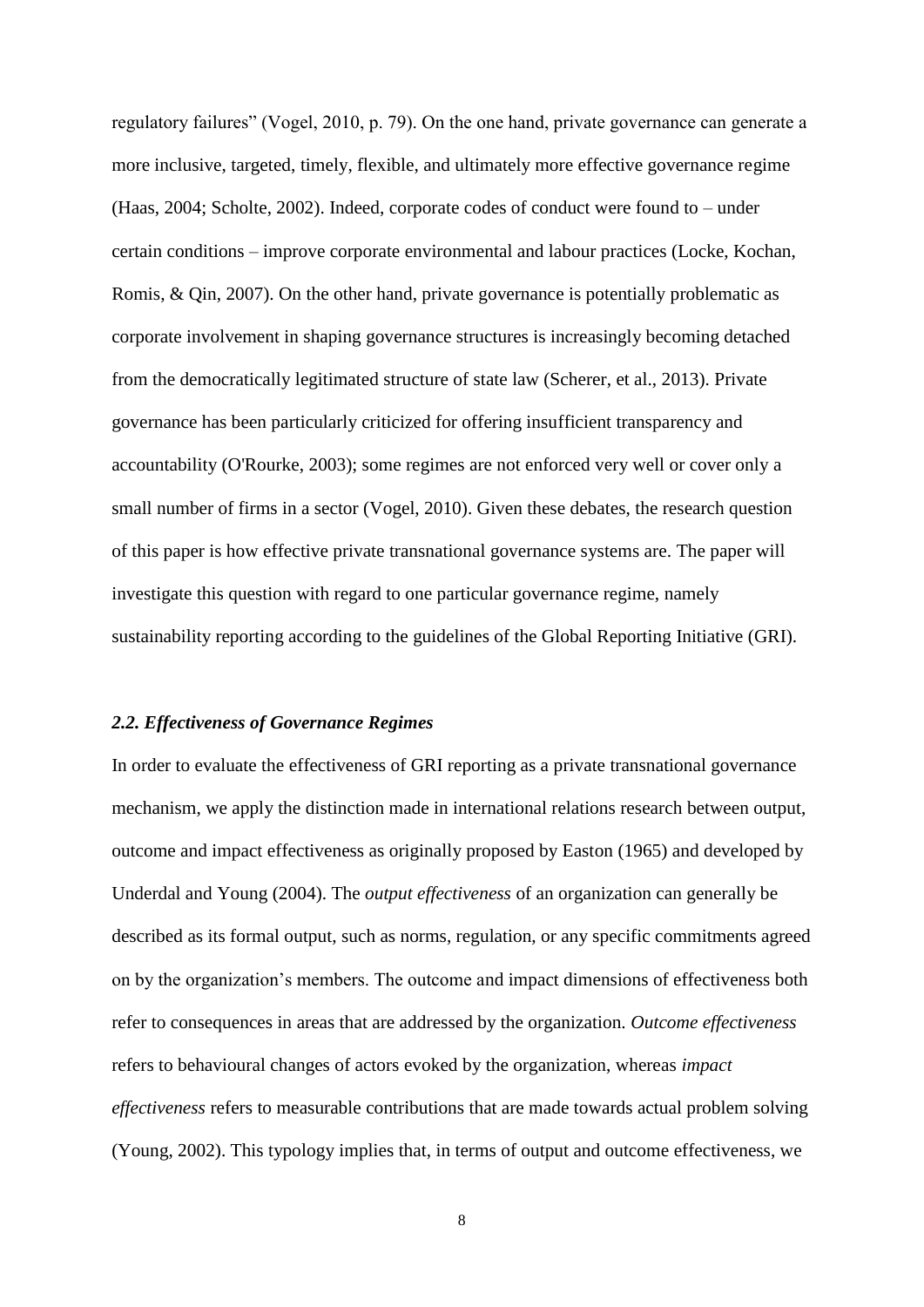regulatory failures" (Vogel, 2010, p. 79). On the one hand, private governance can generate a more inclusive, targeted, timely, flexible, and ultimately more effective governance regime (Haas, 2004; Scholte, 2002). Indeed, corporate codes of conduct were found to – under certain conditions – improve corporate environmental and labour practices (Locke, Kochan, Romis, & Qin, 2007). On the other hand, private governance is potentially problematic as corporate involvement in shaping governance structures is increasingly becoming detached from the democratically legitimated structure of state law (Scherer, et al., 2013). Private governance has been particularly criticized for offering insufficient transparency and accountability (O'Rourke, 2003); some regimes are not enforced very well or cover only a small number of firms in a sector (Vogel, 2010). Given these debates, the research question of this paper is how effective private transnational governance systems are. The paper will investigate this question with regard to one particular governance regime, namely sustainability reporting according to the guidelines of the Global Reporting Initiative (GRI).

### *2.2. Effectiveness of Governance Regimes*

In order to evaluate the effectiveness of GRI reporting as a private transnational governance mechanism, we apply the distinction made in international relations research between output, outcome and impact effectiveness as originally proposed by Easton (1965) and developed by Underdal and Young (2004). The *output effectiveness* of an organization can generally be described as its formal output, such as norms, regulation, or any specific commitments agreed on by the organization's members. The outcome and impact dimensions of effectiveness both refer to consequences in areas that are addressed by the organization. *Outcome effectiveness* refers to behavioural changes of actors evoked by the organization, whereas *impact effectiveness* refers to measurable contributions that are made towards actual problem solving (Young, 2002). This typology implies that, in terms of output and outcome effectiveness, we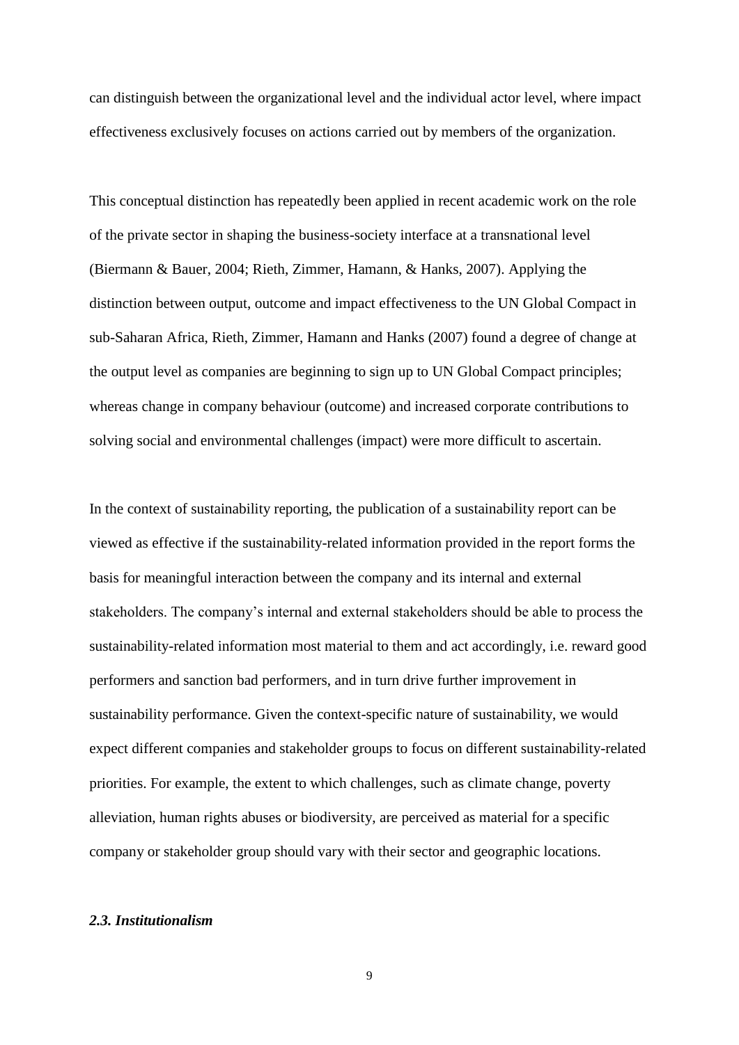can distinguish between the organizational level and the individual actor level, where impact effectiveness exclusively focuses on actions carried out by members of the organization.

This conceptual distinction has repeatedly been applied in recent academic work on the role of the private sector in shaping the business-society interface at a transnational level (Biermann & Bauer, 2004; Rieth, Zimmer, Hamann, & Hanks, 2007). Applying the distinction between output, outcome and impact effectiveness to the UN Global Compact in sub-Saharan Africa, Rieth, Zimmer, Hamann and Hanks (2007) found a degree of change at the output level as companies are beginning to sign up to UN Global Compact principles; whereas change in company behaviour (outcome) and increased corporate contributions to solving social and environmental challenges (impact) were more difficult to ascertain.

In the context of sustainability reporting, the publication of a sustainability report can be viewed as effective if the sustainability-related information provided in the report forms the basis for meaningful interaction between the company and its internal and external stakeholders. The company's internal and external stakeholders should be able to process the sustainability-related information most material to them and act accordingly, i.e. reward good performers and sanction bad performers, and in turn drive further improvement in sustainability performance. Given the context-specific nature of sustainability, we would expect different companies and stakeholder groups to focus on different sustainability-related priorities. For example, the extent to which challenges, such as climate change, poverty alleviation, human rights abuses or biodiversity, are perceived as material for a specific company or stakeholder group should vary with their sector and geographic locations.

### *2.3. Institutionalism*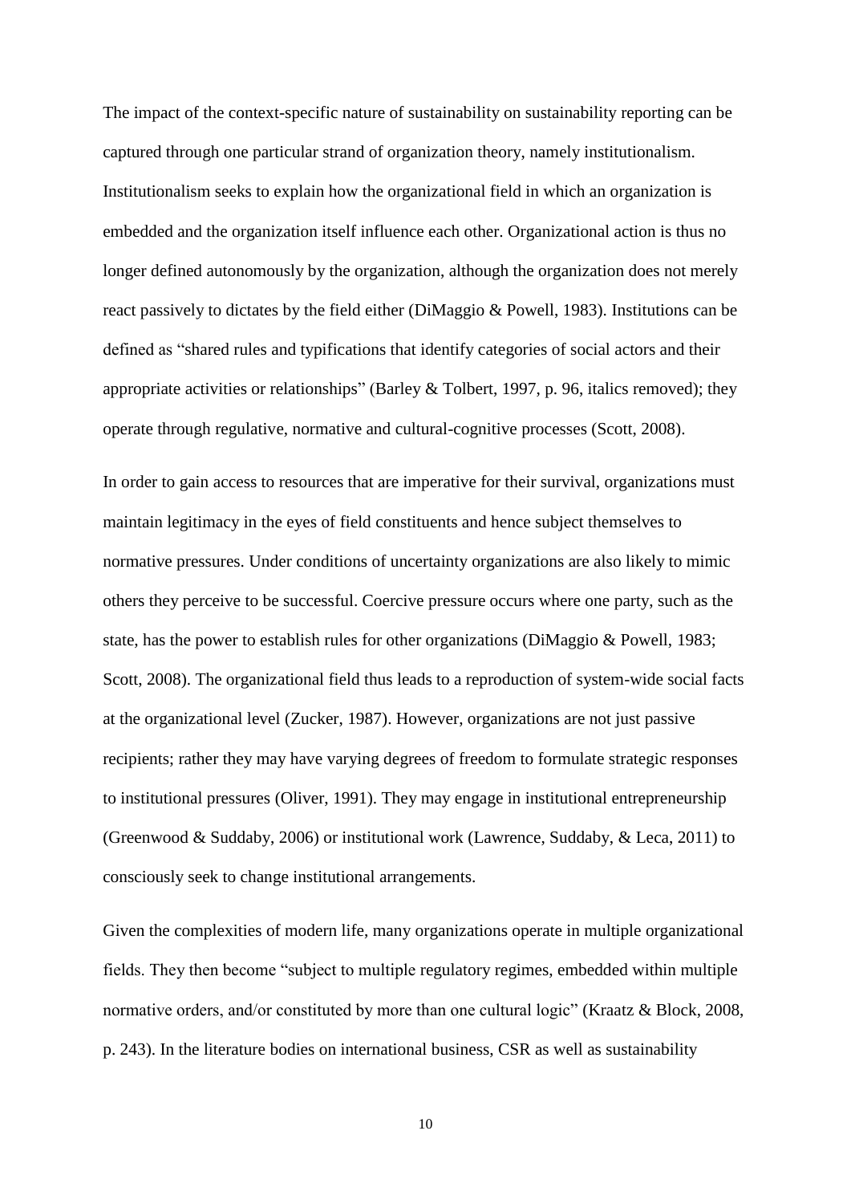The impact of the context-specific nature of sustainability on sustainability reporting can be captured through one particular strand of organization theory, namely institutionalism. Institutionalism seeks to explain how the organizational field in which an organization is embedded and the organization itself influence each other. Organizational action is thus no longer defined autonomously by the organization, although the organization does not merely react passively to dictates by the field either (DiMaggio & Powell, 1983). Institutions can be defined as "shared rules and typifications that identify categories of social actors and their appropriate activities or relationships" (Barley & Tolbert, 1997, p. 96, italics removed); they operate through regulative, normative and cultural-cognitive processes (Scott, 2008).

In order to gain access to resources that are imperative for their survival, organizations must maintain legitimacy in the eyes of field constituents and hence subject themselves to normative pressures. Under conditions of uncertainty organizations are also likely to mimic others they perceive to be successful. Coercive pressure occurs where one party, such as the state, has the power to establish rules for other organizations (DiMaggio & Powell, 1983; Scott, 2008). The organizational field thus leads to a reproduction of system-wide social facts at the organizational level (Zucker, 1987). However, organizations are not just passive recipients; rather they may have varying degrees of freedom to formulate strategic responses to institutional pressures (Oliver, 1991). They may engage in institutional entrepreneurship (Greenwood & Suddaby, 2006) or institutional work (Lawrence, Suddaby, & Leca, 2011) to consciously seek to change institutional arrangements.

Given the complexities of modern life, many organizations operate in multiple organizational fields. They then become "subject to multiple regulatory regimes, embedded within multiple normative orders, and/or constituted by more than one cultural logic" (Kraatz & Block, 2008, p. 243). In the literature bodies on international business, CSR as well as sustainability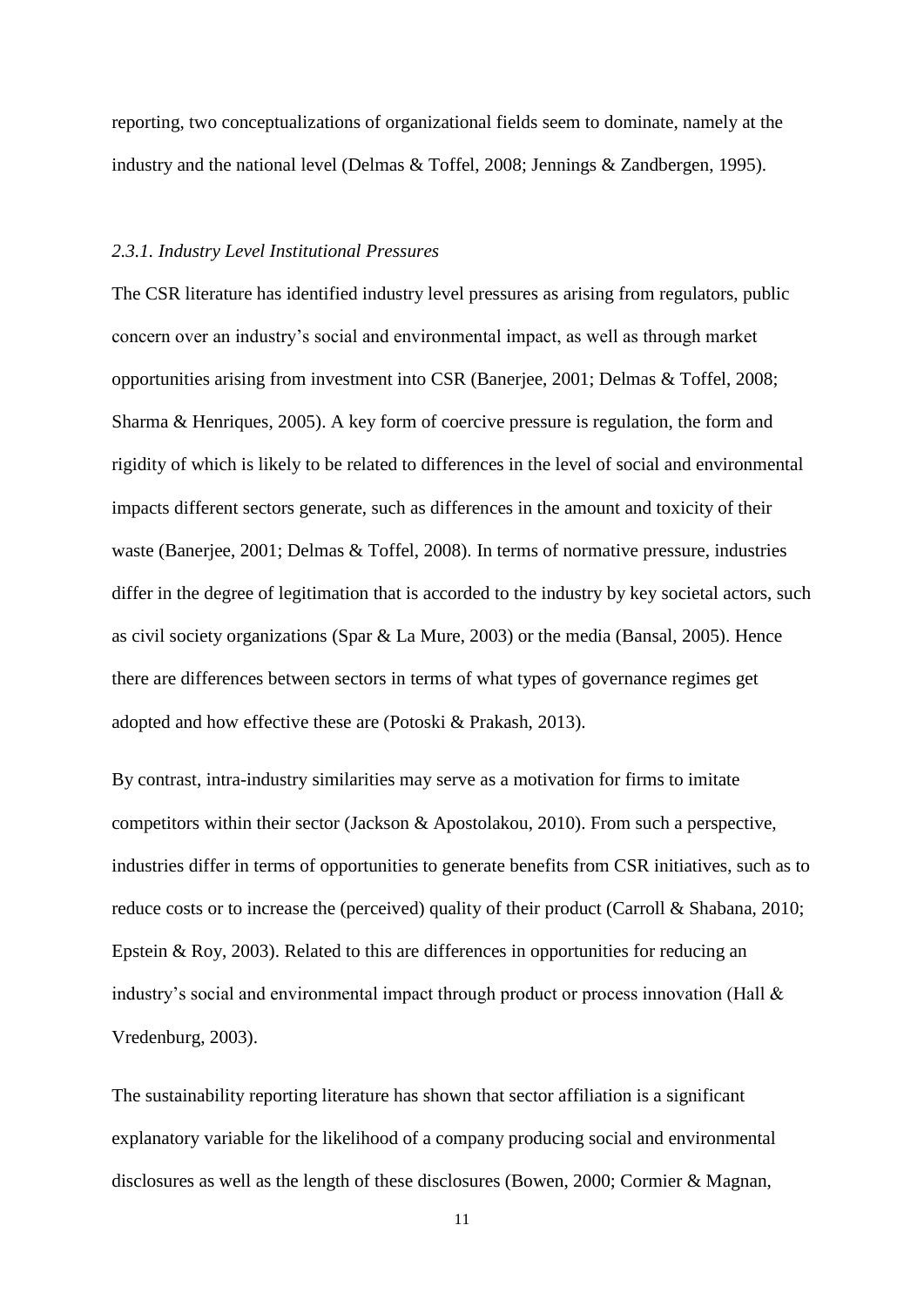reporting, two conceptualizations of organizational fields seem to dominate, namely at the industry and the national level (Delmas & Toffel, 2008; Jennings & Zandbergen, 1995).

### *2.3.1. Industry Level Institutional Pressures*

The CSR literature has identified industry level pressures as arising from regulators, public concern over an industry's social and environmental impact, as well as through market opportunities arising from investment into CSR (Banerjee, 2001; Delmas & Toffel, 2008; Sharma & Henriques, 2005). A key form of coercive pressure is regulation, the form and rigidity of which is likely to be related to differences in the level of social and environmental impacts different sectors generate, such as differences in the amount and toxicity of their waste (Banerjee, 2001; Delmas & Toffel, 2008). In terms of normative pressure, industries differ in the degree of legitimation that is accorded to the industry by key societal actors, such as civil society organizations (Spar & La Mure, 2003) or the media (Bansal, 2005). Hence there are differences between sectors in terms of what types of governance regimes get adopted and how effective these are (Potoski & Prakash, 2013).

By contrast, intra-industry similarities may serve as a motivation for firms to imitate competitors within their sector (Jackson & Apostolakou, 2010). From such a perspective, industries differ in terms of opportunities to generate benefits from CSR initiatives, such as to reduce costs or to increase the (perceived) quality of their product (Carroll & Shabana, 2010; Epstein & Roy, 2003). Related to this are differences in opportunities for reducing an industry's social and environmental impact through product or process innovation (Hall & Vredenburg, 2003).

The sustainability reporting literature has shown that sector affiliation is a significant explanatory variable for the likelihood of a company producing social and environmental disclosures as well as the length of these disclosures (Bowen, 2000; Cormier & Magnan,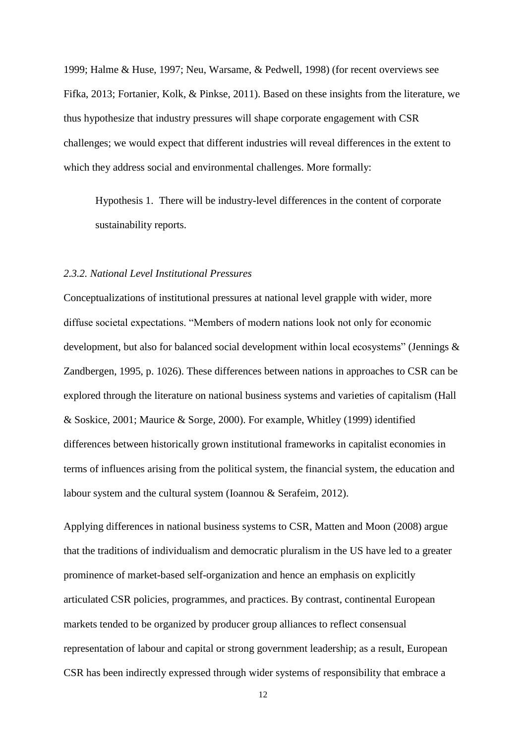1999; Halme & Huse, 1997; Neu, Warsame, & Pedwell, 1998) (for recent overviews see Fifka, 2013; Fortanier, Kolk, & Pinkse, 2011). Based on these insights from the literature, we thus hypothesize that industry pressures will shape corporate engagement with CSR challenges; we would expect that different industries will reveal differences in the extent to which they address social and environmental challenges. More formally:

> Hypothesis 1. There will be industry-level differences in the content of corporate sustainability reports.

### *2.3.2. National Level Institutional Pressures*

Conceptualizations of institutional pressures at national level grapple with wider, more diffuse societal expectations. "Members of modern nations look not only for economic development, but also for balanced social development within local ecosystems" (Jennings & Zandbergen, 1995, p. 1026). These differences between nations in approaches to CSR can be explored through the literature on national business systems and varieties of capitalism (Hall & Soskice, 2001; Maurice & Sorge, 2000). For example, Whitley (1999) identified differences between historically grown institutional frameworks in capitalist economies in terms of influences arising from the political system, the financial system, the education and labour system and the cultural system (Ioannou & Serafeim, 2012).

Applying differences in national business systems to CSR, Matten and Moon (2008) argue that the traditions of individualism and democratic pluralism in the US have led to a greater prominence of market-based self-organization and hence an emphasis on explicitly articulated CSR policies, programmes, and practices. By contrast, continental European markets tended to be organized by producer group alliances to reflect consensual representation of labour and capital or strong government leadership; as a result, European CSR has been indirectly expressed through wider systems of responsibility that embrace a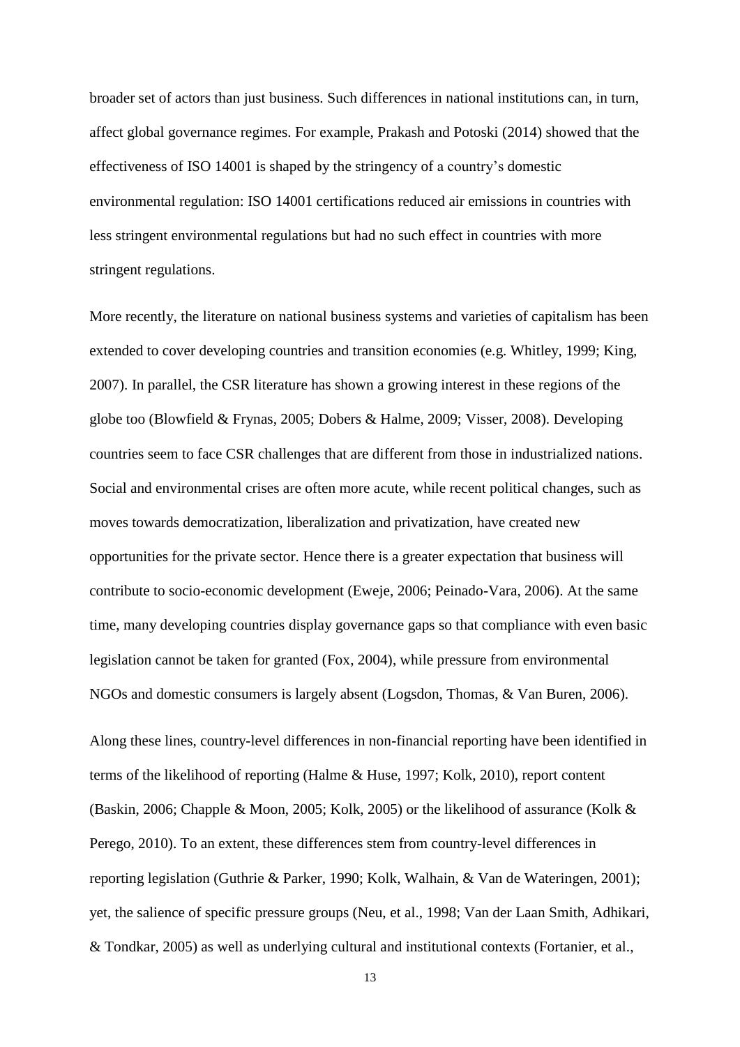broader set of actors than just business. Such differences in national institutions can, in turn, affect global governance regimes. For example, Prakash and Potoski (2014) showed that the effectiveness of ISO 14001 is shaped by the stringency of a country's domestic environmental regulation: ISO 14001 certifications reduced air emissions in countries with less stringent environmental regulations but had no such effect in countries with more stringent regulations.

More recently, the literature on national business systems and varieties of capitalism has been extended to cover developing countries and transition economies (e.g. Whitley, 1999; King, 2007). In parallel, the CSR literature has shown a growing interest in these regions of the globe too (Blowfield & Frynas, 2005; Dobers & Halme, 2009; Visser, 2008). Developing countries seem to face CSR challenges that are different from those in industrialized nations. Social and environmental crises are often more acute, while recent political changes, such as moves towards democratization, liberalization and privatization, have created new opportunities for the private sector. Hence there is a greater expectation that business will contribute to socio-economic development (Eweje, 2006; Peinado-Vara, 2006). At the same time, many developing countries display governance gaps so that compliance with even basic legislation cannot be taken for granted (Fox, 2004), while pressure from environmental NGOs and domestic consumers is largely absent (Logsdon, Thomas, & Van Buren, 2006).

Along these lines, country-level differences in non-financial reporting have been identified in terms of the likelihood of reporting (Halme & Huse, 1997; Kolk, 2010), report content (Baskin, 2006; Chapple & Moon, 2005; Kolk, 2005) or the likelihood of assurance (Kolk & Perego, 2010). To an extent, these differences stem from country-level differences in reporting legislation (Guthrie & Parker, 1990; Kolk, Walhain, & Van de Wateringen, 2001); yet, the salience of specific pressure groups (Neu, et al., 1998; Van der Laan Smith, Adhikari, & Tondkar, 2005) as well as underlying cultural and institutional contexts (Fortanier, et al.,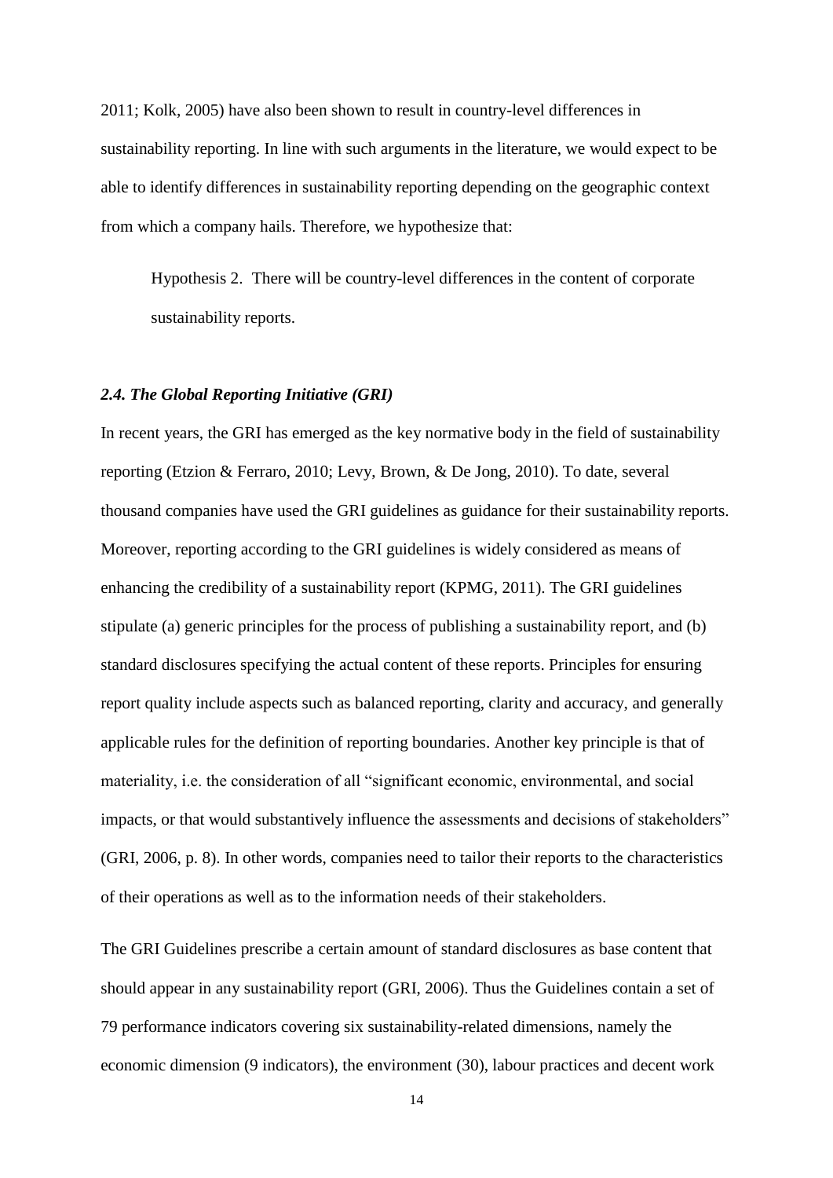2011; Kolk, 2005) have also been shown to result in country-level differences in sustainability reporting. In line with such arguments in the literature, we would expect to be able to identify differences in sustainability reporting depending on the geographic context from which a company hails. Therefore, we hypothesize that:

> Hypothesis 2. There will be country-level differences in the content of corporate sustainability reports.

### *2.4. The Global Reporting Initiative (GRI)*

In recent years, the GRI has emerged as the key normative body in the field of sustainability reporting (Etzion & Ferraro, 2010; Levy, Brown, & De Jong, 2010). To date, several thousand companies have used the GRI guidelines as guidance for their sustainability reports. Moreover, reporting according to the GRI guidelines is widely considered as means of enhancing the credibility of a sustainability report (KPMG, 2011). The GRI guidelines stipulate (a) generic principles for the process of publishing a sustainability report, and (b) standard disclosures specifying the actual content of these reports. Principles for ensuring report quality include aspects such as balanced reporting, clarity and accuracy, and generally applicable rules for the definition of reporting boundaries. Another key principle is that of materiality, i.e. the consideration of all "significant economic, environmental, and social impacts, or that would substantively influence the assessments and decisions of stakeholders" (GRI, 2006, p. 8). In other words, companies need to tailor their reports to the characteristics of their operations as well as to the information needs of their stakeholders.

The GRI Guidelines prescribe a certain amount of standard disclosures as base content that should appear in any sustainability report (GRI, 2006). Thus the Guidelines contain a set of 79 performance indicators covering six sustainability-related dimensions, namely the economic dimension (9 indicators), the environment (30), labour practices and decent work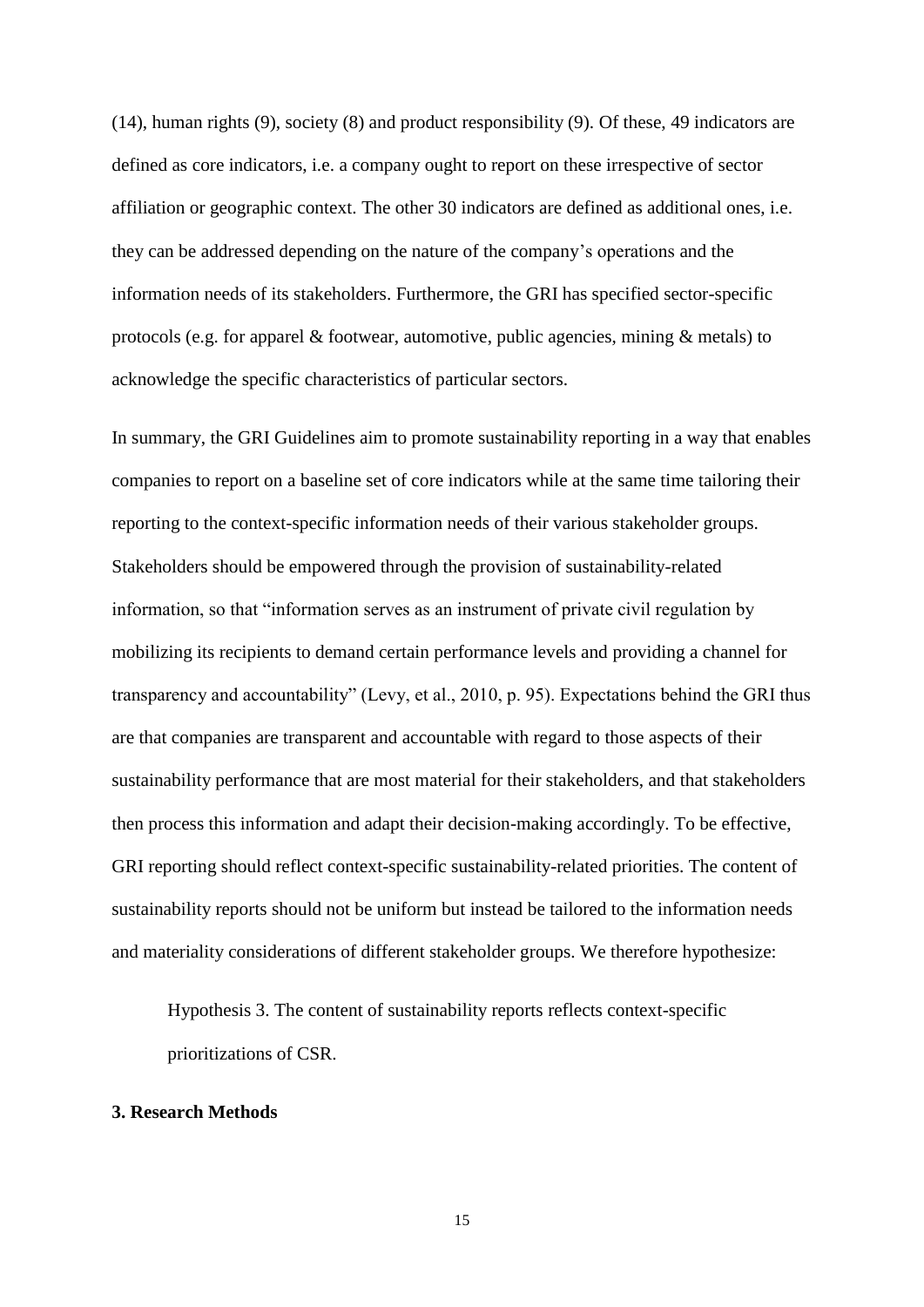(14), human rights (9), society (8) and product responsibility (9). Of these, 49 indicators are defined as core indicators, i.e. a company ought to report on these irrespective of sector affiliation or geographic context. The other 30 indicators are defined as additional ones, i.e. they can be addressed depending on the nature of the company's operations and the information needs of its stakeholders. Furthermore, the GRI has specified sector-specific protocols (e.g. for apparel & footwear, automotive, public agencies, mining & metals) to acknowledge the specific characteristics of particular sectors.

In summary, the GRI Guidelines aim to promote sustainability reporting in a way that enables companies to report on a baseline set of core indicators while at the same time tailoring their reporting to the context-specific information needs of their various stakeholder groups. Stakeholders should be empowered through the provision of sustainability-related information, so that "information serves as an instrument of private civil regulation by mobilizing its recipients to demand certain performance levels and providing a channel for transparency and accountability" (Levy, et al., 2010, p. 95). Expectations behind the GRI thus are that companies are transparent and accountable with regard to those aspects of their sustainability performance that are most material for their stakeholders, and that stakeholders then process this information and adapt their decision-making accordingly. To be effective, GRI reporting should reflect context-specific sustainability-related priorities. The content of sustainability reports should not be uniform but instead be tailored to the information needs and materiality considerations of different stakeholder groups. We therefore hypothesize:

> Hypothesis 3. The content of sustainability reports reflects context-specific prioritizations of CSR.

## 3. Research Methods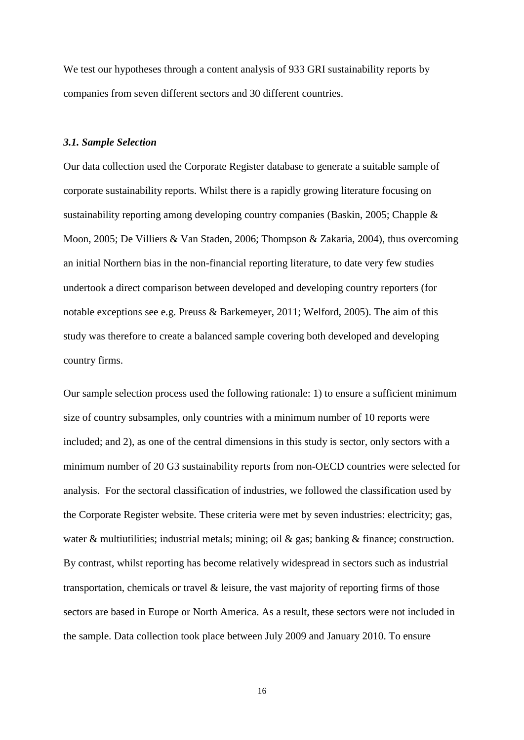We test our hypotheses through a content analysis of 933 GRI sustainability reports by companies from seven different sectors and 30 different countries.

### *3.1. Sample Selection*

Our data collection used the Corporate Register database to generate a suitable sample of corporate sustainability reports. Whilst there is a rapidly growing literature focusing on sustainability reporting among developing country companies (Baskin, 2005; Chapple & Moon, 2005; De Villiers & Van Staden, 2006; Thompson & Zakaria, 2004), thus overcoming an initial Northern bias in the non-financial reporting literature, to date very few studies undertook a direct comparison between developed and developing country reporters (for notable exceptions see e.g. Preuss & Barkemeyer, 2011; Welford, 2005). The aim of this study was therefore to create a balanced sample covering both developed and developing country firms.

Our sample selection process used the following rationale: 1) to ensure a sufficient minimum size of country subsamples, only countries with a minimum number of 10 reports were included; and 2), as one of the central dimensions in this study is sector, only sectors with a minimum number of 20 G3 sustainability reports from non-OECD countries were selected for analysis. For the sectoral classification of industries, we followed the classification used by the Corporate Register website. These criteria were met by seven industries: electricity; gas, water & multiutilities; industrial metals; mining; oil & gas; banking & finance; construction. By contrast, whilst reporting has become relatively widespread in sectors such as industrial transportation, chemicals or travel & leisure, the vast majority of reporting firms of those sectors are based in Europe or North America. As a result, these sectors were not included in the sample. Data collection took place between July 2009 and January 2010. To ensure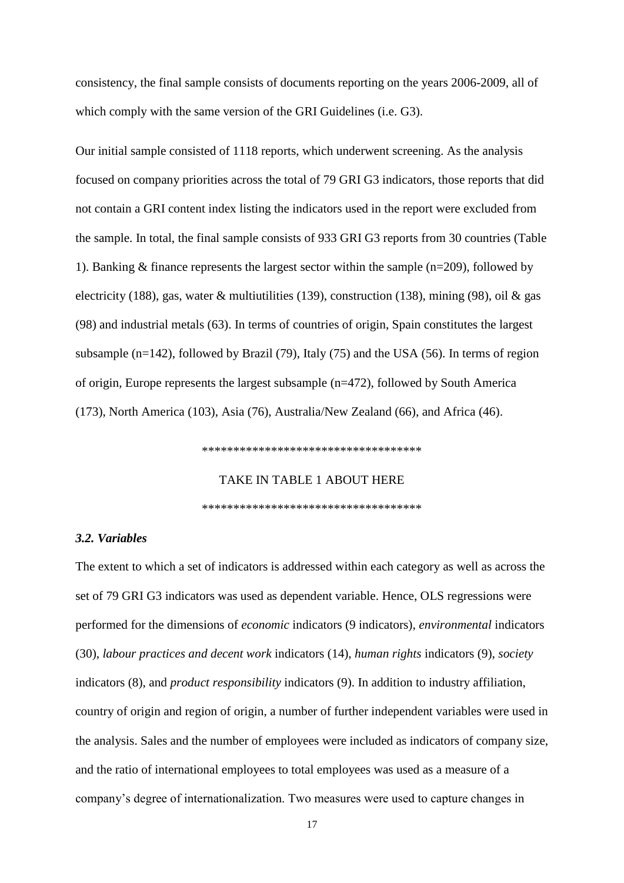consistency, the final sample consists of documents reporting on the years 2006-2009, all of which comply with the same version of the GRI Guidelines (i.e. G3).

Our initial sample consisted of 1118 reports, which underwent screening. As the analysis focused on company priorities across the total of 79 GRI G3 indicators, those reports that did not contain a GRI content index listing the indicators used in the report were excluded from the sample. In total, the final sample consists of 933 GRI G3 reports from 30 countries (Table 1). Banking & finance represents the largest sector within the sample (n=209), followed by electricity (188), gas, water & multiutilities (139), construction (138), mining (98), oil & gas (98) and industrial metals (63). In terms of countries of origin, Spain constitutes the largest subsample (n=142), followed by Brazil (79), Italy (75) and the USA (56). In terms of region of origin, Europe represents the largest subsample (n=472), followed by South America (173), North America (103), Asia (76), Australia/New Zealand (66), and Africa (46).

***********************************

TAKE IN TABLE 1 ABOUT HERE

***********************************

### *3.2. Variables*

The extent to which a set of indicators is addressed within each category as well as across the set of 79 GRI G3 indicators was used as dependent variable. Hence, OLS regressions were performed for the dimensions of *economic* indicators (9 indicators), *environmental* indicators (30), *labour practices and decent work* indicators (14), *human rights* indicators (9), *society* indicators (8), and *product responsibility* indicators (9). In addition to industry affiliation, country of origin and region of origin, a number of further independent variables were used in the analysis. Sales and the number of employees were included as indicators of company size, and the ratio of international employees to total employees was used as a measure of a company's degree of internationalization. Two measures were used to capture changes in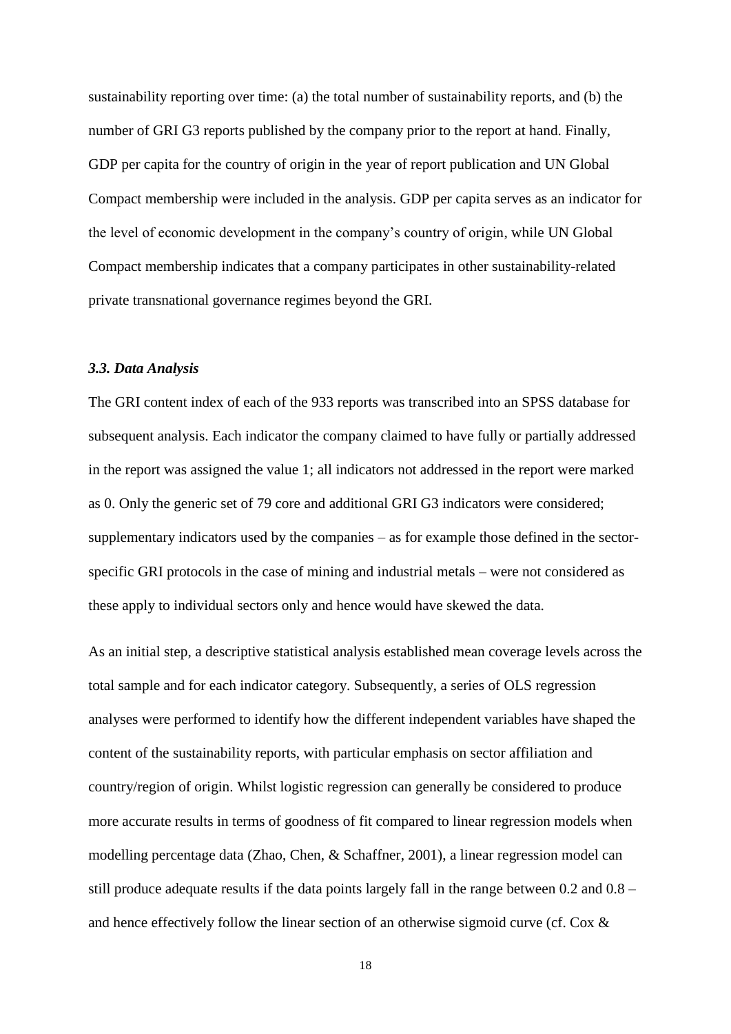sustainability reporting over time: (a) the total number of sustainability reports, and (b) the number of GRI G3 reports published by the company prior to the report at hand. Finally, GDP per capita for the country of origin in the year of report publication and UN Global Compact membership were included in the analysis. GDP per capita serves as an indicator for the level of economic development in the company's country of origin, while UN Global Compact membership indicates that a company participates in other sustainability-related private transnational governance regimes beyond the GRI.

### *3.3. Data Analysis*

The GRI content index of each of the 933 reports was transcribed into an SPSS database for subsequent analysis. Each indicator the company claimed to have fully or partially addressed in the report was assigned the value 1; all indicators not addressed in the report were marked as 0. Only the generic set of 79 core and additional GRI G3 indicators were considered; supplementary indicators used by the companies – as for example those defined in the sector-specific GRI protocols in the case of mining and industrial metals – were not considered as these apply to individual sectors only and hence would have skewed the data.

As an initial step, a descriptive statistical analysis established mean coverage levels across the total sample and for each indicator category. Subsequently, a series of OLS regression analyses were performed to identify how the different independent variables have shaped the content of the sustainability reports, with particular emphasis on sector affiliation and country/region of origin. Whilst logistic regression can generally be considered to produce more accurate results in terms of goodness of fit compared to linear regression models when modelling percentage data (Zhao, Chen, & Schaffner, 2001), a linear regression model can still produce adequate results if the data points largely fall in the range between 0.2 and 0.8 – and hence effectively follow the linear section of an otherwise sigmoid curve (cf. Cox &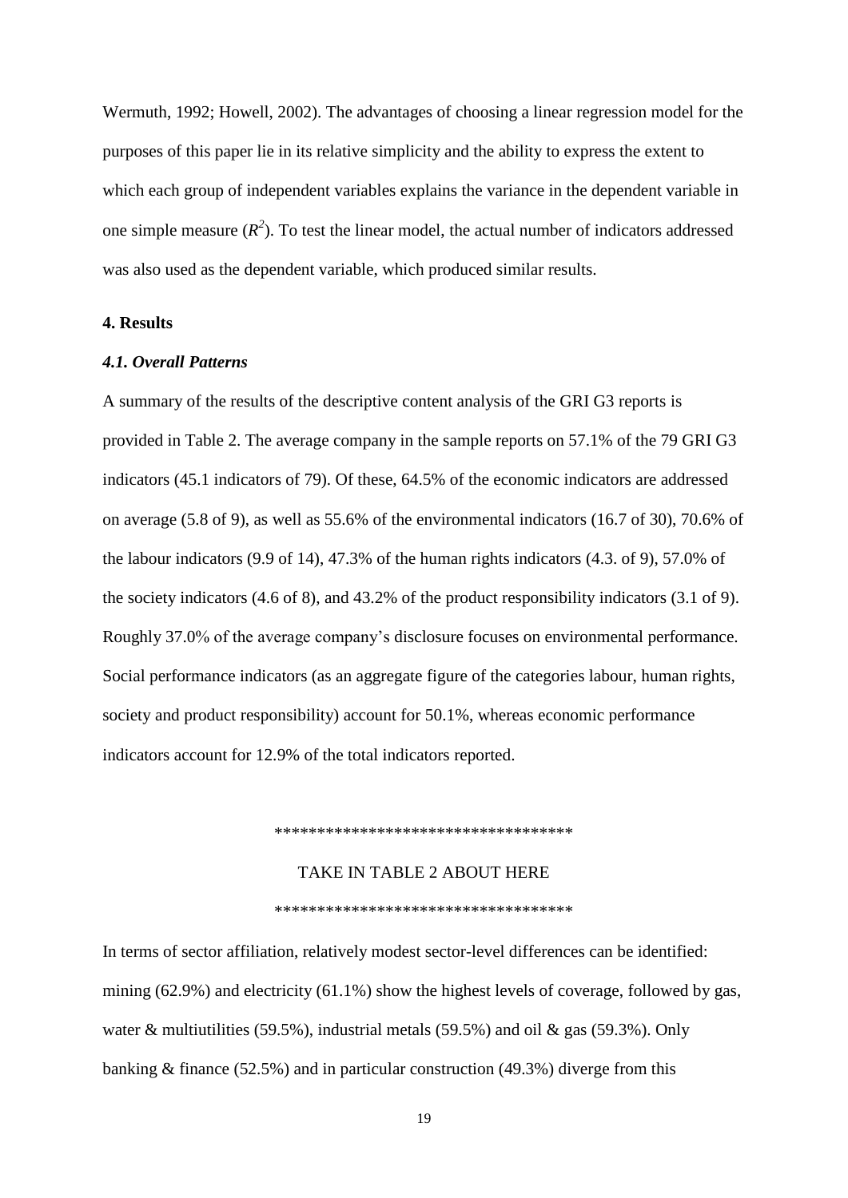Wermuth, 1992; Howell, 2002). The advantages of choosing a linear regression model for the purposes of this paper lie in its relative simplicity and the ability to express the extent to which each group of independent variables explains the variance in the dependent variable in one simple measure ($R^2$). To test the linear model, the actual number of indicators addressed was also used as the dependent variable, which produced similar results.

## 4. Results

### *4.1. Overall Patterns*

A summary of the results of the descriptive content analysis of the GRI G3 reports is provided in Table 2. The average company in the sample reports on 57.1% of the 79 GRI G3 indicators (45.1 indicators of 79). Of these, 64.5% of the economic indicators are addressed on average (5.8 of 9), as well as 55.6% of the environmental indicators (16.7 of 30), 70.6% of the labour indicators (9.9 of 14), 47.3% of the human rights indicators (4.3. of 9), 57.0% of the society indicators (4.6 of 8), and 43.2% of the product responsibility indicators (3.1 of 9). Roughly 37.0% of the average company's disclosure focuses on environmental performance. Social performance indicators (as an aggregate figure of the categories labour, human rights, society and product responsibility) account for 50.1%, whereas economic performance indicators account for 12.9% of the total indicators reported.

\*\*\*\*\*\*\*\*\*\*\*\*\*\*\*\*\*\*\*\*\*\*\*\*\*\*\*\*\*\*\*\*\*\*\*

TAKE IN TABLE 2 ABOUT HERE

\*\*\*\*\*\*\*\*\*\*\*\*\*\*\*\*\*\*\*\*\*\*\*\*\*\*\*\*\*\*\*\*\*\*\*

In terms of sector affiliation, relatively modest sector-level differences can be identified: mining (62.9%) and electricity (61.1%) show the highest levels of coverage, followed by gas, water & multiutilities (59.5%), industrial metals (59.5%) and oil & gas (59.3%). Only banking & finance (52.5%) and in particular construction (49.3%) diverge from this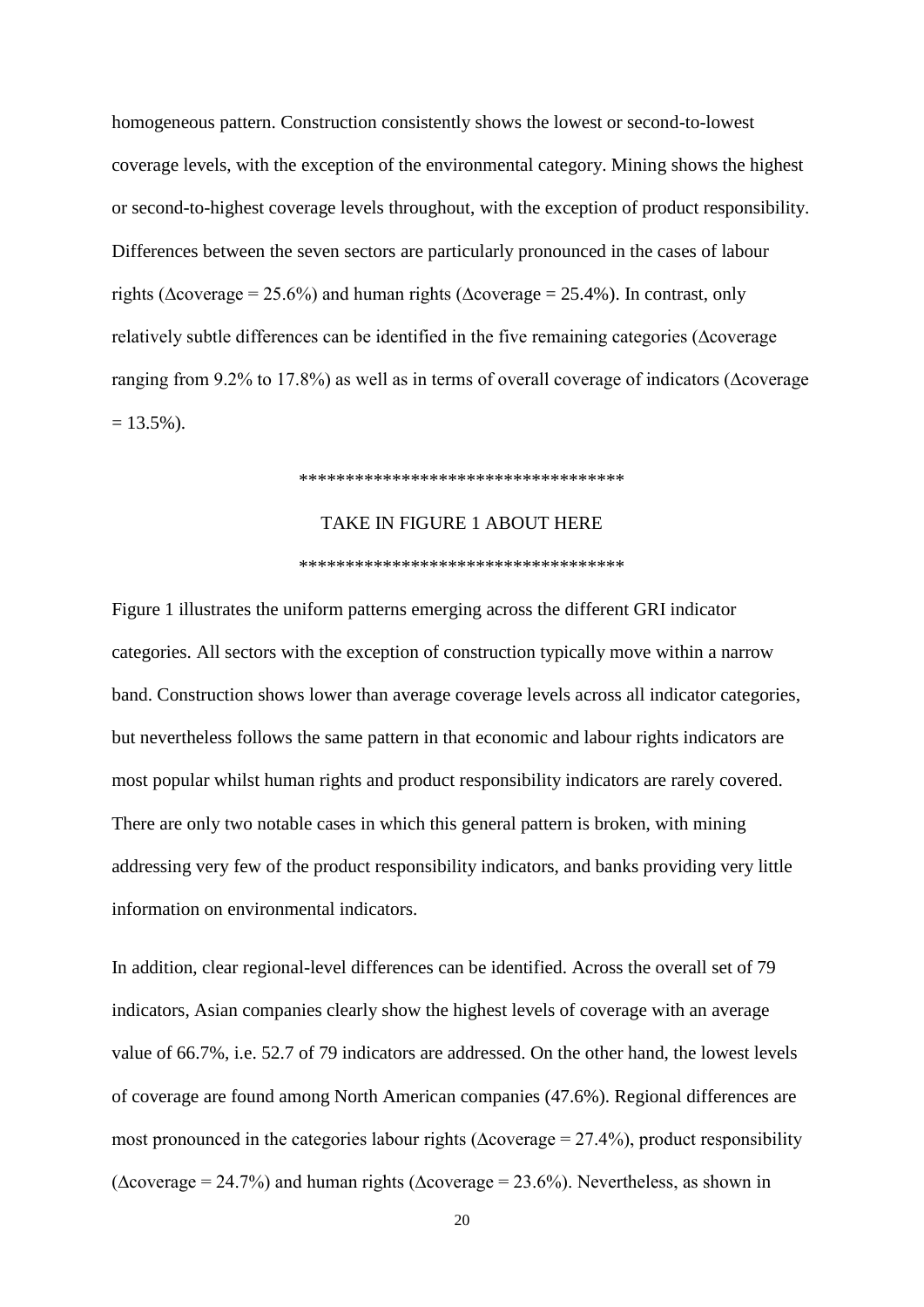homogeneous pattern. Construction consistently shows the lowest or second-to-lowest coverage levels, with the exception of the environmental category. Mining shows the highest or second-to-highest coverage levels throughout, with the exception of product responsibility. Differences between the seven sectors are particularly pronounced in the cases of labour rights ($\Delta$coverage = 25.6%) and human rights ($\Delta$coverage = 25.4%). In contrast, only relatively subtle differences can be identified in the five remaining categories ($\Delta$coverage ranging from 9.2% to 17.8%) as well as in terms of overall coverage of indicators ($\Delta$coverage = 13.5%).

***********************************

TAKE IN FIGURE 1 ABOUT HERE

***********************************

Figure 1 illustrates the uniform patterns emerging across the different GRI indicator categories. All sectors with the exception of construction typically move within a narrow band. Construction shows lower than average coverage levels across all indicator categories, but nevertheless follows the same pattern in that economic and labour rights indicators are most popular whilst human rights and product responsibility indicators are rarely covered. There are only two notable cases in which this general pattern is broken, with mining addressing very few of the product responsibility indicators, and banks providing very little information on environmental indicators.

In addition, clear regional-level differences can be identified. Across the overall set of 79 indicators, Asian companies clearly show the highest levels of coverage with an average value of 66.7%, i.e. 52.7 of 79 indicators are addressed. On the other hand, the lowest levels of coverage are found among North American companies (47.6%). Regional differences are most pronounced in the categories labour rights ($\Delta$coverage = 27.4%), product responsibility ($\Delta$coverage = 24.7%) and human rights ($\Delta$coverage = 23.6%). Nevertheless, as shown in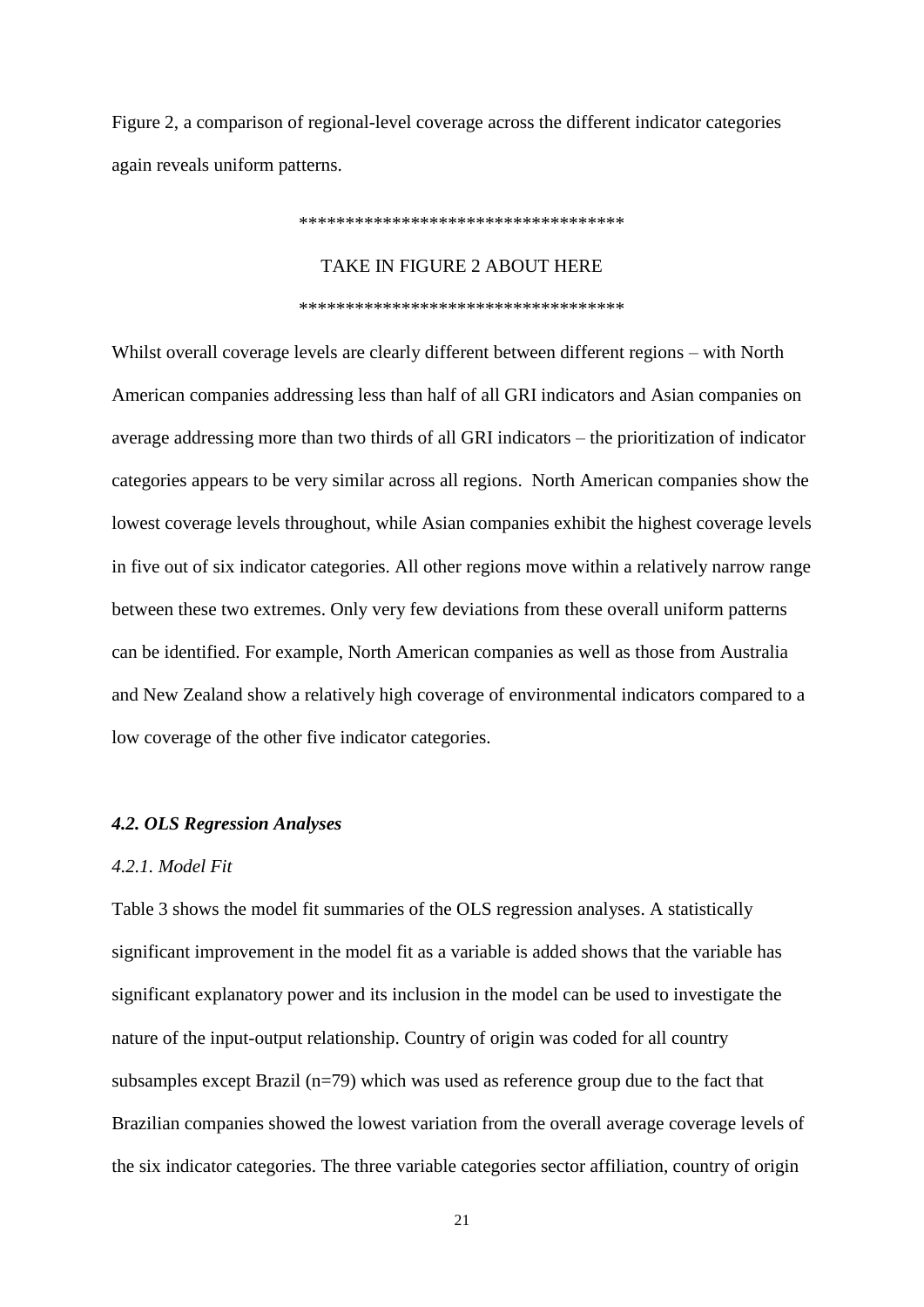Figure 2, a comparison of regional-level coverage across the different indicator categories again reveals uniform patterns.

**********************************

TAKE IN FIGURE 2 ABOUT HERE

**********************************

Whilst overall coverage levels are clearly different between different regions – with North American companies addressing less than half of all GRI indicators and Asian companies on average addressing more than two thirds of all GRI indicators – the prioritization of indicator categories appears to be very similar across all regions. North American companies show the lowest coverage levels throughout, while Asian companies exhibit the highest coverage levels in five out of six indicator categories. All other regions move within a relatively narrow range between these two extremes. Only very few deviations from these overall uniform patterns can be identified. For example, North American companies as well as those from Australia and New Zealand show a relatively high coverage of environmental indicators compared to a low coverage of the other five indicator categories.

### *4.2. OLS Regression Analyses*

#### *4.2.1. Model Fit*

Table 3 shows the model fit summaries of the OLS regression analyses. A statistically significant improvement in the model fit as a variable is added shows that the variable has significant explanatory power and its inclusion in the model can be used to investigate the nature of the input-output relationship. Country of origin was coded for all country subsamples except Brazil (n=79) which was used as reference group due to the fact that Brazilian companies showed the lowest variation from the overall average coverage levels of the six indicator categories. The three variable categories sector affiliation, country of origin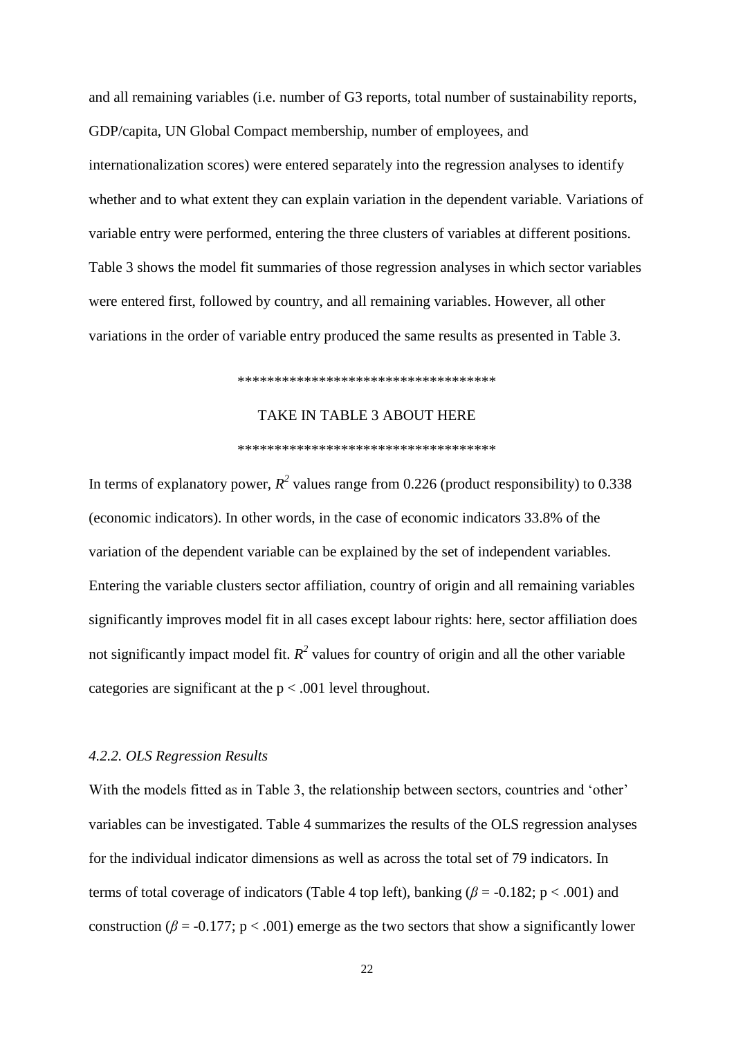and all remaining variables (i.e. number of G3 reports, total number of sustainability reports, GDP/capita, UN Global Compact membership, number of employees, and internationalization scores) were entered separately into the regression analyses to identify whether and to what extent they can explain variation in the dependent variable. Variations of variable entry were performed, entering the three clusters of variables at different positions. Table 3 shows the model fit summaries of those regression analyses in which sector variables were entered first, followed by country, and all remaining variables. However, all other variations in the order of variable entry produced the same results as presented in Table 3.

***********************************

TAKE IN TABLE 3 ABOUT HERE

***********************************

In terms of explanatory power, $R^2$ values range from 0.226 (product responsibility) to 0.338 (economic indicators). In other words, in the case of economic indicators 33.8% of the variation of the dependent variable can be explained by the set of independent variables. Entering the variable clusters sector affiliation, country of origin and all remaining variables significantly improves model fit in all cases except labour rights: here, sector affiliation does not significantly impact model fit. $R^2$ values for country of origin and all the other variable categories are significant at the $p < .001$ level throughout.

#### *4.2.2. OLS Regression Results*

With the models fitted as in Table 3, the relationship between sectors, countries and 'other' variables can be investigated. Table 4 summarizes the results of the OLS regression analyses for the individual indicator dimensions as well as across the total set of 79 indicators. In terms of total coverage of indicators (Table 4 top left), banking ($\beta = -0.182$; $p < .001$) and construction ($\beta = -0.177$; $p < .001$) emerge as the two sectors that show a significantly lower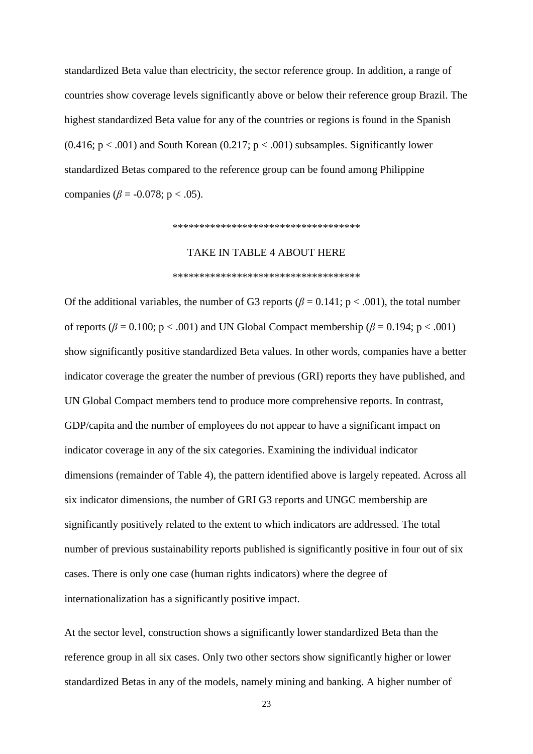standardized Beta value than electricity, the sector reference group. In addition, a range of countries show coverage levels significantly above or below their reference group Brazil. The highest standardized Beta value for any of the countries or regions is found in the Spanish (0.416; $p < .001$) and South Korean (0.217; $p < .001$) subsamples. Significantly lower standardized Betas compared to the reference group can be found among Philippine companies ($\beta = -0.078$; $p < .05$).

************************************

TAKE IN TABLE 4 ABOUT HERE

************************************

Of the additional variables, the number of G3 reports ($\beta = 0.141$; $p < .001$), the total number of reports ($\beta = 0.100$; $p < .001$) and UN Global Compact membership ($\beta = 0.194$; $p < .001$) show significantly positive standardized Beta values. In other words, companies have a better indicator coverage the greater the number of previous (GRI) reports they have published, and UN Global Compact members tend to produce more comprehensive reports. In contrast, GDP/capita and the number of employees do not appear to have a significant impact on indicator coverage in any of the six categories. Examining the individual indicator dimensions (remainder of Table 4), the pattern identified above is largely repeated. Across all six indicator dimensions, the number of GRI G3 reports and UNGC membership are significantly positively related to the extent to which indicators are addressed. The total number of previous sustainability reports published is significantly positive in four out of six cases. There is only one case (human rights indicators) where the degree of internationalization has a significantly positive impact.

At the sector level, construction shows a significantly lower standardized Beta than the reference group in all six cases. Only two other sectors show significantly higher or lower standardized Betas in any of the models, namely mining and banking. A higher number of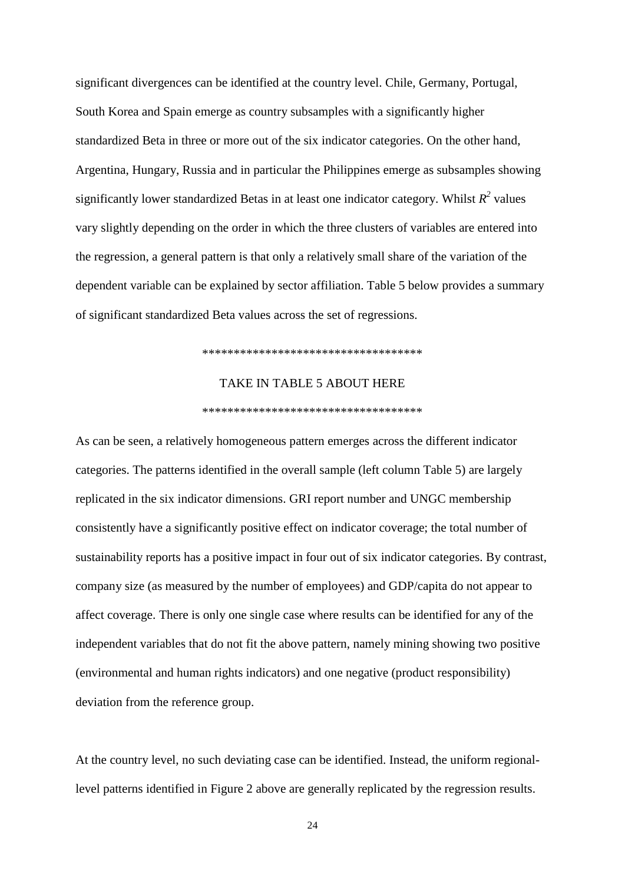significant divergences can be identified at the country level. Chile, Germany, Portugal, South Korea and Spain emerge as country subsamples with a significantly higher standardized Beta in three or more out of the six indicator categories. On the other hand, Argentina, Hungary, Russia and in particular the Philippines emerge as subsamples showing significantly lower standardized Betas in at least one indicator category. Whilst $R^2$ values vary slightly depending on the order in which the three clusters of variables are entered into the regression, a general pattern is that only a relatively small share of the variation of the dependent variable can be explained by sector affiliation. Table 5 below provides a summary of significant standardized Beta values across the set of regressions.

\*\*\*\*\*\*\*\*\*\*\*\*\*\*\*\*\*\*\*\*\*\*\*\*\*\*\*\*\*\*\*\*\*\*\*

TAKE IN TABLE 5 ABOUT HERE

\*\*\*\*\*\*\*\*\*\*\*\*\*\*\*\*\*\*\*\*\*\*\*\*\*\*\*\*\*\*\*\*\*\*\*

As can be seen, a relatively homogeneous pattern emerges across the different indicator categories. The patterns identified in the overall sample (left column Table 5) are largely replicated in the six indicator dimensions. GRI report number and UNGC membership consistently have a significantly positive effect on indicator coverage; the total number of sustainability reports has a positive impact in four out of six indicator categories. By contrast, company size (as measured by the number of employees) and GDP/capita do not appear to affect coverage. There is only one single case where results can be identified for any of the independent variables that do not fit the above pattern, namely mining showing two positive (environmental and human rights indicators) and one negative (product responsibility) deviation from the reference group.

At the country level, no such deviating case can be identified. Instead, the uniform regional-level patterns identified in Figure 2 above are generally replicated by the regression results.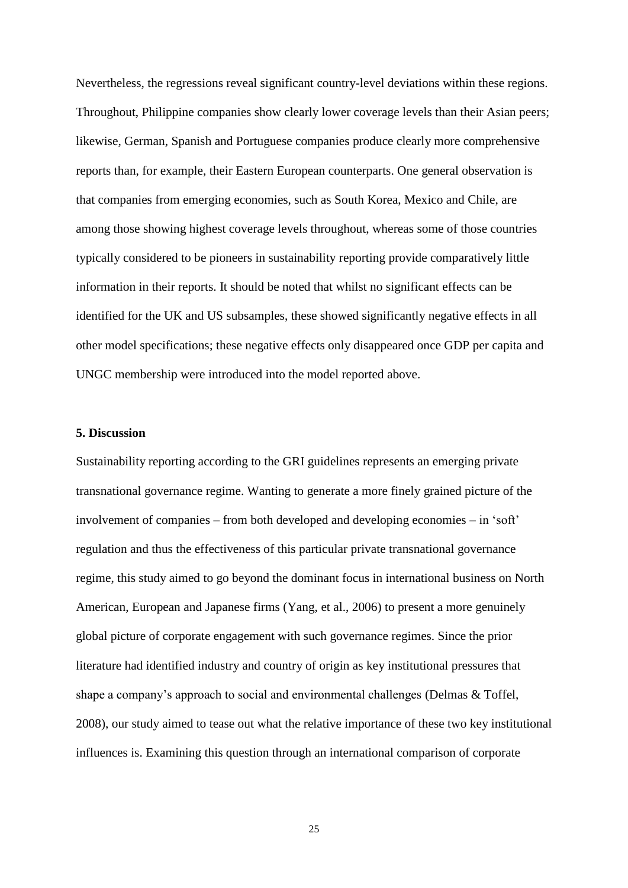Nevertheless, the regressions reveal significant country-level deviations within these regions. Throughout, Philippine companies show clearly lower coverage levels than their Asian peers; likewise, German, Spanish and Portuguese companies produce clearly more comprehensive reports than, for example, their Eastern European counterparts. One general observation is that companies from emerging economies, such as South Korea, Mexico and Chile, are among those showing highest coverage levels throughout, whereas some of those countries typically considered to be pioneers in sustainability reporting provide comparatively little information in their reports. It should be noted that whilst no significant effects can be identified for the UK and US subsamples, these showed significantly negative effects in all other model specifications; these negative effects only disappeared once GDP per capita and UNGC membership were introduced into the model reported above.

## 5. Discussion

Sustainability reporting according to the GRI guidelines represents an emerging private transnational governance regime. Wanting to generate a more finely grained picture of the involvement of companies – from both developed and developing economies – in 'soft' regulation and thus the effectiveness of this particular private transnational governance regime, this study aimed to go beyond the dominant focus in international business on North American, European and Japanese firms (Yang, et al., 2006) to present a more genuinely global picture of corporate engagement with such governance regimes. Since the prior literature had identified industry and country of origin as key institutional pressures that shape a company's approach to social and environmental challenges (Delmas & Toffel, 2008), our study aimed to tease out what the relative importance of these two key institutional influences is. Examining this question through an international comparison of corporate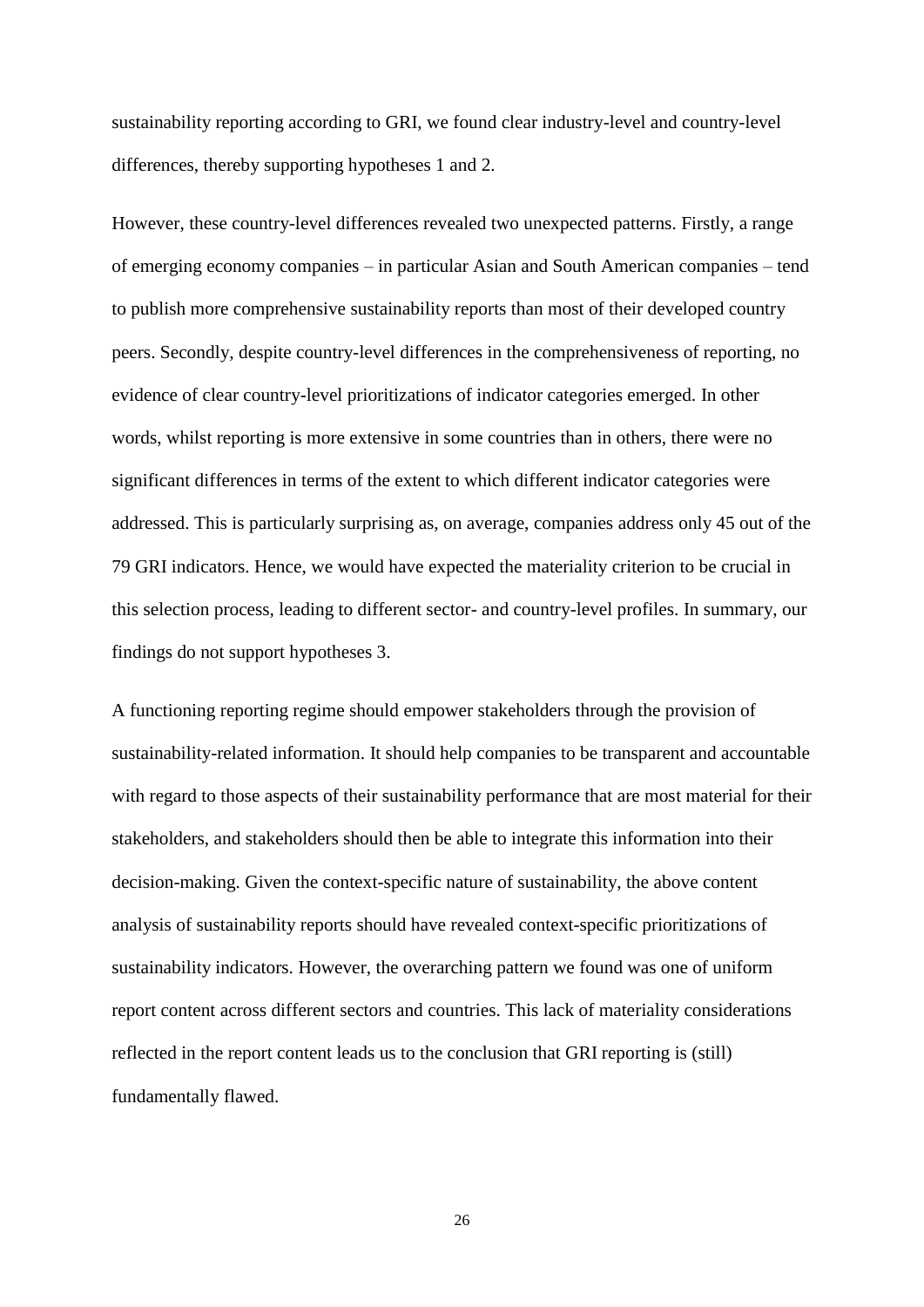sustainability reporting according to GRI, we found clear industry-level and country-level differences, thereby supporting hypotheses 1 and 2.

However, these country-level differences revealed two unexpected patterns. Firstly, a range of emerging economy companies – in particular Asian and South American companies – tend to publish more comprehensive sustainability reports than most of their developed country peers. Secondly, despite country-level differences in the comprehensiveness of reporting, no evidence of clear country-level prioritizations of indicator categories emerged. In other words, whilst reporting is more extensive in some countries than in others, there were no significant differences in terms of the extent to which different indicator categories were addressed. This is particularly surprising as, on average, companies address only 45 out of the 79 GRI indicators. Hence, we would have expected the materiality criterion to be crucial in this selection process, leading to different sector- and country-level profiles. In summary, our findings do not support hypotheses 3.

A functioning reporting regime should empower stakeholders through the provision of sustainability-related information. It should help companies to be transparent and accountable with regard to those aspects of their sustainability performance that are most material for their stakeholders, and stakeholders should then be able to integrate this information into their decision-making. Given the context-specific nature of sustainability, the above content analysis of sustainability reports should have revealed context-specific prioritizations of sustainability indicators. However, the overarching pattern we found was one of uniform report content across different sectors and countries. This lack of materiality considerations reflected in the report content leads us to the conclusion that GRI reporting is (still) fundamentally flawed.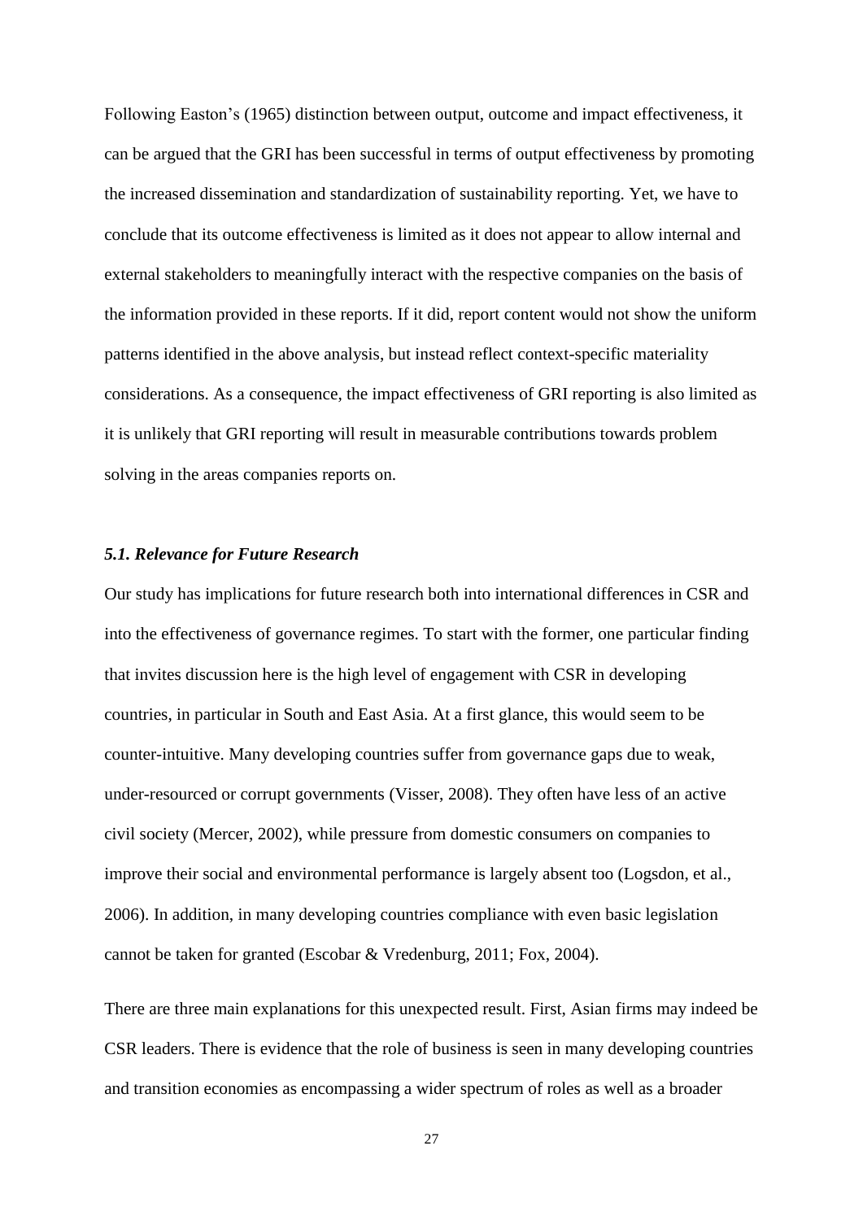Following Easton's (1965) distinction between output, outcome and impact effectiveness, it can be argued that the GRI has been successful in terms of output effectiveness by promoting the increased dissemination and standardization of sustainability reporting. Yet, we have to conclude that its outcome effectiveness is limited as it does not appear to allow internal and external stakeholders to meaningfully interact with the respective companies on the basis of the information provided in these reports. If it did, report content would not show the uniform patterns identified in the above analysis, but instead reflect context-specific materiality considerations. As a consequence, the impact effectiveness of GRI reporting is also limited as it is unlikely that GRI reporting will result in measurable contributions towards problem solving in the areas companies reports on.

### *5.1. Relevance for Future Research*

Our study has implications for future research both into international differences in CSR and into the effectiveness of governance regimes. To start with the former, one particular finding that invites discussion here is the high level of engagement with CSR in developing countries, in particular in South and East Asia. At a first glance, this would seem to be counter-intuitive. Many developing countries suffer from governance gaps due to weak, under-resourced or corrupt governments (Visser, 2008). They often have less of an active civil society (Mercer, 2002), while pressure from domestic consumers on companies to improve their social and environmental performance is largely absent too (Logsdon, et al., 2006). In addition, in many developing countries compliance with even basic legislation cannot be taken for granted (Escobar & Vredenburg, 2011; Fox, 2004).

There are three main explanations for this unexpected result. First, Asian firms may indeed be CSR leaders. There is evidence that the role of business is seen in many developing countries and transition economies as encompassing a wider spectrum of roles as well as a broader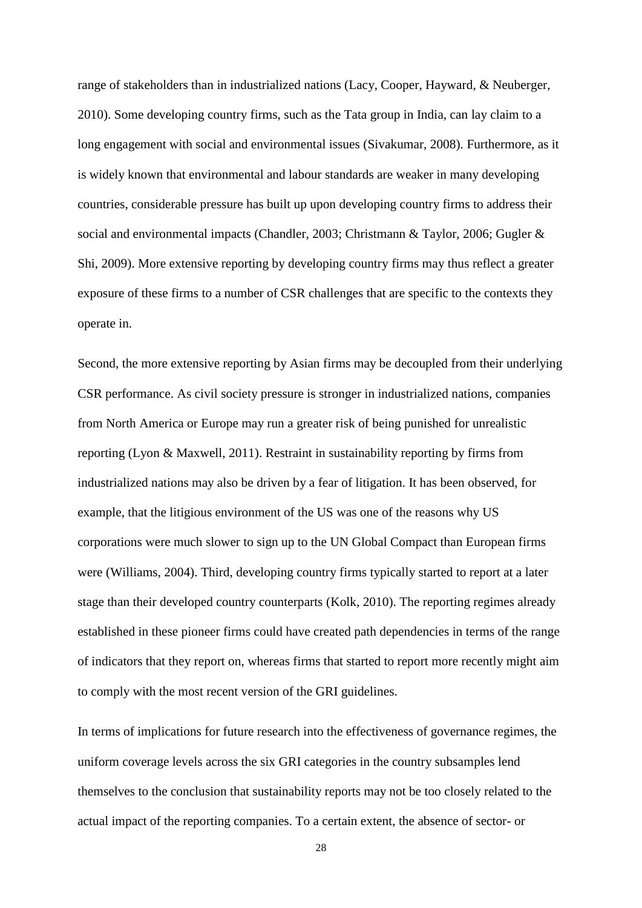range of stakeholders than in industrialized nations (Lacy, Cooper, Hayward, & Neuberger, 2010). Some developing country firms, such as the Tata group in India, can lay claim to a long engagement with social and environmental issues (Sivakumar, 2008). Furthermore, as it is widely known that environmental and labour standards are weaker in many developing countries, considerable pressure has built up upon developing country firms to address their social and environmental impacts (Chandler, 2003; Christmann & Taylor, 2006; Gugler & Shi, 2009). More extensive reporting by developing country firms may thus reflect a greater exposure of these firms to a number of CSR challenges that are specific to the contexts they operate in.

Second, the more extensive reporting by Asian firms may be decoupled from their underlying CSR performance. As civil society pressure is stronger in industrialized nations, companies from North America or Europe may run a greater risk of being punished for unrealistic reporting (Lyon & Maxwell, 2011). Restraint in sustainability reporting by firms from industrialized nations may also be driven by a fear of litigation. It has been observed, for example, that the litigious environment of the US was one of the reasons why US corporations were much slower to sign up to the UN Global Compact than European firms were (Williams, 2004). Third, developing country firms typically started to report at a later stage than their developed country counterparts (Kolk, 2010). The reporting regimes already established in these pioneer firms could have created path dependencies in terms of the range of indicators that they report on, whereas firms that started to report more recently might aim to comply with the most recent version of the GRI guidelines.

In terms of implications for future research into the effectiveness of governance regimes, the uniform coverage levels across the six GRI categories in the country subsamples lend themselves to the conclusion that sustainability reports may not be too closely related to the actual impact of the reporting companies. To a certain extent, the absence of sector- or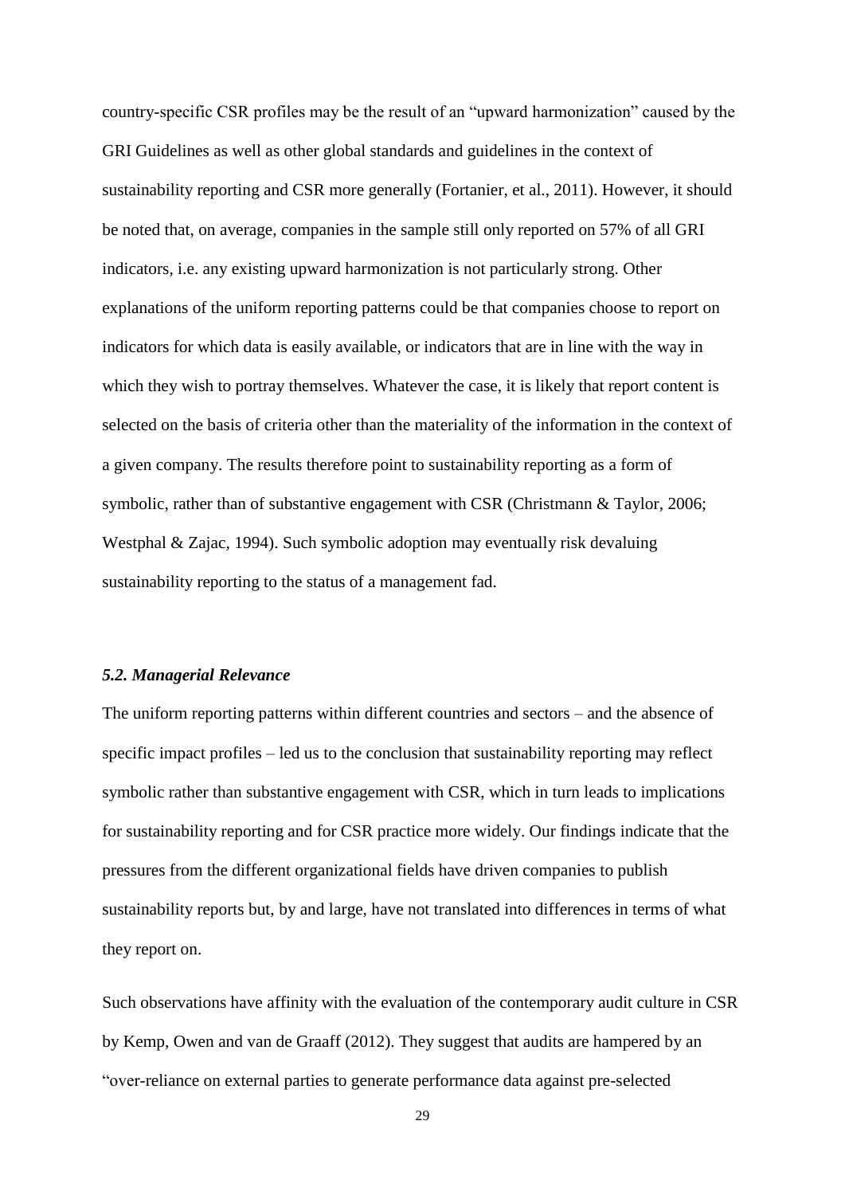country-specific CSR profiles may be the result of an "upward harmonization" caused by the GRI Guidelines as well as other global standards and guidelines in the context of sustainability reporting and CSR more generally (Fortanier, et al., 2011). However, it should be noted that, on average, companies in the sample still only reported on 57% of all GRI indicators, i.e. any existing upward harmonization is not particularly strong. Other explanations of the uniform reporting patterns could be that companies choose to report on indicators for which data is easily available, or indicators that are in line with the way in which they wish to portray themselves. Whatever the case, it is likely that report content is selected on the basis of criteria other than the materiality of the information in the context of a given company. The results therefore point to sustainability reporting as a form of symbolic, rather than of substantive engagement with CSR (Christmann & Taylor, 2006; Westphal & Zajac, 1994). Such symbolic adoption may eventually risk devaluing sustainability reporting to the status of a management fad.

### *5.2. Managerial Relevance*

The uniform reporting patterns within different countries and sectors – and the absence of specific impact profiles – led us to the conclusion that sustainability reporting may reflect symbolic rather than substantive engagement with CSR, which in turn leads to implications for sustainability reporting and for CSR practice more widely. Our findings indicate that the pressures from the different organizational fields have driven companies to publish sustainability reports but, by and large, have not translated into differences in terms of what they report on.

Such observations have affinity with the evaluation of the contemporary audit culture in CSR by Kemp, Owen and van de Graaff (2012). They suggest that audits are hampered by an "over-reliance on external parties to generate performance data against pre-selected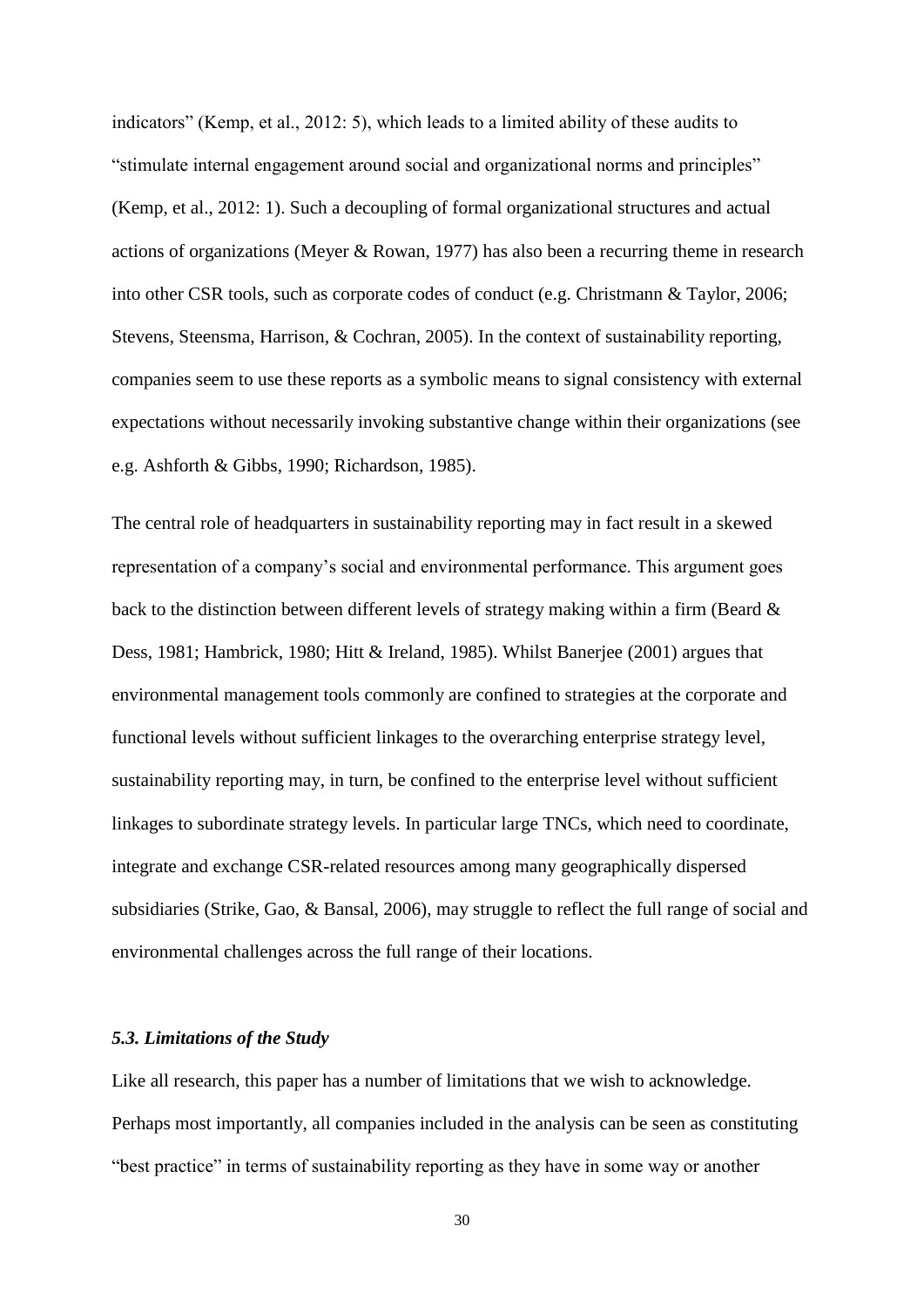indicators" (Kemp, et al., 2012: 5), which leads to a limited ability of these audits to "stimulate internal engagement around social and organizational norms and principles" (Kemp, et al., 2012: 1). Such a decoupling of formal organizational structures and actual actions of organizations (Meyer & Rowan, 1977) has also been a recurring theme in research into other CSR tools, such as corporate codes of conduct (e.g. Christmann & Taylor, 2006; Stevens, Steensma, Harrison, & Cochran, 2005). In the context of sustainability reporting, companies seem to use these reports as a symbolic means to signal consistency with external expectations without necessarily invoking substantive change within their organizations (see e.g. Ashforth & Gibbs, 1990; Richardson, 1985).

The central role of headquarters in sustainability reporting may in fact result in a skewed representation of a company's social and environmental performance. This argument goes back to the distinction between different levels of strategy making within a firm (Beard & Dess, 1981; Hambrick, 1980; Hitt & Ireland, 1985). Whilst Banerjee (2001) argues that environmental management tools commonly are confined to strategies at the corporate and functional levels without sufficient linkages to the overarching enterprise strategy level, sustainability reporting may, in turn, be confined to the enterprise level without sufficient linkages to subordinate strategy levels. In particular large TNCs, which need to coordinate, integrate and exchange CSR-related resources among many geographically dispersed subsidiaries (Strike, Gao, & Bansal, 2006), may struggle to reflect the full range of social and environmental challenges across the full range of their locations.

### *5.3. Limitations of the Study*

Like all research, this paper has a number of limitations that we wish to acknowledge. Perhaps most importantly, all companies included in the analysis can be seen as constituting "best practice" in terms of sustainability reporting as they have in some way or another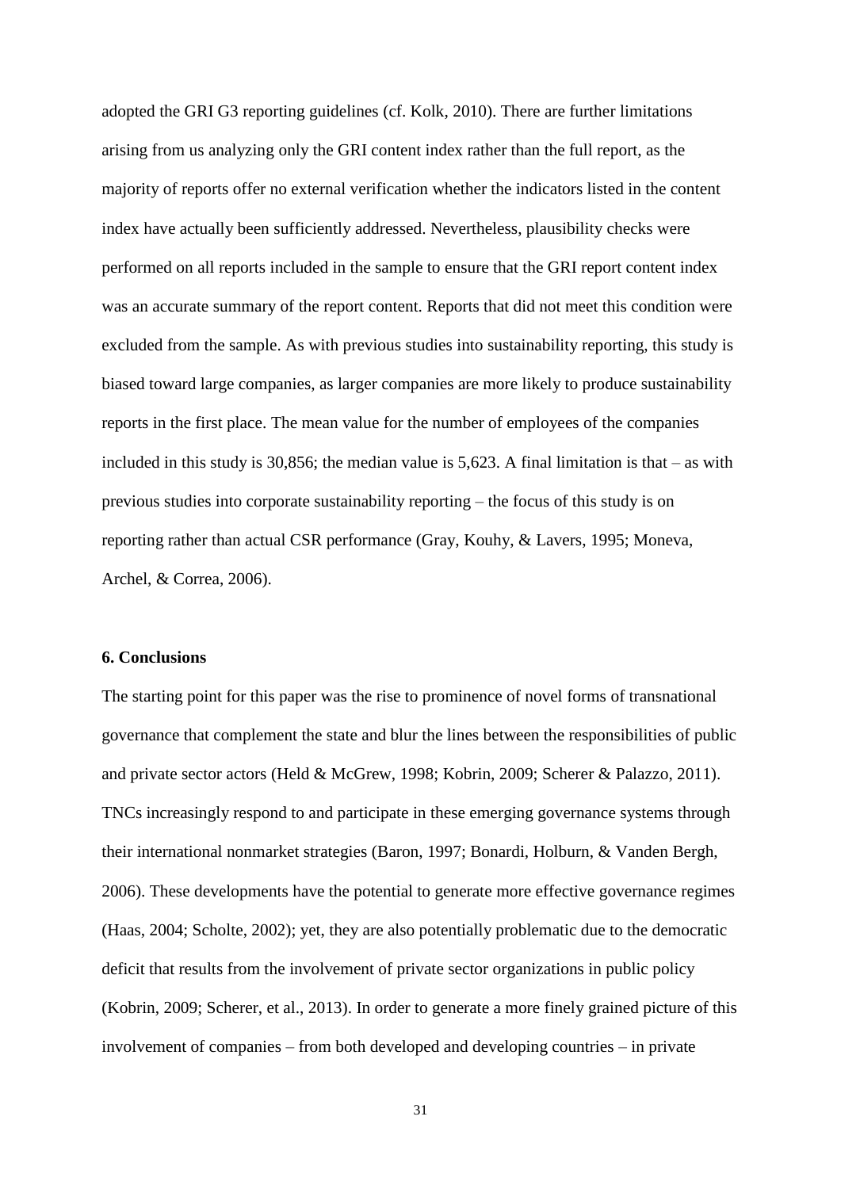adopted the GRI G3 reporting guidelines (cf. Kolk, 2010). There are further limitations arising from us analyzing only the GRI content index rather than the full report, as the majority of reports offer no external verification whether the indicators listed in the content index have actually been sufficiently addressed. Nevertheless, plausibility checks were performed on all reports included in the sample to ensure that the GRI report content index was an accurate summary of the report content. Reports that did not meet this condition were excluded from the sample. As with previous studies into sustainability reporting, this study is biased toward large companies, as larger companies are more likely to produce sustainability reports in the first place. The mean value for the number of employees of the companies included in this study is 30,856; the median value is 5,623. A final limitation is that – as with previous studies into corporate sustainability reporting – the focus of this study is on reporting rather than actual CSR performance (Gray, Kouhy, & Lavers, 1995; Moneva, Archel, & Correa, 2006).

## 6. Conclusions

The starting point for this paper was the rise to prominence of novel forms of transnational governance that complement the state and blur the lines between the responsibilities of public and private sector actors (Held & McGrew, 1998; Kobrin, 2009; Scherer & Palazzo, 2011). TNCs increasingly respond to and participate in these emerging governance systems through their international nonmarket strategies (Baron, 1997; Bonardi, Holburn, & Vanden Bergh, 2006). These developments have the potential to generate more effective governance regimes (Haas, 2004; Scholte, 2002); yet, they are also potentially problematic due to the democratic deficit that results from the involvement of private sector organizations in public policy (Kobrin, 2009; Scherer, et al., 2013). In order to generate a more finely grained picture of this involvement of companies – from both developed and developing countries – in private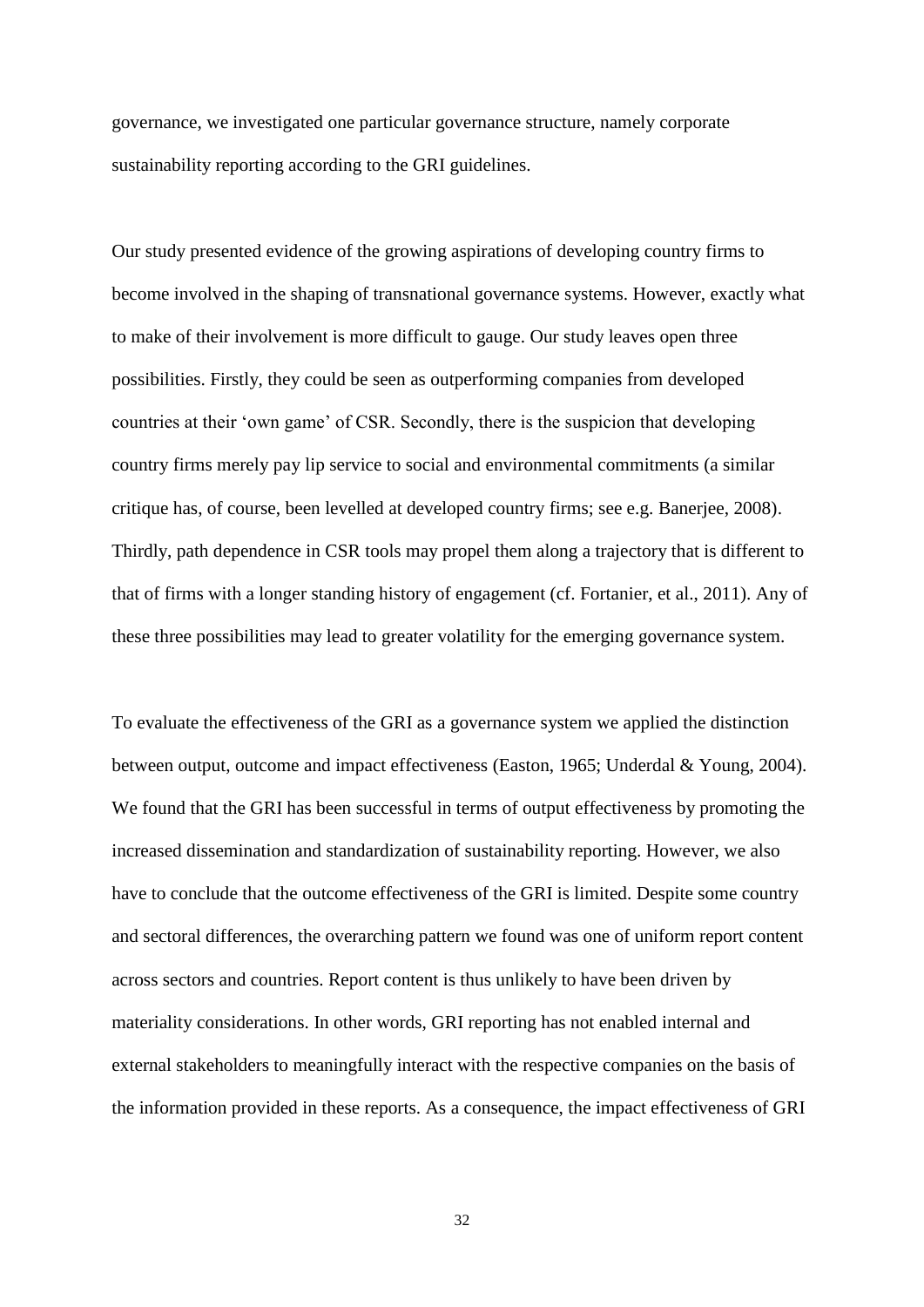governance, we investigated one particular governance structure, namely corporate sustainability reporting according to the GRI guidelines.

Our study presented evidence of the growing aspirations of developing country firms to become involved in the shaping of transnational governance systems. However, exactly what to make of their involvement is more difficult to gauge. Our study leaves open three possibilities. Firstly, they could be seen as outperforming companies from developed countries at their 'own game' of CSR. Secondly, there is the suspicion that developing country firms merely pay lip service to social and environmental commitments (a similar critique has, of course, been levelled at developed country firms; see e.g. Banerjee, 2008). Thirdly, path dependence in CSR tools may propel them along a trajectory that is different to that of firms with a longer standing history of engagement (cf. Fortanier, et al., 2011). Any of these three possibilities may lead to greater volatility for the emerging governance system.

To evaluate the effectiveness of the GRI as a governance system we applied the distinction between output, outcome and impact effectiveness (Easton, 1965; Underdal & Young, 2004). We found that the GRI has been successful in terms of output effectiveness by promoting the increased dissemination and standardization of sustainability reporting. However, we also have to conclude that the outcome effectiveness of the GRI is limited. Despite some country and sectoral differences, the overarching pattern we found was one of uniform report content across sectors and countries. Report content is thus unlikely to have been driven by materiality considerations. In other words, GRI reporting has not enabled internal and external stakeholders to meaningfully interact with the respective companies on the basis of the information provided in these reports. As a consequence, the impact effectiveness of GRI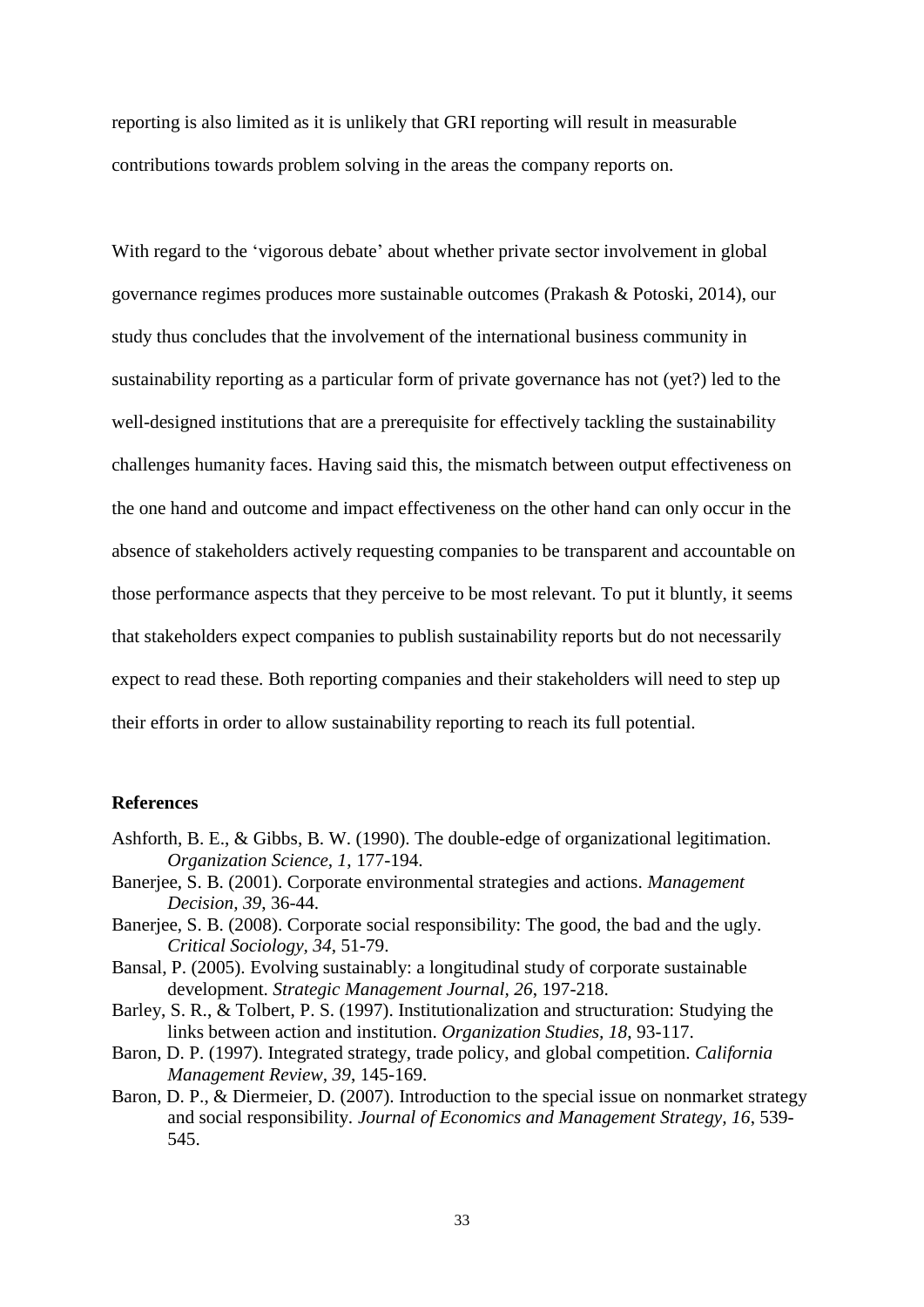reporting is also limited as it is unlikely that GRI reporting will result in measurable contributions towards problem solving in the areas the company reports on.

With regard to the 'vigorous debate' about whether private sector involvement in global governance regimes produces more sustainable outcomes (Prakash & Potoski, 2014), our study thus concludes that the involvement of the international business community in sustainability reporting as a particular form of private governance has not (yet?) led to the well-designed institutions that are a prerequisite for effectively tackling the sustainability challenges humanity faces. Having said this, the mismatch between output effectiveness on the one hand and outcome and impact effectiveness on the other hand can only occur in the absence of stakeholders actively requesting companies to be transparent and accountable on those performance aspects that they perceive to be most relevant. To put it bluntly, it seems that stakeholders expect companies to publish sustainability reports but do not necessarily expect to read these. Both reporting companies and their stakeholders will need to step up their efforts in order to allow sustainability reporting to reach its full potential.

## References

Ashforth, B. E., & Gibbs, B. W. (1990). The double-edge of organizational legitimation. *Organization Science, 1*, 177-194.

Banerjee, S. B. (2001). Corporate environmental strategies and actions. *Management Decision, 39*, 36-44.

Banerjee, S. B. (2008). Corporate social responsibility: The good, the bad and the ugly. *Critical Sociology, 34*, 51-79.

Bansal, P. (2005). Evolving sustainably: a longitudinal study of corporate sustainable development. *Strategic Management Journal, 26*, 197-218.

Barley, S. R., & Tolbert, P. S. (1997). Institutionalization and structuration: Studying the links between action and institution. *Organization Studies, 18*, 93-117.

Baron, D. P. (1997). Integrated strategy, trade policy, and global competition. *California Management Review, 39*, 145-169.

Baron, D. P., & Diermeier, D. (2007). Introduction to the special issue on nonmarket strategy and social responsibility. *Journal of Economics and Management Strategy, 16*, 539-545.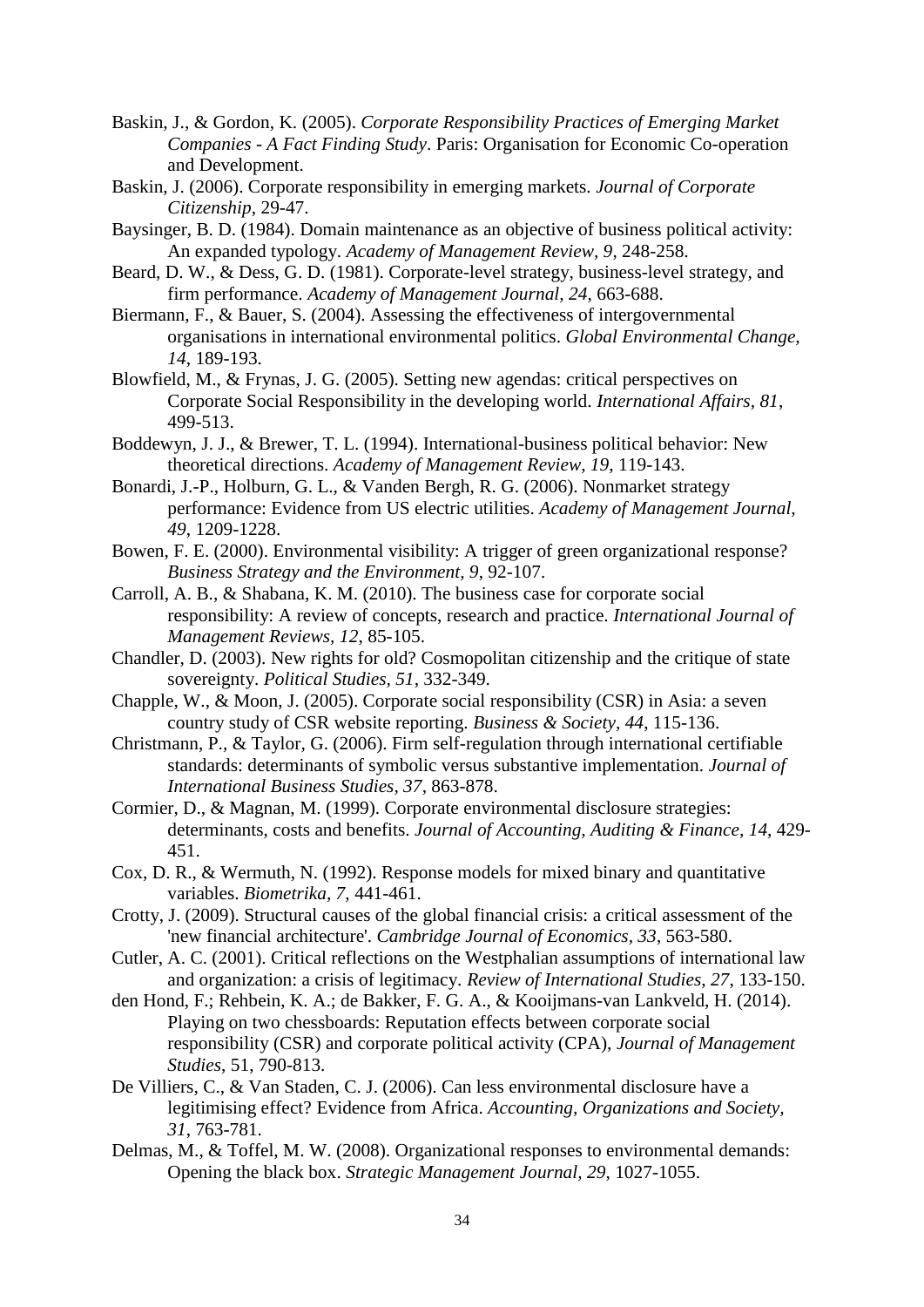Baskin, J., & Gordon, K. (2005). *Corporate Responsibility Practices of Emerging Market Companies - A Fact Finding Study*. Paris: Organisation for Economic Co-operation and Development.

Baskin, J. (2006). Corporate responsibility in emerging markets. *Journal of Corporate Citizenship*, 29-47.

Baysinger, B. D. (1984). Domain maintenance as an objective of business political activity: An expanded typology. *Academy of Management Review, 9*, 248-258.

Beard, D. W., & Dess, G. D. (1981). Corporate-level strategy, business-level strategy, and firm performance. *Academy of Management Journal, 24*, 663-688.

Biermann, F., & Bauer, S. (2004). Assessing the effectiveness of intergovernmental organisations in international environmental politics. *Global Environmental Change, 14*, 189-193.

Blowfield, M., & Frynas, J. G. (2005). Setting new agendas: critical perspectives on Corporate Social Responsibility in the developing world. *International Affairs, 81*, 499-513.

Boddewyn, J. J., & Brewer, T. L. (1994). International-business political behavior: New theoretical directions. *Academy of Management Review, 19*, 119-143.

Bonardi, J.-P., Holburn, G. L., & Vanden Bergh, R. G. (2006). Nonmarket strategy performance: Evidence from US electric utilities. *Academy of Management Journal, 49*, 1209-1228.

Bowen, F. E. (2000). Environmental visibility: A trigger of green organizational response? *Business Strategy and the Environment, 9*, 92-107.

Carroll, A. B., & Shabana, K. M. (2010). The business case for corporate social responsibility: A review of concepts, research and practice. *International Journal of Management Reviews, 12*, 85-105.

Chandler, D. (2003). New rights for old? Cosmopolitan citizenship and the critique of state sovereignty. *Political Studies, 51*, 332-349.

Chapple, W., & Moon, J. (2005). Corporate social responsibility (CSR) in Asia: a seven country study of CSR website reporting. *Business & Society, 44*, 115-136.

Christmann, P., & Taylor, G. (2006). Firm self-regulation through international certifiable standards: determinants of symbolic versus substantive implementation. *Journal of International Business Studies, 37*, 863-878.

Cormier, D., & Magnan, M. (1999). Corporate environmental disclosure strategies: determinants, costs and benefits. *Journal of Accounting, Auditing & Finance, 14*, 429-451.

Cox, D. R., & Wermuth, N. (1992). Response models for mixed binary and quantitative variables. *Biometrika, 7*, 441-461.

Crotty, J. (2009). Structural causes of the global financial crisis: a critical assessment of the 'new financial architecture'. *Cambridge Journal of Economics, 33*, 563-580.

Cutler, A. C. (2001). Critical reflections on the Westphalian assumptions of international law and organization: a crisis of legitimacy. *Review of International Studies, 27*, 133-150.

den Hond, F.; Rehbein, K. A.; de Bakker, F. G. A., & Kooijmans-van Lankveld, H. (2014). Playing on two chessboards: Reputation effects between corporate social responsibility (CSR) and corporate political activity (CPA), *Journal of Management Studies*, 51, 790-813.

De Villiers, C., & Van Staden, C. J. (2006). Can less environmental disclosure have a legitimising effect? Evidence from Africa. *Accounting, Organizations and Society, 31*, 763-781.

Delmas, M., & Toffel, M. W. (2008). Organizational responses to environmental demands: Opening the black box. *Strategic Management Journal, 29*, 1027-1055.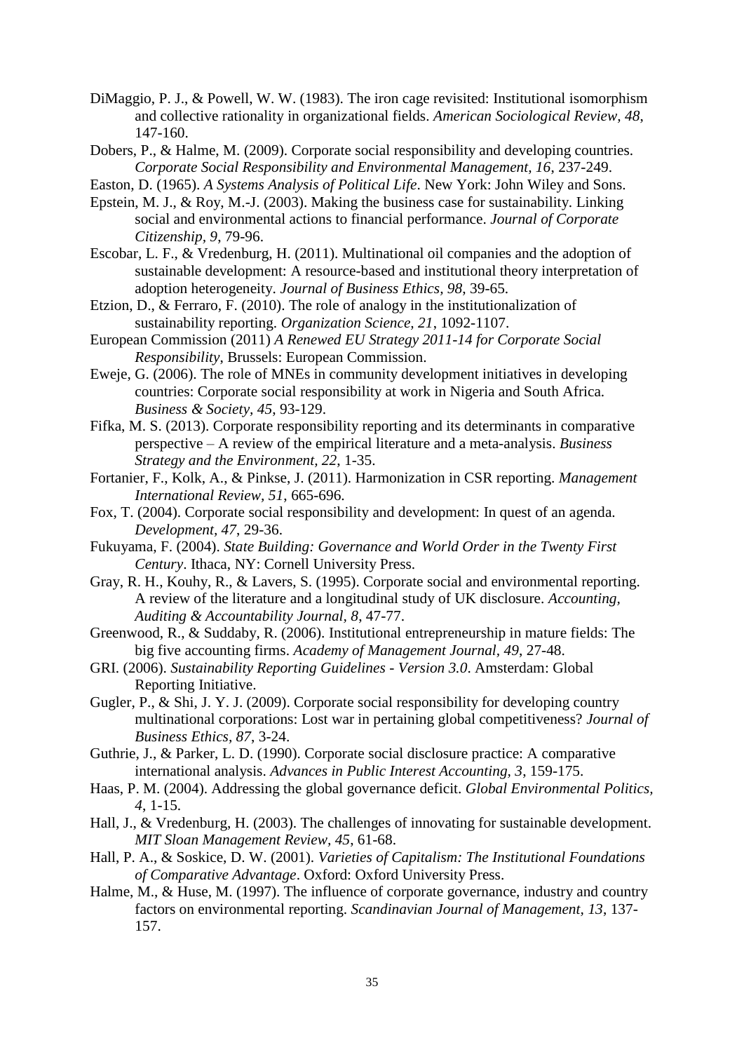DiMaggio, P. J., & Powell, W. W. (1983). The iron cage revisited: Institutional isomorphism and collective rationality in organizational fields. *American Sociological Review*, *48*, 147-160.

Dobers, P., & Halme, M. (2009). Corporate social responsibility and developing countries. *Corporate Social Responsibility and Environmental Management*, *16*, 237-249.

Easton, D. (1965). *A Systems Analysis of Political Life*. New York: John Wiley and Sons.

Epstein, M. J., & Roy, M.-J. (2003). Making the business case for sustainability. Linking social and environmental actions to financial performance. *Journal of Corporate Citizenship*, *9*, 79-96.

Escobar, L. F., & Vredenburg, H. (2011). Multinational oil companies and the adoption of sustainable development: A resource-based and institutional theory interpretation of adoption heterogeneity. *Journal of Business Ethics*, *98*, 39-65.

Etzion, D., & Ferraro, F. (2010). The role of analogy in the institutionalization of sustainability reporting. *Organization Science*, *21*, 1092-1107.

European Commission (2011) *A Renewed EU Strategy 2011-14 for Corporate Social Responsibility*, Brussels: European Commission.

Eweje, G. (2006). The role of MNEs in community development initiatives in developing countries: Corporate social responsibility at work in Nigeria and South Africa. *Business & Society*, *45*, 93-129.

Fifka, M. S. (2013). Corporate responsibility reporting and its determinants in comparative perspective – A review of the empirical literature and a meta-analysis. *Business Strategy and the Environment*, *22*, 1-35.

Fortanier, F., Kolk, A., & Pinkse, J. (2011). Harmonization in CSR reporting. *Management International Review*, *51*, 665-696.

Fox, T. (2004). Corporate social responsibility and development: In quest of an agenda. *Development*, *47*, 29-36.

Fukuyama, F. (2004). *State Building: Governance and World Order in the Twenty First Century*. Ithaca, NY: Cornell University Press.

Gray, R. H., Kouhy, R., & Lavers, S. (1995). Corporate social and environmental reporting. A review of the literature and a longitudinal study of UK disclosure. *Accounting, Auditing & Accountability Journal*, *8*, 47-77.

Greenwood, R., & Suddaby, R. (2006). Institutional entrepreneurship in mature fields: The big five accounting firms. *Academy of Management Journal*, *49*, 27-48.

GRI. (2006). *Sustainability Reporting Guidelines - Version 3.0*. Amsterdam: Global Reporting Initiative.

Gugler, P., & Shi, J. Y. J. (2009). Corporate social responsibility for developing country multinational corporations: Lost war in pertaining global competitiveness? *Journal of Business Ethics*, *87*, 3-24.

Guthrie, J., & Parker, L. D. (1990). Corporate social disclosure practice: A comparative international analysis. *Advances in Public Interest Accounting*, *3*, 159-175.

Haas, P. M. (2004). Addressing the global governance deficit. *Global Environmental Politics*, *4*, 1-15.

Hall, J., & Vredenburg, H. (2003). The challenges of innovating for sustainable development. *MIT Sloan Management Review*, *45*, 61-68.

Hall, P. A., & Soskice, D. W. (2001). *Varieties of Capitalism: The Institutional Foundations of Comparative Advantage*. Oxford: Oxford University Press.

Halme, M., & Huse, M. (1997). The influence of corporate governance, industry and country factors on environmental reporting. *Scandinavian Journal of Management, 13*, 137-157.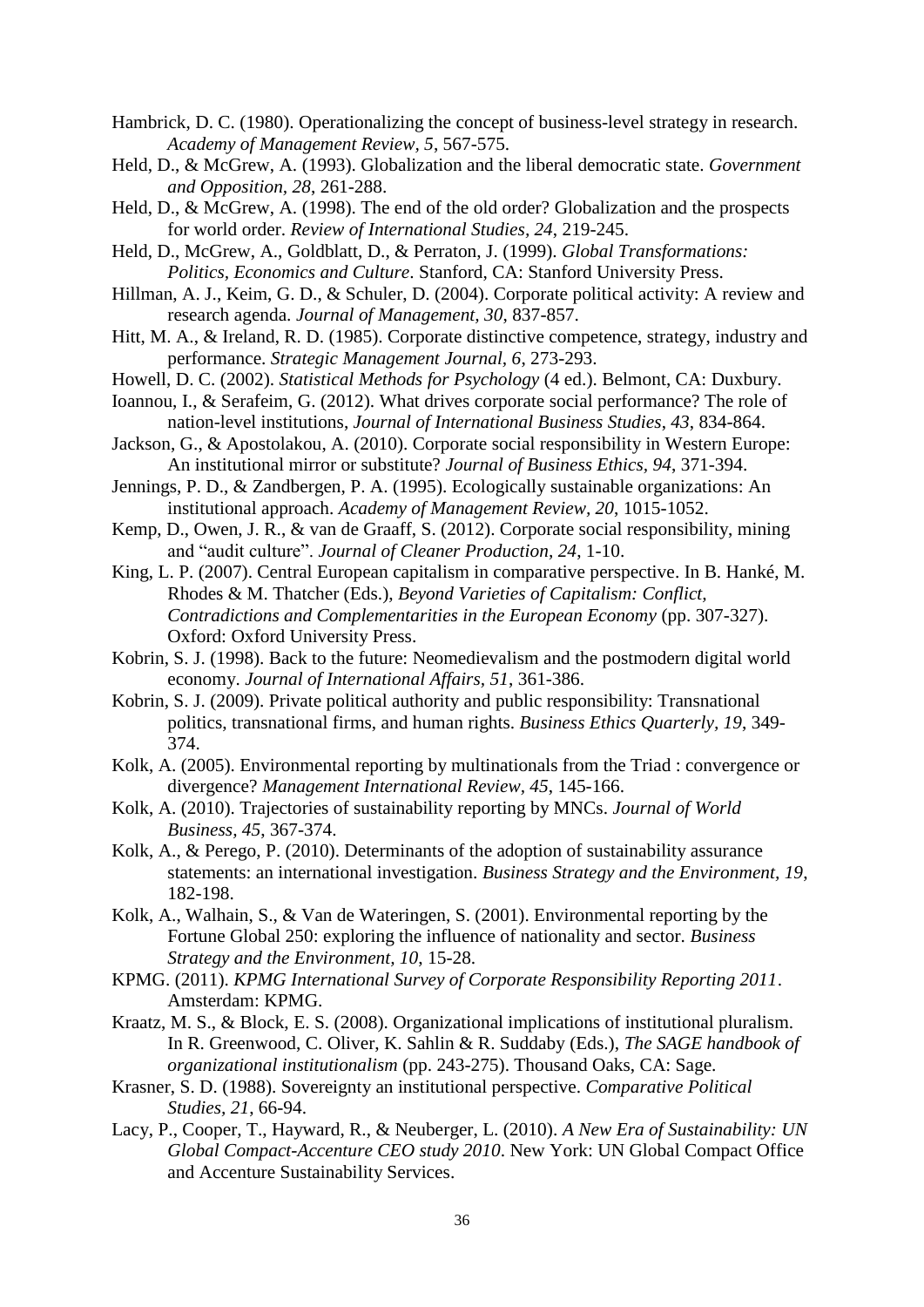Hambrick, D. C. (1980). Operationalizing the concept of business-level strategy in research. *Academy of Management Review, 5*, 567-575.

Held, D., & McGrew, A. (1993). Globalization and the liberal democratic state. *Government and Opposition, 28*, 261-288.

Held, D., & McGrew, A. (1998). The end of the old order? Globalization and the prospects for world order. *Review of International Studies, 24*, 219-245.

Held, D., McGrew, A., Goldblatt, D., & Perraton, J. (1999). *Global Transformations: Politics, Economics and Culture*. Stanford, CA: Stanford University Press.

Hillman, A. J., Keim, G. D., & Schuler, D. (2004). Corporate political activity: A review and research agenda. *Journal of Management, 30*, 837-857.

Hitt, M. A., & Ireland, R. D. (1985). Corporate distinctive competence, strategy, industry and performance. *Strategic Management Journal, 6*, 273-293.

Howell, D. C. (2002). *Statistical Methods for Psychology* (4 ed.). Belmont, CA: Duxbury.

Ioannou, I., & Serafeim, G. (2012). What drives corporate social performance? The role of nation-level institutions, *Journal of International Business Studies, 43*, 834-864.

Jackson, G., & Apostolakou, A. (2010). Corporate social responsibility in Western Europe: An institutional mirror or substitute? *Journal of Business Ethics, 94*, 371-394.

Jennings, P. D., & Zandbergen, P. A. (1995). Ecologically sustainable organizations: An institutional approach. *Academy of Management Review, 20*, 1015-1052.

Kemp, D., Owen, J. R., & van de Graaff, S. (2012). Corporate social responsibility, mining and "audit culture". *Journal of Cleaner Production, 24*, 1-10.

King, L. P. (2007). Central European capitalism in comparative perspective. In B. Hanké, M. Rhodes & M. Thatcher (Eds.), *Beyond Varieties of Capitalism: Conflict, Contradictions and Complementarities in the European Economy* (pp. 307-327). Oxford: Oxford University Press.

Kobrin, S. J. (1998). Back to the future: Neomedievalism and the postmodern digital world economy. *Journal of International Affairs, 51*, 361-386.

Kobrin, S. J. (2009). Private political authority and public responsibility: Transnational politics, transnational firms, and human rights. *Business Ethics Quarterly, 19*, 349-374.

Kolk, A. (2005). Environmental reporting by multinationals from the Triad : convergence or divergence? *Management International Review, 45*, 145-166.

Kolk, A. (2010). Trajectories of sustainability reporting by MNCs. *Journal of World Business, 45*, 367-374.

Kolk, A., & Perego, P. (2010). Determinants of the adoption of sustainability assurance statements: an international investigation. *Business Strategy and the Environment, 19*, 182-198.

Kolk, A., Walhain, S., & Van de Wateringen, S. (2001). Environmental reporting by the Fortune Global 250: exploring the influence of nationality and sector. *Business Strategy and the Environment, 10*, 15-28.

KPMG. (2011). *KPMG International Survey of Corporate Responsibility Reporting 2011*. Amsterdam: KPMG.

Kraatz, M. S., & Block, E. S. (2008). Organizational implications of institutional pluralism. In R. Greenwood, C. Oliver, K. Sahlin & R. Suddaby (Eds.), *The SAGE handbook of organizational institutionalism* (pp. 243-275). Thousand Oaks, CA: Sage.

Krasner, S. D. (1988). Sovereignty an institutional perspective. *Comparative Political Studies, 21*, 66-94.

Lacy, P., Cooper, T., Hayward, R., & Neuberger, L. (2010). *A New Era of Sustainability: UN Global Compact-Accenture CEO study 2010*. New York: UN Global Compact Office and Accenture Sustainability Services.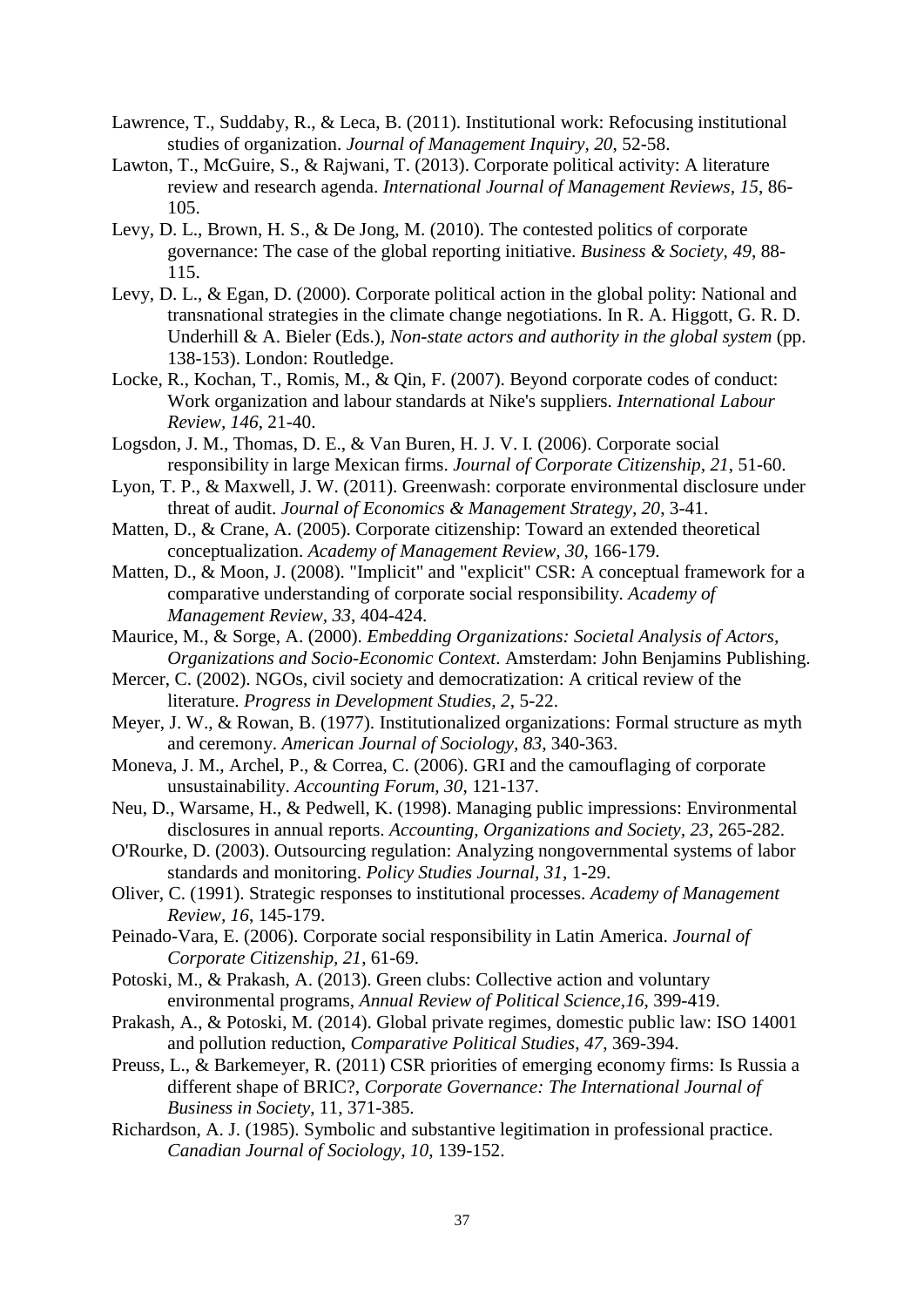Lawrence, T., Suddaby, R., & Leca, B. (2011). Institutional work: Refocusing institutional studies of organization. *Journal of Management Inquiry, 20*, 52-58.

Lawton, T., McGuire, S., & Rajwani, T. (2013). Corporate political activity: A literature review and research agenda. *International Journal of Management Reviews, 15*, 86-105.

Levy, D. L., Brown, H. S., & De Jong, M. (2010). The contested politics of corporate governance: The case of the global reporting initiative. *Business & Society, 49*, 88-115.

Levy, D. L., & Egan, D. (2000). Corporate political action in the global polity: National and transnational strategies in the climate change negotiations. In R. A. Higgott, G. R. D. Underhill & A. Bieler (Eds.), *Non-state actors and authority in the global system* (pp. 138-153). London: Routledge.

Locke, R., Kochan, T., Romis, M., & Qin, F. (2007). Beyond corporate codes of conduct: Work organization and labour standards at Nike's suppliers. *International Labour Review, 146*, 21-40.

Logsdon, J. M., Thomas, D. E., & Van Buren, H. J. V. I. (2006). Corporate social responsibility in large Mexican firms. *Journal of Corporate Citizenship, 21*, 51-60.

Lyon, T. P., & Maxwell, J. W. (2011). Greenwash: corporate environmental disclosure under threat of audit. *Journal of Economics & Management Strategy, 20*, 3-41.

Matten, D., & Crane, A. (2005). Corporate citizenship: Toward an extended theoretical conceptualization. *Academy of Management Review, 30*, 166-179.

Matten, D., & Moon, J. (2008). "Implicit" and "explicit" CSR: A conceptual framework for a comparative understanding of corporate social responsibility. *Academy of Management Review, 33*, 404-424.

Maurice, M., & Sorge, A. (2000). *Embedding Organizations: Societal Analysis of Actors, Organizations and Socio-Economic Context*. Amsterdam: John Benjamins Publishing.

Mercer, C. (2002). NGOs, civil society and democratization: A critical review of the literature. *Progress in Development Studies, 2*, 5-22.

Meyer, J. W., & Rowan, B. (1977). Institutionalized organizations: Formal structure as myth and ceremony. *American Journal of Sociology, 83*, 340-363.

Moneva, J. M., Archel, P., & Correa, C. (2006). GRI and the camouflaging of corporate unsustainability. *Accounting Forum, 30*, 121-137.

Neu, D., Warsame, H., & Pedwell, K. (1998). Managing public impressions: Environmental disclosures in annual reports. *Accounting, Organizations and Society, 23*, 265-282.

O'Rourke, D. (2003). Outsourcing regulation: Analyzing nongovernmental systems of labor standards and monitoring. *Policy Studies Journal, 31*, 1-29.

Oliver, C. (1991). Strategic responses to institutional processes. *Academy of Management Review, 16*, 145-179.

Peinado-Vara, E. (2006). Corporate social responsibility in Latin America. *Journal of Corporate Citizenship, 21*, 61-69.

Potoski, M., & Prakash, A. (2013). Green clubs: Collective action and voluntary environmental programs, *Annual Review of Political Science,16*, 399-419.

Prakash, A., & Potoski, M. (2014). Global private regimes, domestic public law: ISO 14001 and pollution reduction, *Comparative Political Studies, 47*, 369-394.

Preuss, L., & Barkemeyer, R. (2011) CSR priorities of emerging economy firms: Is Russia a different shape of BRIC?, *Corporate Governance: The International Journal of Business in Society*, 11, 371-385.

Richardson, A. J. (1985). Symbolic and substantive legitimation in professional practice. *Canadian Journal of Sociology, 10*, 139-152.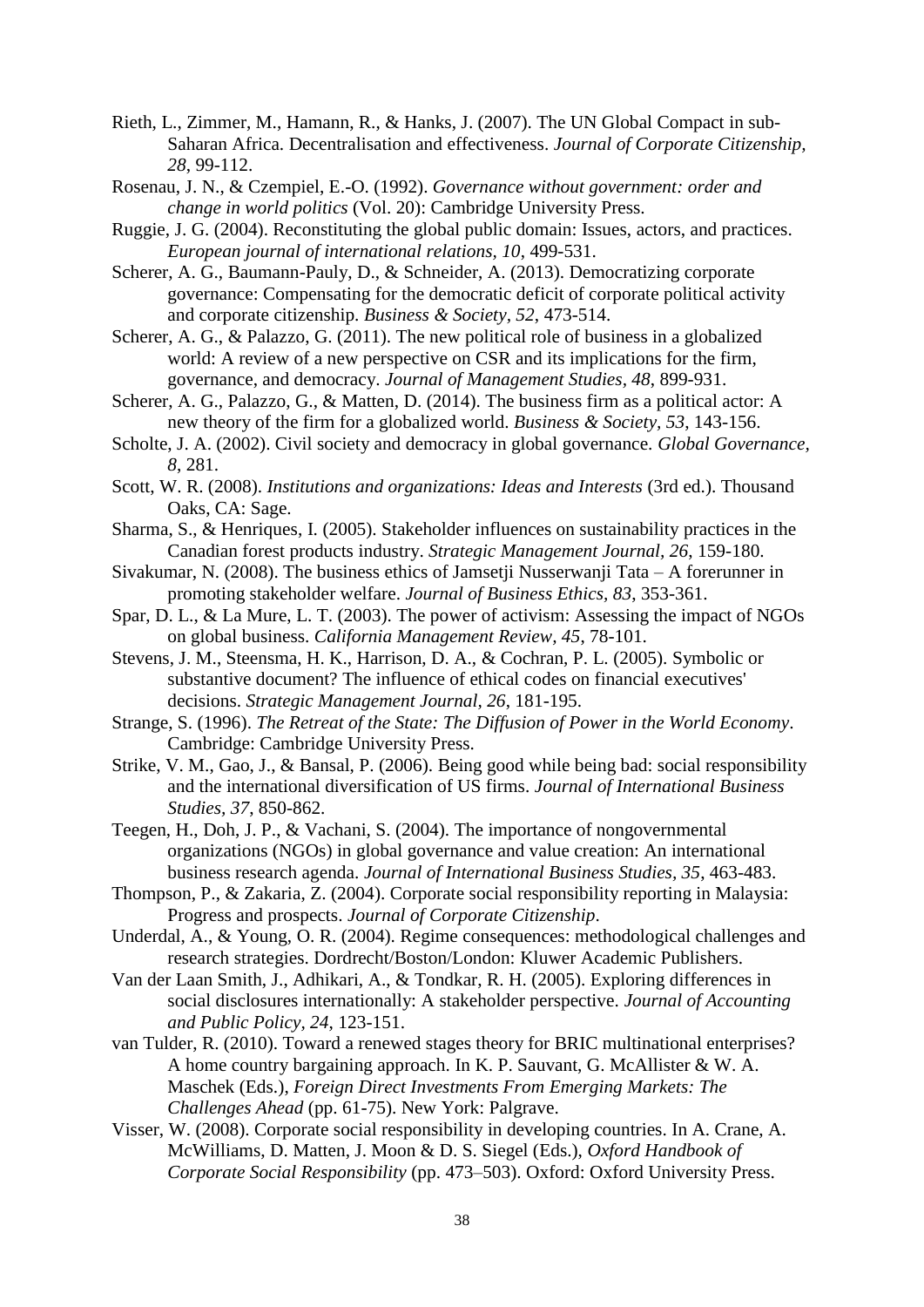Rieth, L., Zimmer, M., Hamann, R., & Hanks, J. (2007). The UN Global Compact in sub-Saharan Africa. Decentralisation and effectiveness. *Journal of Corporate Citizenship, 28*, 99-112.

Rosenau, J. N., & Czempiel, E.-O. (1992). *Governance without government: order and change in world politics* (Vol. 20): Cambridge University Press.

Ruggie, J. G. (2004). Reconstituting the global public domain: Issues, actors, and practices. *European journal of international relations, 10*, 499-531.

Scherer, A. G., Baumann-Pauly, D., & Schneider, A. (2013). Democratizing corporate governance: Compensating for the democratic deficit of corporate political activity and corporate citizenship. *Business & Society, 52*, 473-514.

Scherer, A. G., & Palazzo, G. (2011). The new political role of business in a globalized world: A review of a new perspective on CSR and its implications for the firm, governance, and democracy. *Journal of Management Studies, 48*, 899-931.

Scherer, A. G., Palazzo, G., & Matten, D. (2014). The business firm as a political actor: A new theory of the firm for a globalized world. *Business & Society, 53*, 143-156.

Scholte, J. A. (2002). Civil society and democracy in global governance. *Global Governance, 8*, 281.

Scott, W. R. (2008). *Institutions and organizations: Ideas and Interests* (3rd ed.). Thousand Oaks, CA: Sage.

Sharma, S., & Henriques, I. (2005). Stakeholder influences on sustainability practices in the Canadian forest products industry. *Strategic Management Journal, 26*, 159-180.

Sivakumar, N. (2008). The business ethics of Jamsetji Nusserwanji Tata – A forerunner in promoting stakeholder welfare. *Journal of Business Ethics, 83*, 353-361.

Spar, D. L., & La Mure, L. T. (2003). The power of activism: Assessing the impact of NGOs on global business. *California Management Review, 45*, 78-101.

Stevens, J. M., Steensma, H. K., Harrison, D. A., & Cochran, P. L. (2005). Symbolic or substantive document? The influence of ethical codes on financial executives' decisions. *Strategic Management Journal, 26*, 181-195.

Strange, S. (1996). *The Retreat of the State: The Diffusion of Power in the World Economy*. Cambridge: Cambridge University Press.

Strike, V. M., Gao, J., & Bansal, P. (2006). Being good while being bad: social responsibility and the international diversification of US firms. *Journal of International Business Studies, 37*, 850-862.

Teegen, H., Doh, J. P., & Vachani, S. (2004). The importance of nongovernmental organizations (NGOs) in global governance and value creation: An international business research agenda. *Journal of International Business Studies, 35*, 463-483.

Thompson, P., & Zakaria, Z. (2004). Corporate social responsibility reporting in Malaysia: Progress and prospects. *Journal of Corporate Citizenship*.

Underdal, A., & Young, O. R. (2004). Regime consequences: methodological challenges and research strategies. Dordrecht/Boston/London: Kluwer Academic Publishers.

Van der Laan Smith, J., Adhikari, A., & Tondkar, R. H. (2005). Exploring differences in social disclosures internationally: A stakeholder perspective. *Journal of Accounting and Public Policy, 24*, 123-151.

van Tulder, R. (2010). Toward a renewed stages theory for BRIC multinational enterprises? A home country bargaining approach. In K. P. Sauvant, G. McAllister & W. A. Maschek (Eds.), *Foreign Direct Investments From Emerging Markets: The Challenges Ahead* (pp. 61-75). New York: Palgrave.

Visser, W. (2008). Corporate social responsibility in developing countries. In A. Crane, A. McWilliams, D. Matten, J. Moon & D. S. Siegel (Eds.), *Oxford Handbook of Corporate Social Responsibility* (pp. 473–503). Oxford: Oxford University Press.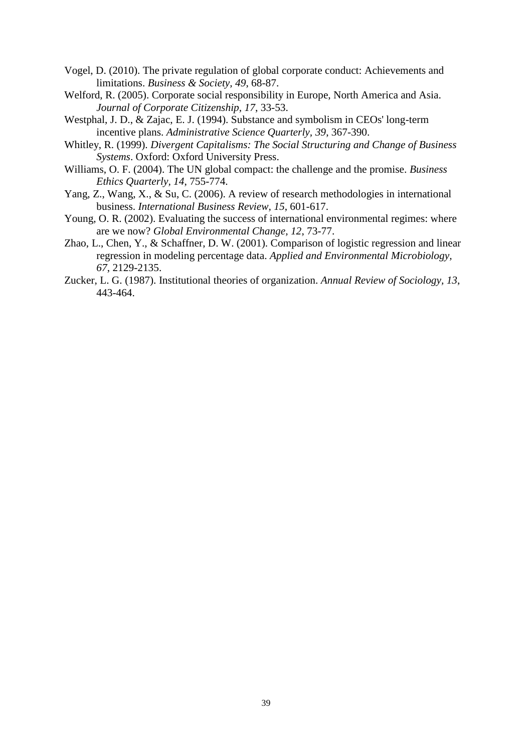Vogel, D. (2010). The private regulation of global corporate conduct: Achievements and limitations. *Business & Society*, *49*, 68-87.

Welford, R. (2005). Corporate social responsibility in Europe, North America and Asia. *Journal of Corporate Citizenship*, *17*, 33-53.

Westphal, J. D., & Zajac, E. J. (1994). Substance and symbolism in CEOs' long-term incentive plans. *Administrative Science Quarterly*, *39*, 367-390.

Whitley, R. (1999). *Divergent Capitalisms: The Social Structuring and Change of Business Systems*. Oxford: Oxford University Press.

Williams, O. F. (2004). The UN global compact: the challenge and the promise. *Business Ethics Quarterly*, *14*, 755-774.

Yang, Z., Wang, X., & Su, C. (2006). A review of research methodologies in international business. *International Business Review*, *15*, 601-617.

Young, O. R. (2002). Evaluating the success of international environmental regimes: where are we now? *Global Environmental Change*, *12*, 73-77.

Zhao, L., Chen, Y., & Schaffner, D. W. (2001). Comparison of logistic regression and linear regression in modeling percentage data. *Applied and Environmental Microbiology*, *67*, 2129-2135.

Zucker, L. G. (1987). Institutional theories of organization. *Annual Review of Sociology*, *13*, 443-464.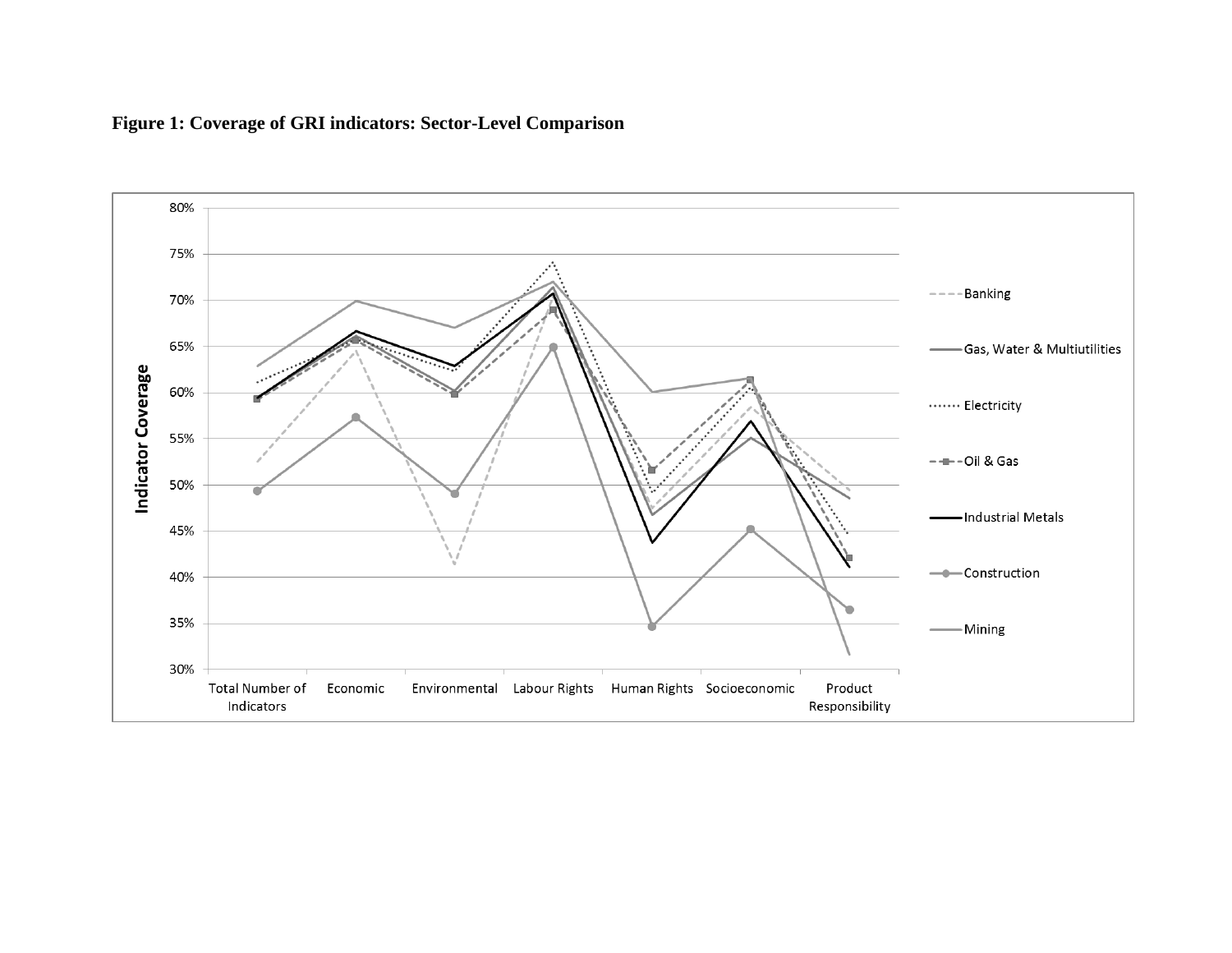**Figure 1: Coverage of GRI indicators: Sector-Level Comparison**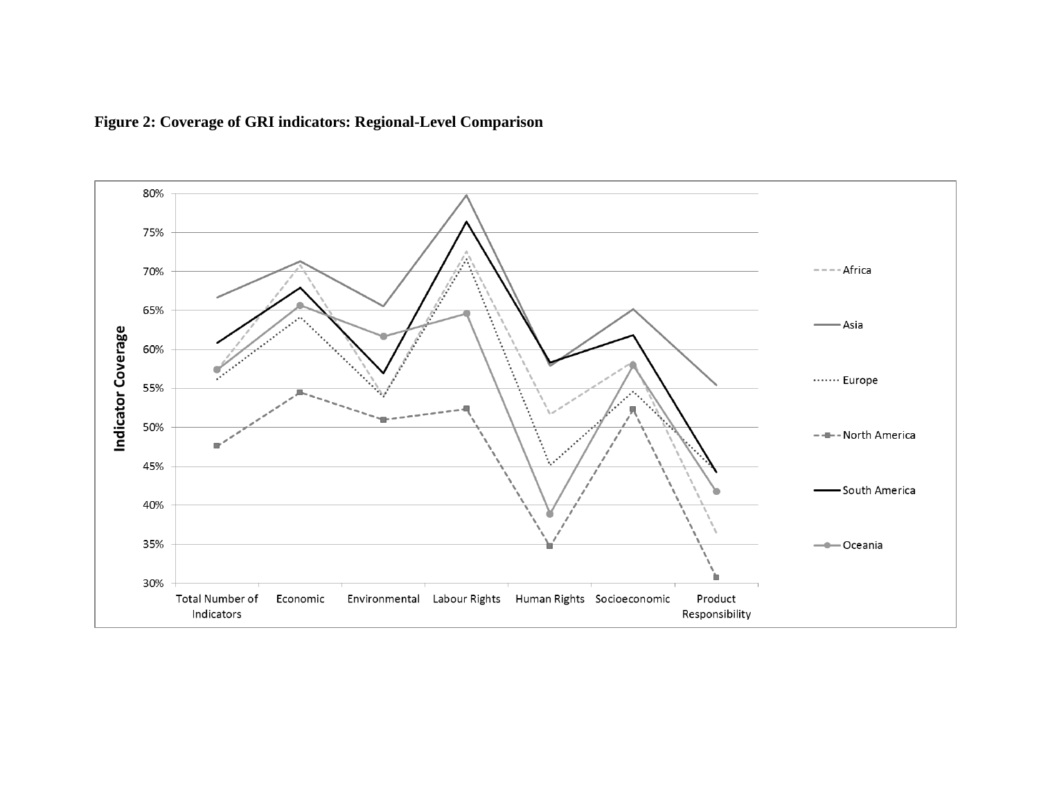**Figure 2: Coverage of GRI indicators: Regional-Level Comparison**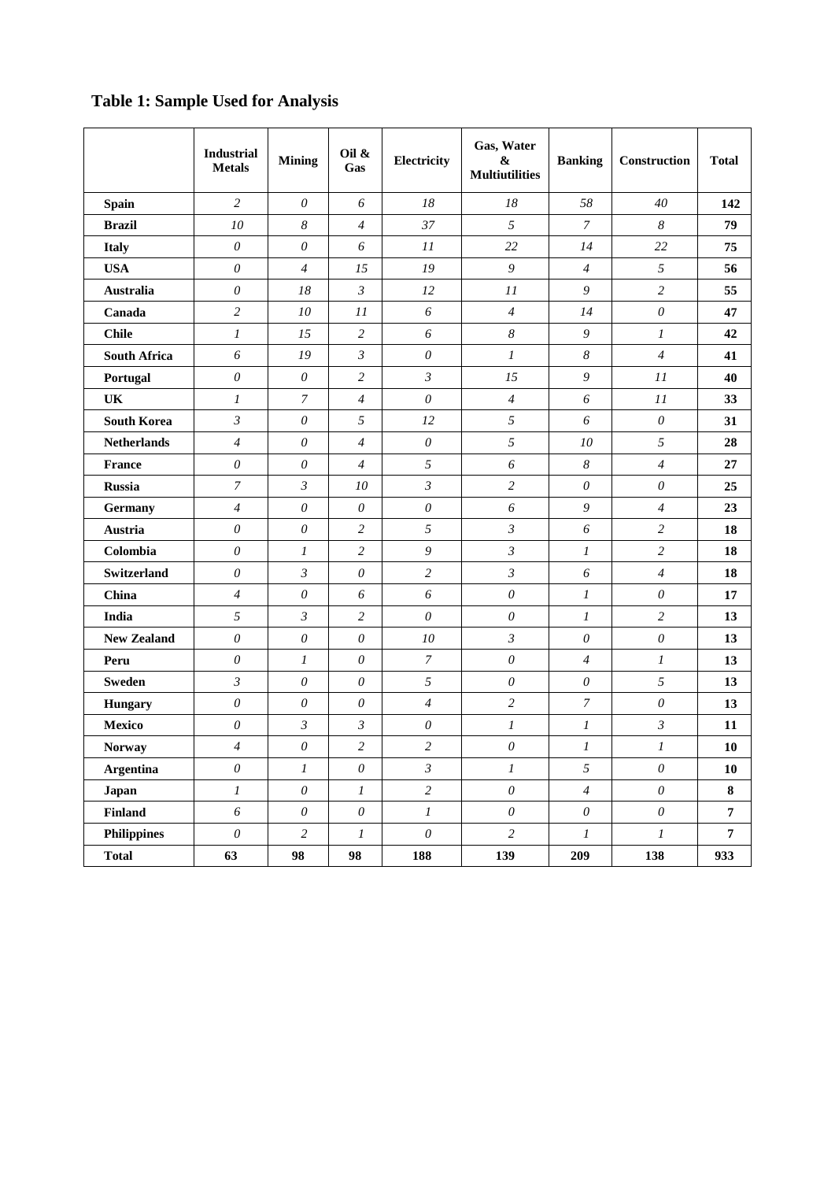## Table 1: Sample Used for Analysis

| | Industrial Metals | Mining | Oil & Gas | Electricity | Gas, Water & Multiutilities | Banking | Construction | Total |
|---|---|---|---|---|---|---|---|---|
| **Spain** | *2* | *0* | *6* | *18* | *18* | *58* | *40* | **142** |
| **Brazil** | *10* | *8* | *4* | *37* | *5* | *7* | *8* | **79** |
| **Italy** | *0* | *0* | *6* | *11* | *22* | *14* | *22* | **75** |
| **USA** | *0* | *4* | *15* | *19* | *9* | *4* | *5* | **56** |
| **Australia** | *0* | *18* | *3* | *12* | *11* | *9* | *2* | **55** |
| **Canada** | *2* | *10* | *11* | *6* | *4* | *14* | *0* | **47** |
| **Chile** | *1* | *15* | *2* | *6* | *8* | *9* | *1* | **42** |
| **South Africa** | *6* | *19* | *3* | *0* | *1* | *8* | *4* | **41** |
| **Portugal** | *0* | *0* | *2* | *3* | *15* | *9* | *11* | **40** |
| **UK** | *1* | *7* | *4* | *0* | *4* | *6* | *11* | **33** |
| **South Korea** | *3* | *0* | *5* | *12* | *5* | *6* | *0* | **31** |
| **Netherlands** | *4* | *0* | *4* | *0* | *5* | *10* | *5* | **28** |
| **France** | *0* | *0* | *4* | *5* | *6* | *8* | *4* | **27** |
| **Russia** | *7* | *3* | *10* | *3* | *2* | *0* | *0* | **25** |
| **Germany** | *4* | *0* | *0* | *0* | *6* | *9* | *4* | **23** |
| **Austria** | *0* | *0* | *2* | *5* | *3* | *6* | *2* | **18** |
| **Colombia** | *0* | *1* | *2* | *9* | *3* | *1* | *2* | **18** |
| **Switzerland** | *0* | *3* | *0* | *2* | *3* | *6* | *4* | **18** |
| **China** | *4* | *0* | *6* | *6* | *0* | *1* | *0* | **17** |
| **India** | *5* | *3* | *2* | *0* | *0* | *1* | *2* | **13** |
| **New Zealand** | *0* | *0* | *0* | *10* | *3* | *0* | *0* | **13** |
| **Peru** | *0* | *1* | *0* | *7* | *0* | *4* | *1* | **13** |
| **Sweden** | *3* | *0* | *0* | *5* | *0* | *0* | *5* | **13** |
| **Hungary** | *0* | *0* | *0* | *4* | *2* | *7* | *0* | **13** |
| **Mexico** | *0* | *3* | *3* | *0* | *1* | *1* | *3* | **11** |
| **Norway** | *4* | *0* | *2* | *2* | *0* | *1* | *1* | **10** |
| **Argentina** | *0* | *1* | *0* | *3* | *1* | *5* | *0* | **10** |
| **Japan** | *1* | *0* | *1* | *2* | *0* | *4* | *0* | **8** |
| **Finland** | *6* | *0* | *0* | *1* | *0* | *0* | *0* | **7** |
| **Philippines** | *0* | *2* | *1* | *0* | *2* | *1* | *1* | **7** |
| **Total** | **63** | **98** | **98** | **188** | **139** | **209** | **138** | **933** |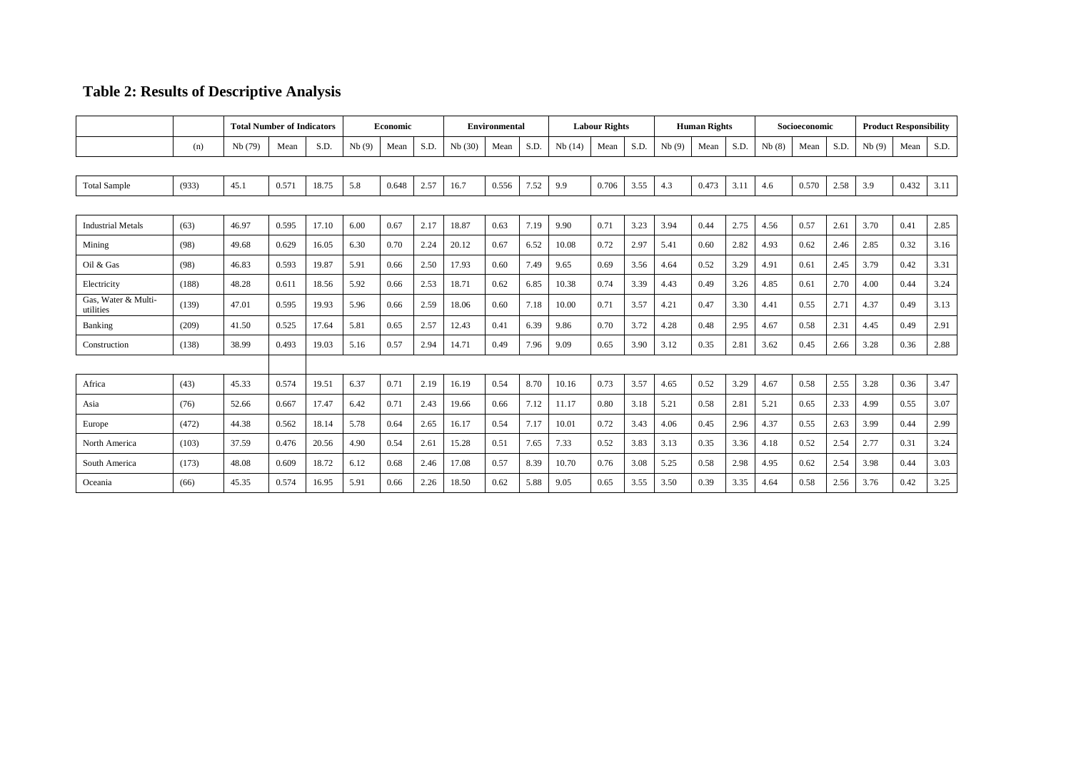## Table 2: Results of Descriptive Analysis

| | | Total Number of Indicators | | | Economic | | | Environmental | | | Labour Rights | | | Human Rights | | | Socioeconomic | | | Product Responsibility | | |
|---|---|---|---|---|---|---|---|---|---|---|---|---|---|---|---|---|---|---|---|---|---|---|
| | (n) | Nb (79) | Mean | S.D. | Nb (9) | Mean | S.D. | Nb (30) | Mean | S.D. | Nb (14) | Mean | S.D. | Nb (9) | Mean | S.D. | Nb (8) | Mean | S.D. | Nb (9) | Mean | S.D. |
| Total Sample | (933) | 45.1 | 0.571 | 18.75 | 5.8 | 0.648 | 2.57 | 16.7 | 0.556 | 7.52 | 9.9 | 0.706 | 3.55 | 4.3 | 0.473 | 3.11 | 4.6 | 0.570 | 2.58 | 3.9 | 0.432 | 3.11 |
| Industrial Metals | (63) | 46.97 | 0.595 | 17.10 | 6.00 | 0.67 | 2.17 | 18.87 | 0.63 | 7.19 | 9.90 | 0.71 | 3.23 | 3.94 | 0.44 | 2.75 | 4.56 | 0.57 | 2.61 | 3.70 | 0.41 | 2.85 |
| Mining | (98) | 49.68 | 0.629 | 16.05 | 6.30 | 0.70 | 2.24 | 20.12 | 0.67 | 6.52 | 10.08 | 0.72 | 2.97 | 5.41 | 0.60 | 2.82 | 4.93 | 0.62 | 2.46 | 2.85 | 0.32 | 3.16 |
| Oil & Gas | (98) | 46.83 | 0.593 | 19.87 | 5.91 | 0.66 | 2.50 | 17.93 | 0.60 | 7.49 | 9.65 | 0.69 | 3.56 | 4.64 | 0.52 | 3.29 | 4.91 | 0.61 | 2.45 | 3.79 | 0.42 | 3.31 |
| Electricity | (188) | 48.28 | 0.611 | 18.56 | 5.92 | 0.66 | 2.53 | 18.71 | 0.62 | 6.85 | 10.38 | 0.74 | 3.39 | 4.43 | 0.49 | 3.26 | 4.85 | 0.61 | 2.70 | 4.00 | 0.44 | 3.24 |
| Gas, Water & Multi-utilities | (139) | 47.01 | 0.595 | 19.93 | 5.96 | 0.66 | 2.59 | 18.06 | 0.60 | 7.18 | 10.00 | 0.71 | 3.57 | 4.21 | 0.47 | 3.30 | 4.41 | 0.55 | 2.71 | 4.37 | 0.49 | 3.13 |
| Banking | (209) | 41.50 | 0.525 | 17.64 | 5.81 | 0.65 | 2.57 | 12.43 | 0.41 | 6.39 | 9.86 | 0.70 | 3.72 | 4.28 | 0.48 | 2.95 | 4.67 | 0.58 | 2.31 | 4.45 | 0.49 | 2.91 |
| Construction | (138) | 38.99 | 0.493 | 19.03 | 5.16 | 0.57 | 2.94 | 14.71 | 0.49 | 7.96 | 9.09 | 0.65 | 3.90 | 3.12 | 0.35 | 2.81 | 3.62 | 0.45 | 2.66 | 3.28 | 0.36 | 2.88 |
| Africa | (43) | 45.33 | 0.574 | 19.51 | 6.37 | 0.71 | 2.19 | 16.19 | 0.54 | 8.70 | 10.16 | 0.73 | 3.57 | 4.65 | 0.52 | 3.29 | 4.67 | 0.58 | 2.55 | 3.28 | 0.36 | 3.47 |
| Asia | (76) | 52.66 | 0.667 | 17.47 | 6.42 | 0.71 | 2.43 | 19.66 | 0.66 | 7.12 | 11.17 | 0.80 | 3.18 | 5.21 | 0.58 | 2.81 | 5.21 | 0.65 | 2.33 | 4.99 | 0.55 | 3.07 |
| Europe | (472) | 44.38 | 0.562 | 18.14 | 5.78 | 0.64 | 2.65 | 16.17 | 0.54 | 7.17 | 10.01 | 0.72 | 3.43 | 4.06 | 0.45 | 2.96 | 4.37 | 0.55 | 2.63 | 3.99 | 0.44 | 2.99 |
| North America | (103) | 37.59 | 0.476 | 20.56 | 4.90 | 0.54 | 2.61 | 15.28 | 0.51 | 7.65 | 7.33 | 0.52 | 3.83 | 3.13 | 0.35 | 3.36 | 4.18 | 0.52 | 2.54 | 2.77 | 0.31 | 3.24 |
| South America | (173) | 48.08 | 0.609 | 18.72 | 6.12 | 0.68 | 2.46 | 17.08 | 0.57 | 8.39 | 10.70 | 0.76 | 3.08 | 5.25 | 0.58 | 2.98 | 4.95 | 0.62 | 2.54 | 3.98 | 0.44 | 3.03 |
| Oceania | (66) | 45.35 | 0.574 | 16.95 | 5.91 | 0.66 | 2.26 | 18.50 | 0.62 | 5.88 | 9.05 | 0.65 | 3.55 | 3.50 | 0.39 | 3.35 | 4.64 | 0.58 | 2.56 | 3.76 | 0.42 | 3.25 |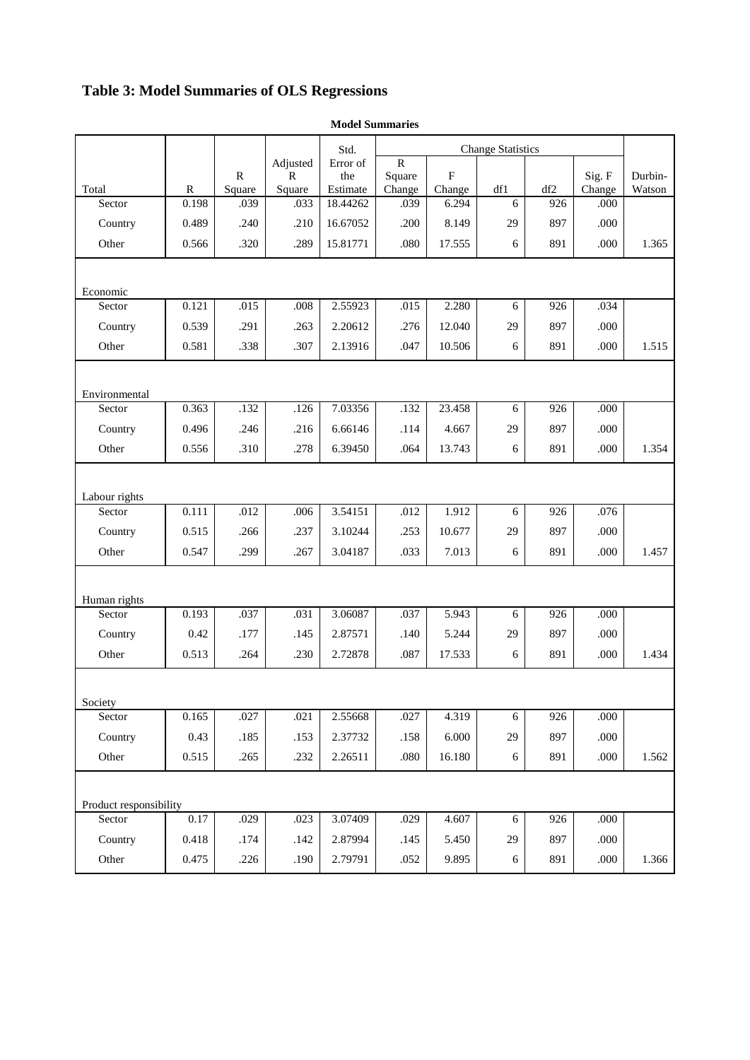# Table 3: Model Summaries of OLS Regressions

**Model Summaries**

| Total | R | R Square | Adjusted R Square | Std. Error of the Estimate | Change Statistics | | | | | Durbin-Watson |
|---|---|---|---|---|---|---|---|---|---|---|
| | | | | | R Square Change | F Change | df1 | df2 | Sig. F Change | |
| Sector | 0.198 | .039 | .033 | 18.44262 | .039 | 6.294 | 6 | 926 | .000 | |
| Country | 0.489 | .240 | .210 | 16.67052 | .200 | 8.149 | 29 | 897 | .000 | |
| Other | 0.566 | .320 | .289 | 15.81771 | .080 | 17.555 | 6 | 891 | .000 | 1.365 |
| Economic | | | | | | | | | | |
| Sector | 0.121 | .015 | .008 | 2.55923 | .015 | 2.280 | 6 | 926 | .034 | |
| Country | 0.539 | .291 | .263 | 2.20612 | .276 | 12.040 | 29 | 897 | .000 | |
| Other | 0.581 | .338 | .307 | 2.13916 | .047 | 10.506 | 6 | 891 | .000 | 1.515 |
| Environmental | | | | | | | | | | |
| Sector | 0.363 | .132 | .126 | 7.03356 | .132 | 23.458 | 6 | 926 | .000 | |
| Country | 0.496 | .246 | .216 | 6.66146 | .114 | 4.667 | 29 | 897 | .000 | |
| Other | 0.556 | .310 | .278 | 6.39450 | .064 | 13.743 | 6 | 891 | .000 | 1.354 |
| Labour rights | | | | | | | | | | |
| Sector | 0.111 | .012 | .006 | 3.54151 | .012 | 1.912 | 6 | 926 | .076 | |
| Country | 0.515 | .266 | .237 | 3.10244 | .253 | 10.677 | 29 | 897 | .000 | |
| Other | 0.547 | .299 | .267 | 3.04187 | .033 | 7.013 | 6 | 891 | .000 | 1.457 |
| Human rights | | | | | | | | | | |
| Sector | 0.193 | .037 | .031 | 3.06087 | .037 | 5.943 | 6 | 926 | .000 | |
| Country | 0.42 | .177 | .145 | 2.87571 | .140 | 5.244 | 29 | 897 | .000 | |
| Other | 0.513 | .264 | .230 | 2.72878 | .087 | 17.533 | 6 | 891 | .000 | 1.434 |
| Society | | | | | | | | | | |
| Sector | 0.165 | .027 | .021 | 2.55668 | .027 | 4.319 | 6 | 926 | .000 | |
| Country | 0.43 | .185 | .153 | 2.37732 | .158 | 6.000 | 29 | 897 | .000 | |
| Other | 0.515 | .265 | .232 | 2.26511 | .080 | 16.180 | 6 | 891 | .000 | 1.562 |
| Product responsibility | | | | | | | | | | |
| Sector | 0.17 | .029 | .023 | 3.07409 | .029 | 4.607 | 6 | 926 | .000 | |
| Country | 0.418 | .174 | .142 | 2.87994 | .145 | 5.450 | 29 | 897 | .000 | |
| Other | 0.475 | .226 | .190 | 2.79791 | .052 | 9.895 | 6 | 891 | .000 | 1.366 |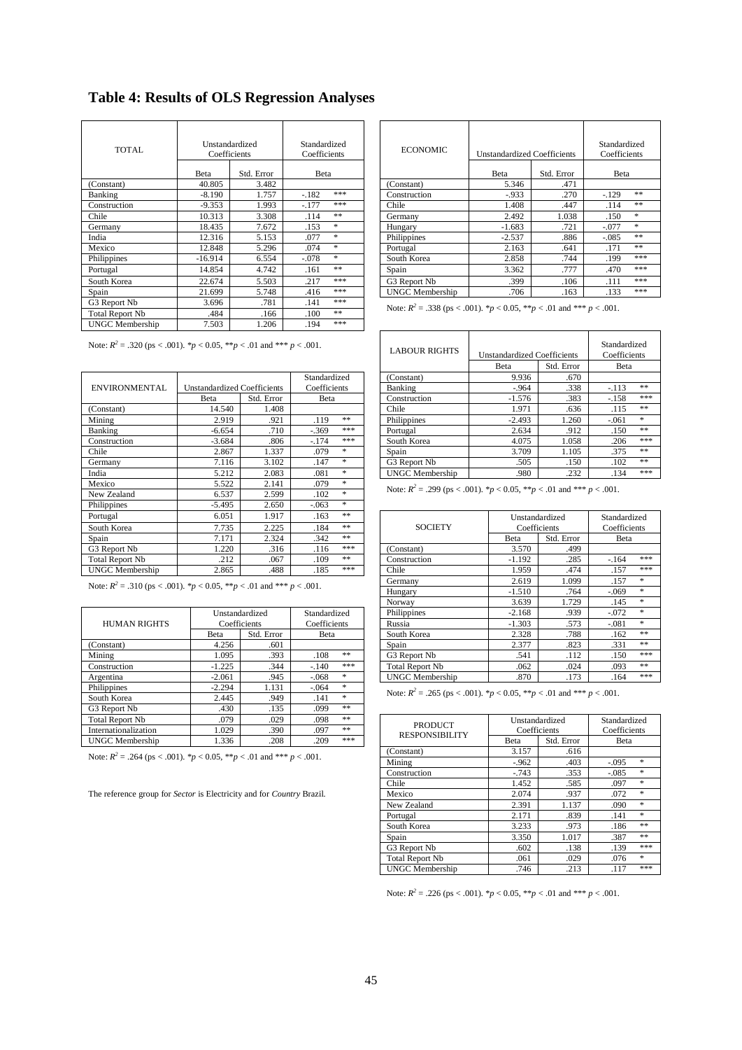# Table 4: Results of OLS Regression Analyses

| TOTAL | Unstandardized Coefficients | | Standardized Coefficients | |
|---|---|---|---|---|
| | Beta | Std. Error | Beta | |
| (Constant) | 40.805 | 3.482 | | |
| Banking | -8.190 | 1.757 | -.182 | *** |
| Construction | -9.353 | 1.993 | -.177 | *** |
| Chile | 10.313 | 3.308 | .114 | ** |
| Germany | 18.435 | 7.672 | .153 | * |
| India | 12.316 | 5.153 | .077 | * |
| Mexico | 12.848 | 5.296 | .074 | * |
| Philippines | -16.914 | 6.554 | -.078 | * |
| Portugal | 14.854 | 4.742 | .161 | ** |
| South Korea | 22.674 | 5.503 | .217 | *** |
| Spain | 21.699 | 5.748 | .416 | *** |
| G3 Report Nb | 3.696 | .781 | .141 | *** |
| Total Report Nb | .484 | .166 | .100 | ** |
| UNGC Membership | 7.503 | 1.206 | .194 | *** |

Note: $R^2$ = .320 (ps < .001). \*$p$ < 0.05, \*\*$p$ < .01 and \*\*\* $p$ < .001.

| ENVIRONMENTAL | Unstandardized Coefficients | | Standardized Coefficients | |
|---|---|---|---|---|
| | Beta | Std. Error | Beta | |
| (Constant) | 14.540 | 1.408 | | |
| Mining | 2.919 | .921 | .119 | ** |
| Banking | -6.654 | .710 | -.369 | *** |
| Construction | -3.684 | .806 | -.174 | *** |
| Chile | 2.867 | 1.337 | .079 | * |
| Germany | 7.116 | 3.102 | .147 | * |
| India | 5.212 | 2.083 | .081 | * |
| Mexico | 5.522 | 2.141 | .079 | * |
| New Zealand | 6.537 | 2.599 | .102 | * |
| Philippines | -5.495 | 2.650 | -.063 | * |
| Portugal | 6.051 | 1.917 | .163 | ** |
| South Korea | 7.735 | 2.225 | .184 | ** |
| Spain | 7.171 | 2.324 | .342 | ** |
| G3 Report Nb | 1.220 | .316 | .116 | *** |
| Total Report Nb | .212 | .067 | .109 | ** |
| UNGC Membership | 2.865 | .488 | .185 | *** |

Note: $R^2$ = .310 (ps < .001). \*$p$ < 0.05, \*\*$p$ < .01 and \*\*\* $p$ < .001.

| HUMAN RIGHTS | Unstandardized Coefficients | | Standardized Coefficients | |
|---|---|---|---|---|
| | Beta | Std. Error | Beta | |
| (Constant) | 4.256 | .601 | | |
| Mining | 1.095 | .393 | .108 | ** |
| Construction | -1.225 | .344 | -.140 | *** |
| Argentina | -2.061 | .945 | -.068 | * |
| Philippines | -2.294 | 1.131 | -.064 | * |
| South Korea | 2.445 | .949 | .141 | * |
| G3 Report Nb | .430 | .135 | .099 | ** |
| Total Report Nb | .079 | .029 | .098 | ** |
| Internationalization | 1.029 | .390 | .097 | ** |
| UNGC Membership | 1.336 | .208 | .209 | *** |

Note: $R^2$ = .264 (ps < .001). \*$p$ < 0.05, \*\*$p$ < .01 and \*\*\* $p$ < .001.

The reference group for *Sector* is Electricity and for *Country* Brazil.

| ECONOMIC | Unstandardized Coefficients | | Standardized Coefficients | |
|---|---|---|---|---|
| | Beta | Std. Error | Beta | |
| (Constant) | 5.346 | .471 | | |
| Construction | -.933 | .270 | -.129 | ** |
| Chile | 1.408 | .447 | .114 | ** |
| Germany | 2.492 | 1.038 | .150 | * |
| Hungary | -1.683 | .721 | -.077 | * |
| Philippines | -2.537 | .886 | -.085 | ** |
| Portugal | 2.163 | .641 | .171 | ** |
| South Korea | 2.858 | .744 | .199 | *** |
| Spain | 3.362 | .777 | .470 | *** |
| G3 Report Nb | .399 | .106 | .111 | *** |
| UNGC Membership | .706 | .163 | .133 | *** |

Note: $R^2$ = .338 (ps < .001). \*$p$ < 0.05, \*\*$p$ < .01 and \*\*\* $p$ < .001.

| LABOUR RIGHTS | Unstandardized Coefficients | | Standardized Coefficients | |
|---|---|---|---|---|
| | Beta | Std. Error | Beta | |
| (Constant) | 9.936 | .670 | | |
| Banking | -.964 | .338 | -.113 | ** |
| Construction | -1.576 | .383 | -.158 | *** |
| Chile | 1.971 | .636 | .115 | ** |
| Philippines | -2.493 | 1.260 | -.061 | * |
| Portugal | 2.634 | .912 | .150 | ** |
| South Korea | 4.075 | 1.058 | .206 | *** |
| Spain | 3.709 | 1.105 | .375 | ** |
| G3 Report Nb | .505 | .150 | .102 | ** |
| UNGC Membership | .980 | .232 | .134 | *** |

Note: $R^2$ = .299 (ps < .001). \*$p$ < 0.05, \*\*$p$ < .01 and \*\*\* $p$ < .001.

| SOCIETY | Unstandardized Coefficients | | Standardized Coefficients | |
|---|---|---|---|---|
| | Beta | Std. Error | Beta | |
| (Constant) | 3.570 | .499 | | |
| Construction | -1.192 | .285 | -.164 | *** |
| Chile | 1.959 | .474 | .157 | *** |
| Germany | 2.619 | 1.099 | .157 | * |
| Hungary | -1.510 | .764 | -.069 | * |
| Norway | 3.639 | 1.729 | .145 | * |
| Philippines | -2.168 | .939 | -.072 | * |
| Russia | -1.303 | .573 | -.081 | * |
| South Korea | 2.328 | .788 | .162 | ** |
| Spain | 2.377 | .823 | .331 | ** |
| G3 Report Nb | .541 | .112 | .150 | *** |
| Total Report Nb | .062 | .024 | .093 | ** |
| UNGC Membership | .870 | .173 | .164 | *** |

Note: $R^2$ = .265 (ps < .001). \*$p$ < 0.05, \*\*$p$ < .01 and \*\*\* $p$ < .001.

| PRODUCT RESPONSIBILITY | Unstandardized Coefficients | | Standardized Coefficients | |
|---|---|---|---|---|
| | Beta | Std. Error | Beta | |
| (Constant) | 3.157 | .616 | | |
| Mining | -.962 | .403 | -.095 | * |
| Construction | -.743 | .353 | -.085 | * |
| Chile | 1.452 | .585 | .097 | * |
| Mexico | 2.074 | .937 | .072 | * |
| New Zealand | 2.391 | 1.137 | .090 | * |
| Portugal | 2.171 | .839 | .141 | * |
| South Korea | 3.233 | .973 | .186 | ** |
| Spain | 3.350 | 1.017 | .387 | ** |
| G3 Report Nb | .602 | .138 | .139 | *** |
| Total Report Nb | .061 | .029 | .076 | * |
| UNGC Membership | .746 | .213 | .117 | *** |

Note: $R^2$ = .226 (ps < .001). \*$p$ < 0.05, \*\*$p$ < .01 and \*\*\* $p$ < .001.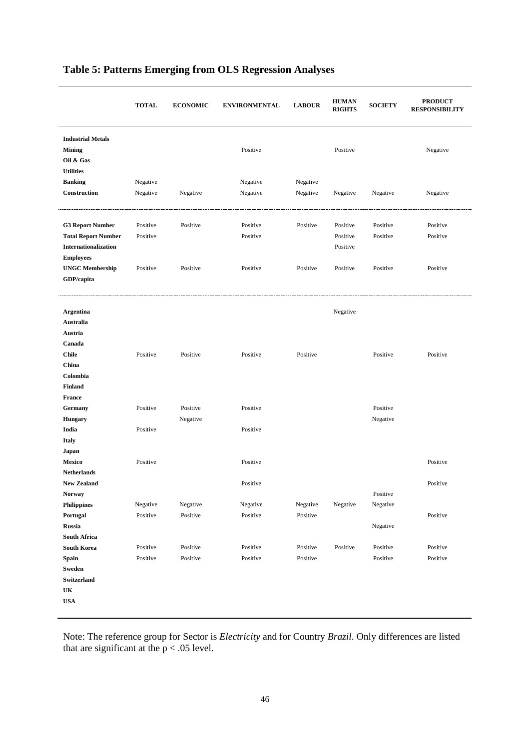## Table 5: Patterns Emerging from OLS Regression Analyses

| | TOTAL | ECONOMIC | ENVIRONMENTAL | LABOUR | HUMAN RIGHTS | SOCIETY | PRODUCT RESPONSIBILITY |
|---|---|---|---|---|---|---|---|
| **Industrial Metals** | | | | | | | |
| **Mining** | | | Positive | | Positive | | Negative |
| **Oil & Gas** | | | | | | | |
| **Utilities** | | | | | | | |
| **Banking** | Negative | | Negative | Negative | | | |
| **Construction** | Negative | Negative | Negative | Negative | Negative | Negative | Negative |
| **G3 Report Number** | Positive | Positive | Positive | Positive | Positive | Positive | Positive |
| **Total Report Number** | Positive | | Positive | | Positive | Positive | Positive |
| **Internationalization** | | | | | Positive | | |
| **Employees** | | | | | | | |
| **UNGC Membership** | Positive | Positive | Positive | Positive | Positive | Positive | Positive |
| **GDP/capita** | | | | | | | |
| **Argentina** | | | | | Negative | | |
| **Australia** | | | | | | | |
| **Austria** | | | | | | | |
| **Canada** | | | | | | | |
| **Chile** | Positive | Positive | Positive | Positive | | Positive | Positive |
| **China** | | | | | | | |
| **Colombia** | | | | | | | |
| **Finland** | | | | | | | |
| **France** | | | | | | | |
| **Germany** | Positive | Positive | Positive | | | Positive | |
| **Hungary** | | Negative | | | | Negative | |
| **India** | Positive | | Positive | | | | |
| **Italy** | | | | | | | |
| **Japan** | | | | | | | |
| **Mexico** | Positive | | Positive | | | | Positive |
| **Netherlands** | | | | | | | |
| **New Zealand** | | | Positive | | | | Positive |
| **Norway** | | | | | | Positive | |
| **Philippines** | Negative | Negative | Negative | Negative | Negative | Negative | |
| **Portugal** | Positive | Positive | Positive | Positive | | | Positive |
| **Russia** | | | | | | Negative | |
| **South Africa** | | | | | | | |
| **South Korea** | Positive | Positive | Positive | Positive | Positive | Positive | Positive |
| **Spain** | Positive | Positive | Positive | Positive | | Positive | Positive |
| **Sweden** | | | | | | | |
| **Switzerland** | | | | | | | |
| **UK** | | | | | | | |
| **USA** | | | | | | | |

Note: The reference group for Sector is *Electricity* and for Country *Brazil*. Only differences are listed that are significant at the $p < .05$ level.